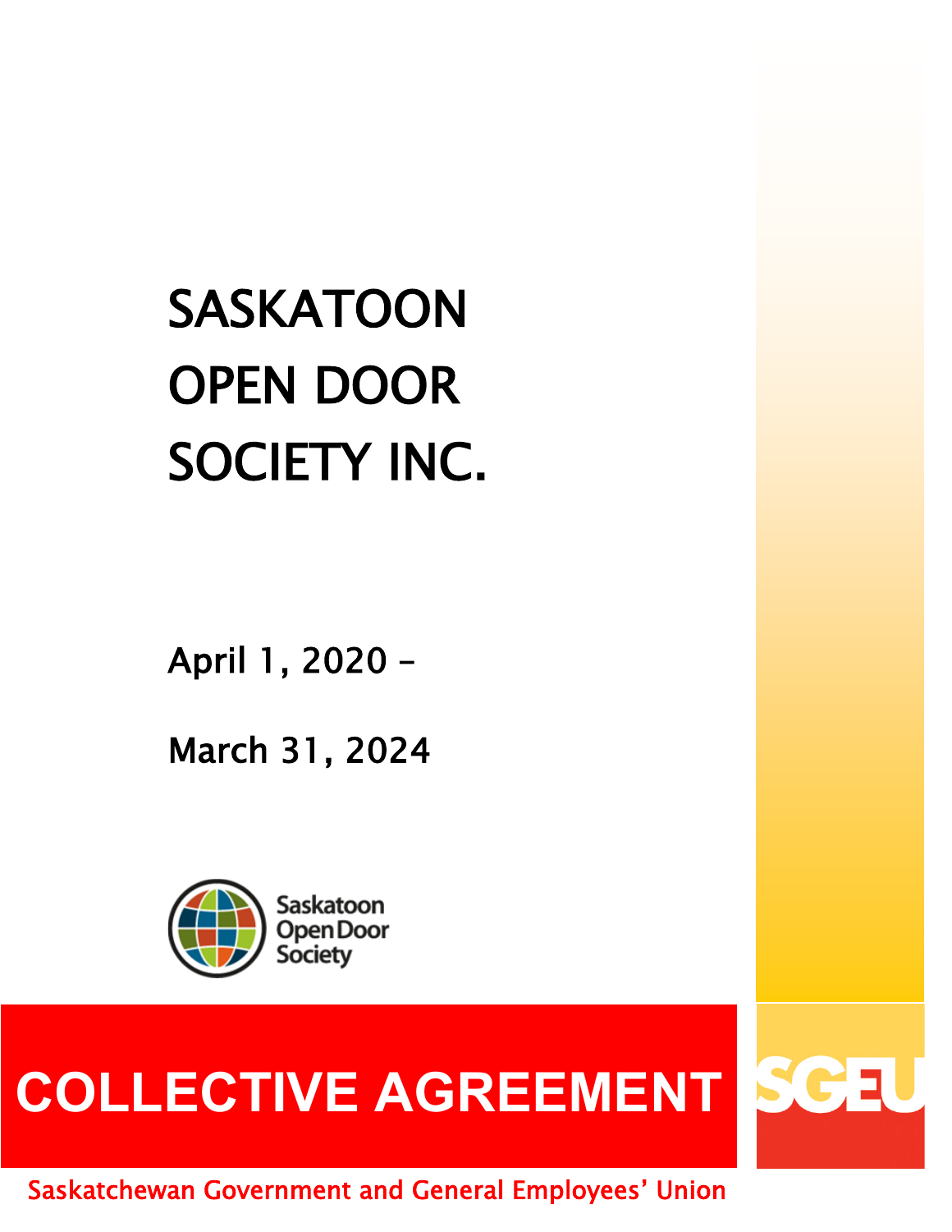# SASKATOON OPEN DOOR SOCIETY INC.

April 1, 2020 –

March 31, 2024

Saskatoon Open Door Society

# COLLECTIVE AGREEMENT

SGEU

Saskatchewan Government and General Employees' Union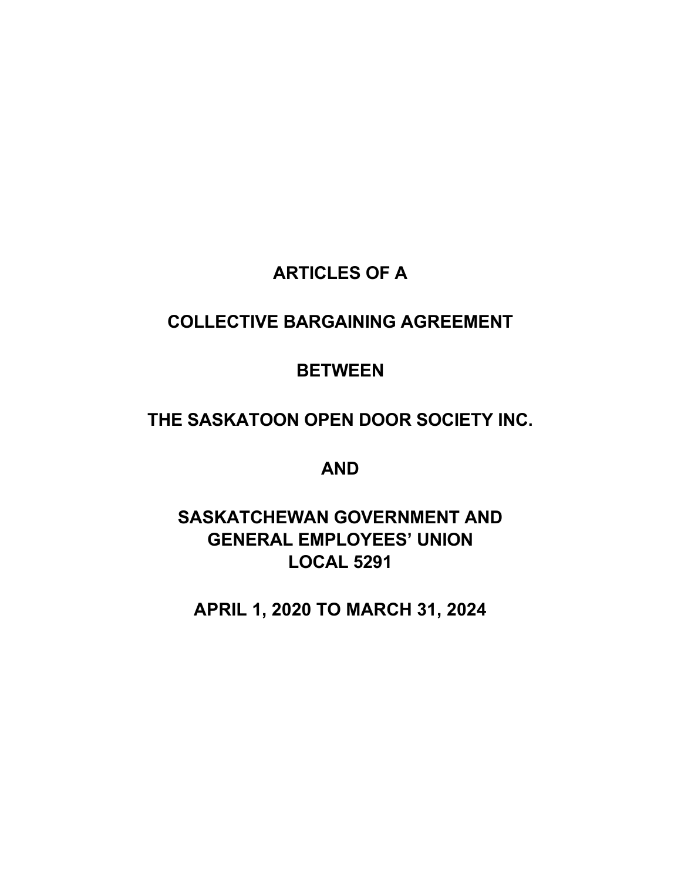# ARTICLES OF A

# COLLECTIVE BARGAINING AGREEMENT

# BETWEEN

# THE SASKATOON OPEN DOOR SOCIETY INC.

# AND

# SASKATCHEWAN GOVERNMENT AND GENERAL EMPLOYEES' UNION LOCAL 5291

# APRIL 1, 2020 TO MARCH 31, 2024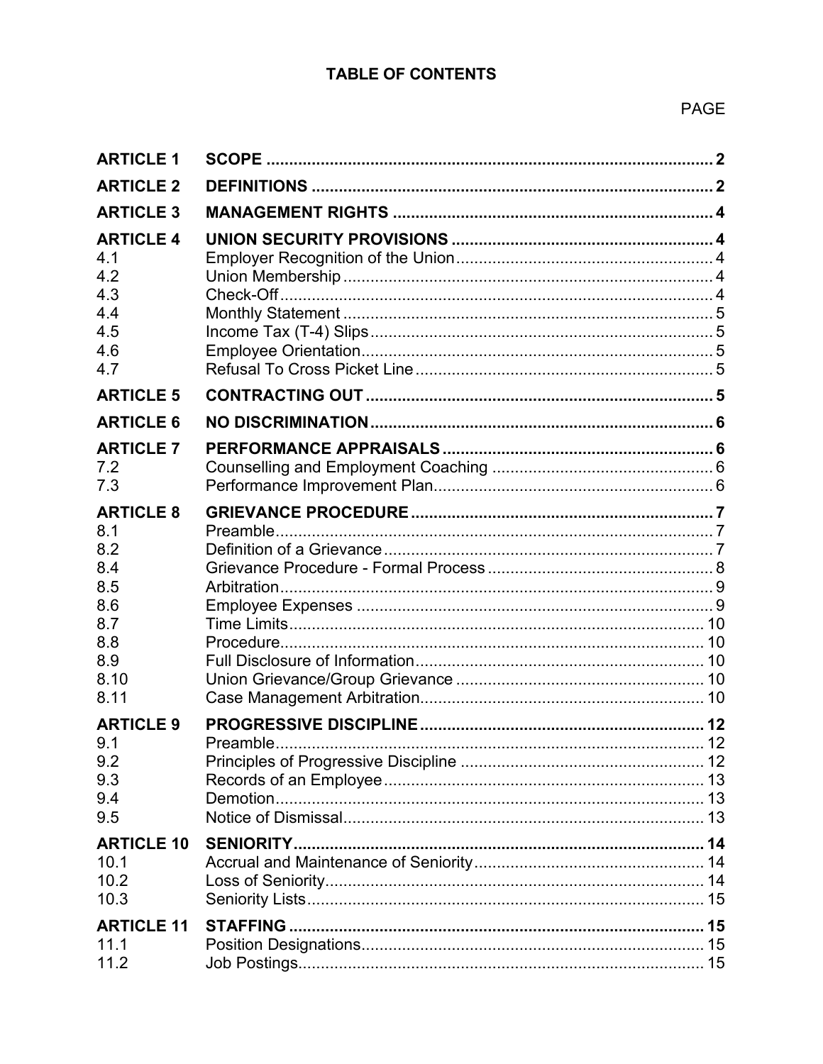# TABLE OF CONTENTS

| | | PAGE |
|---|---|---|
| **ARTICLE 1** | **SCOPE** | **2** |
| **ARTICLE 2** | **DEFINITIONS** | **2** |
| **ARTICLE 3** | **MANAGEMENT RIGHTS** | **4** |
| **ARTICLE 4** | **UNION SECURITY PROVISIONS** | **4** |
| 4.1 | Employer Recognition of the Union | 4 |
| 4.2 | Union Membership | 4 |
| 4.3 | Check-Off | 4 |
| 4.4 | Monthly Statement | 5 |
| 4.5 | Income Tax (T-4) Slips | 5 |
| 4.6 | Employee Orientation | 5 |
| 4.7 | Refusal To Cross Picket Line | 5 |
| **ARTICLE 5** | **CONTRACTING OUT** | **5** |
| **ARTICLE 6** | **NO DISCRIMINATION** | **6** |
| **ARTICLE 7** | **PERFORMANCE APPRAISALS** | **6** |
| 7.2 | Counselling and Employment Coaching | 6 |
| 7.3 | Performance Improvement Plan | 6 |
| **ARTICLE 8** | **GRIEVANCE PROCEDURE** | **7** |
| 8.1 | Preamble | 7 |
| 8.2 | Definition of a Grievance | 7 |
| 8.4 | Grievance Procedure - Formal Process | 8 |
| 8.5 | Arbitration | 9 |
| 8.6 | Employee Expenses | 9 |
| 8.7 | Time Limits | 10 |
| 8.8 | Procedure | 10 |
| 8.9 | Full Disclosure of Information | 10 |
| 8.10 | Union Grievance/Group Grievance | 10 |
| 8.11 | Case Management Arbitration | 10 |
| **ARTICLE 9** | **PROGRESSIVE DISCIPLINE** | **12** |
| 9.1 | Preamble | 12 |
| 9.2 | Principles of Progressive Discipline | 12 |
| 9.3 | Records of an Employee | 13 |
| 9.4 | Demotion | 13 |
| 9.5 | Notice of Dismissal | 13 |
| **ARTICLE 10** | **SENIORITY** | **14** |
| 10.1 | Accrual and Maintenance of Seniority | 14 |
| 10.2 | Loss of Seniority | 14 |
| 10.3 | Seniority Lists | 15 |
| **ARTICLE 11** | **STAFFING** | **15** |
| 11.1 | Position Designations | 15 |
| 11.2 | Job Postings | 15 |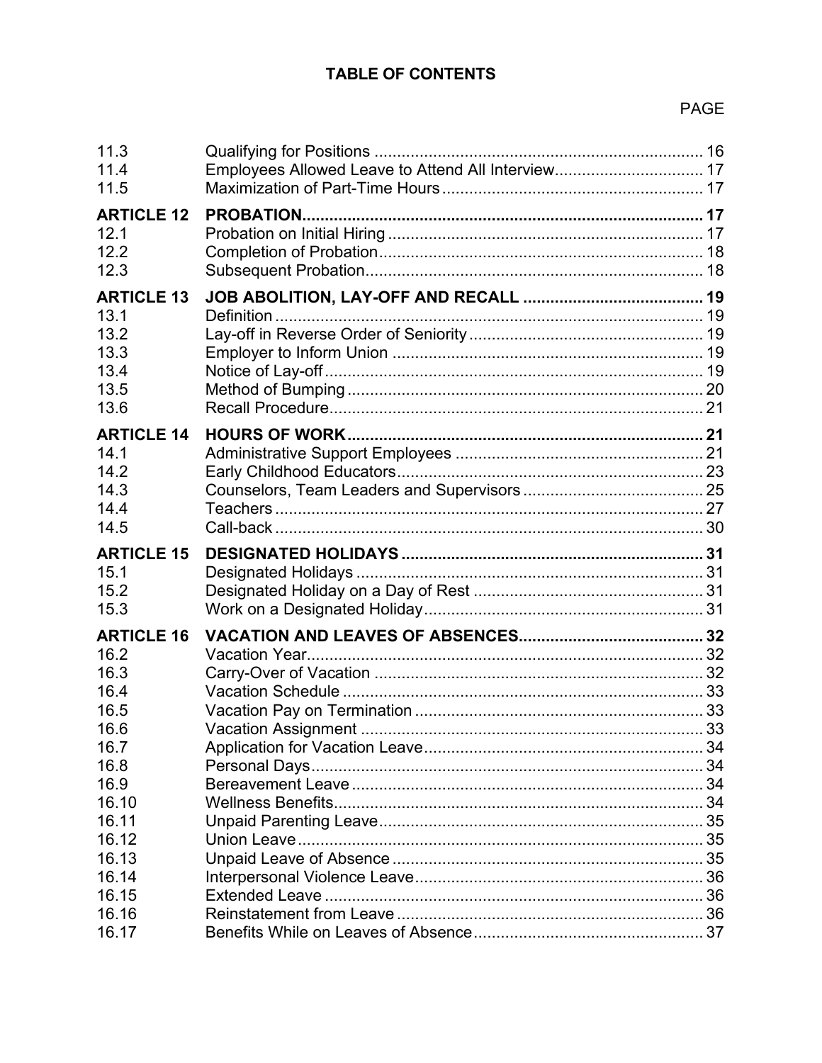# TABLE OF CONTENTS

| | | PAGE |
|---|---|---|
| 11.3 | Qualifying for Positions | 16 |
| 11.4 | Employees Allowed Leave to Attend All Interview | 17 |
| 11.5 | Maximization of Part-Time Hours | 17 |
| **ARTICLE 12** | **PROBATION** | **17** |
| 12.1 | Probation on Initial Hiring | 17 |
| 12.2 | Completion of Probation | 18 |
| 12.3 | Subsequent Probation | 18 |
| **ARTICLE 13** | **JOB ABOLITION, LAY-OFF AND RECALL** | **19** |
| 13.1 | Definition | 19 |
| 13.2 | Lay-off in Reverse Order of Seniority | 19 |
| 13.3 | Employer to Inform Union | 19 |
| 13.4 | Notice of Lay-off | 19 |
| 13.5 | Method of Bumping | 20 |
| 13.6 | Recall Procedure | 21 |
| **ARTICLE 14** | **HOURS OF WORK** | **21** |
| 14.1 | Administrative Support Employees | 21 |
| 14.2 | Early Childhood Educators | 23 |
| 14.3 | Counselors, Team Leaders and Supervisors | 25 |
| 14.4 | Teachers | 27 |
| 14.5 | Call-back | 30 |
| **ARTICLE 15** | **DESIGNATED HOLIDAYS** | **31** |
| 15.1 | Designated Holidays | 31 |
| 15.2 | Designated Holiday on a Day of Rest | 31 |
| 15.3 | Work on a Designated Holiday | 31 |
| **ARTICLE 16** | **VACATION AND LEAVES OF ABSENCES** | **32** |
| 16.2 | Vacation Year | 32 |
| 16.3 | Carry-Over of Vacation | 32 |
| 16.4 | Vacation Schedule | 33 |
| 16.5 | Vacation Pay on Termination | 33 |
| 16.6 | Vacation Assignment | 33 |
| 16.7 | Application for Vacation Leave | 34 |
| 16.8 | Personal Days | 34 |
| 16.9 | Bereavement Leave | 34 |
| 16.10 | Wellness Benefits | 34 |
| 16.11 | Unpaid Parenting Leave | 35 |
| 16.12 | Union Leave | 35 |
| 16.13 | Unpaid Leave of Absence | 35 |
| 16.14 | Interpersonal Violence Leave | 36 |
| 16.15 | Extended Leave | 36 |
| 16.16 | Reinstatement from Leave | 36 |
| 16.17 | Benefits While on Leaves of Absence | 37 |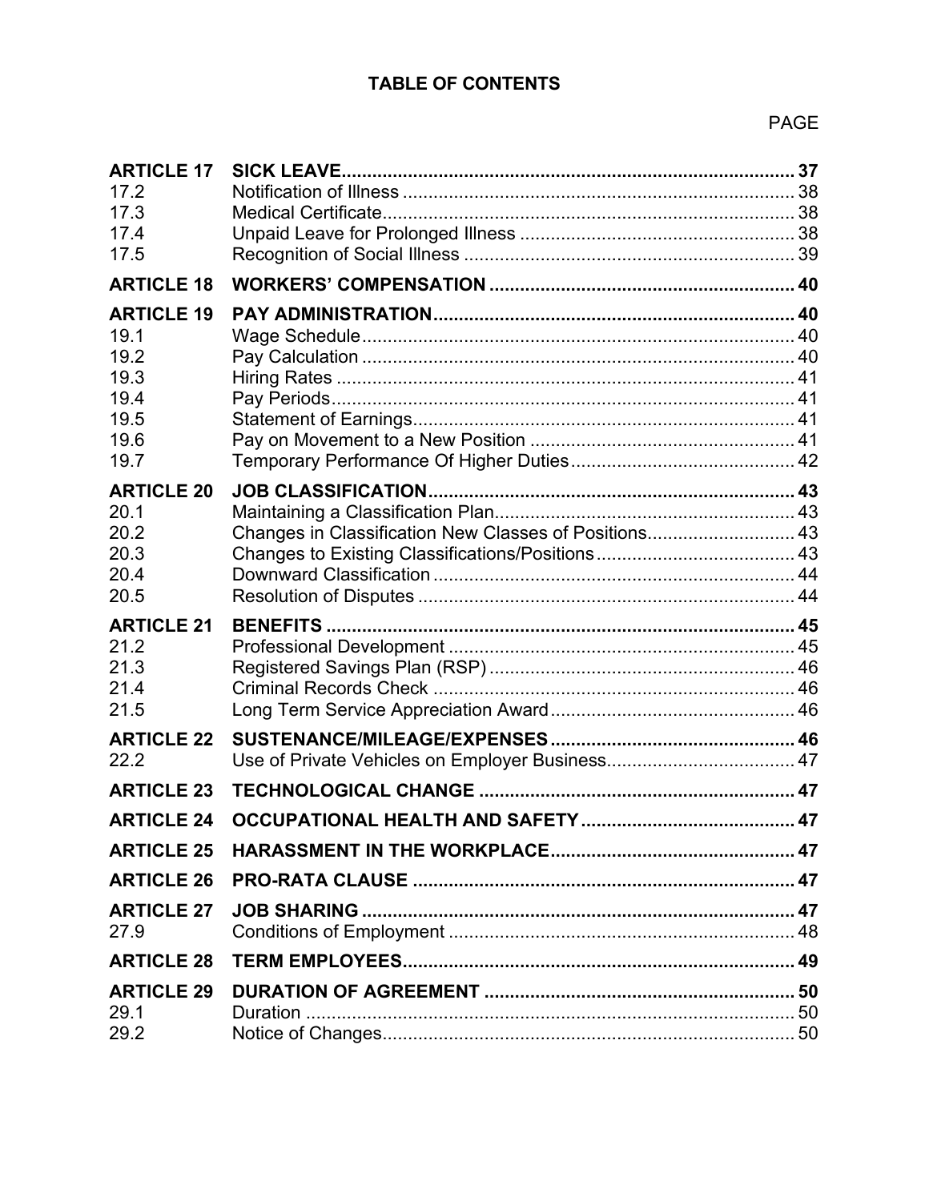# TABLE OF CONTENTS

| | | PAGE |
|---|---|---|
| **ARTICLE 17** | **SICK LEAVE** | **37** |
| 17.2 | Notification of Illness | 38 |
| 17.3 | Medical Certificate | 38 |
| 17.4 | Unpaid Leave for Prolonged Illness | 38 |
| 17.5 | Recognition of Social Illness | 39 |
| **ARTICLE 18** | **WORKERS' COMPENSATION** | **40** |
| **ARTICLE 19** | **PAY ADMINISTRATION** | **40** |
| 19.1 | Wage Schedule | 40 |
| 19.2 | Pay Calculation | 40 |
| 19.3 | Hiring Rates | 41 |
| 19.4 | Pay Periods | 41 |
| 19.5 | Statement of Earnings | 41 |
| 19.6 | Pay on Movement to a New Position | 41 |
| 19.7 | Temporary Performance Of Higher Duties | 42 |
| **ARTICLE 20** | **JOB CLASSIFICATION** | **43** |
| 20.1 | Maintaining a Classification Plan | 43 |
| 20.2 | Changes in Classification New Classes of Positions | 43 |
| 20.3 | Changes to Existing Classifications/Positions | 43 |
| 20.4 | Downward Classification | 44 |
| 20.5 | Resolution of Disputes | 44 |
| **ARTICLE 21** | **BENEFITS** | **45** |
| 21.2 | Professional Development | 45 |
| 21.3 | Registered Savings Plan (RSP) | 46 |
| 21.4 | Criminal Records Check | 46 |
| 21.5 | Long Term Service Appreciation Award | 46 |
| **ARTICLE 22** | **SUSTENANCE/MILEAGE/EXPENSES** | **46** |
| 22.2 | Use of Private Vehicles on Employer Business | 47 |
| **ARTICLE 23** | **TECHNOLOGICAL CHANGE** | **47** |
| **ARTICLE 24** | **OCCUPATIONAL HEALTH AND SAFETY** | **47** |
| **ARTICLE 25** | **HARASSMENT IN THE WORKPLACE** | **47** |
| **ARTICLE 26** | **PRO-RATA CLAUSE** | **47** |
| **ARTICLE 27** | **JOB SHARING** | **47** |
| 27.9 | Conditions of Employment | 48 |
| **ARTICLE 28** | **TERM EMPLOYEES** | **49** |
| **ARTICLE 29** | **DURATION OF AGREEMENT** | **50** |
| 29.1 | Duration | 50 |
| 29.2 | Notice of Changes | 50 |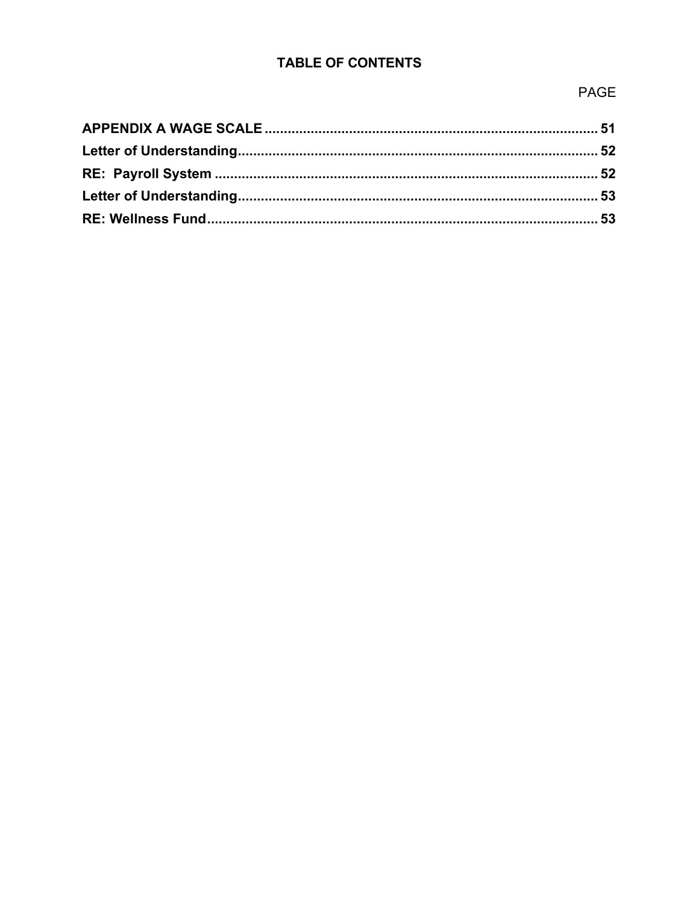## TABLE OF CONTENTS

| | PAGE |
|---|---|
| **APPENDIX A WAGE SCALE** | **51** |
| **Letter of Understanding** | **52** |
| **RE:  Payroll System** | **52** |
| **Letter of Understanding** | **53** |
| **RE: Wellness Fund** | **53** |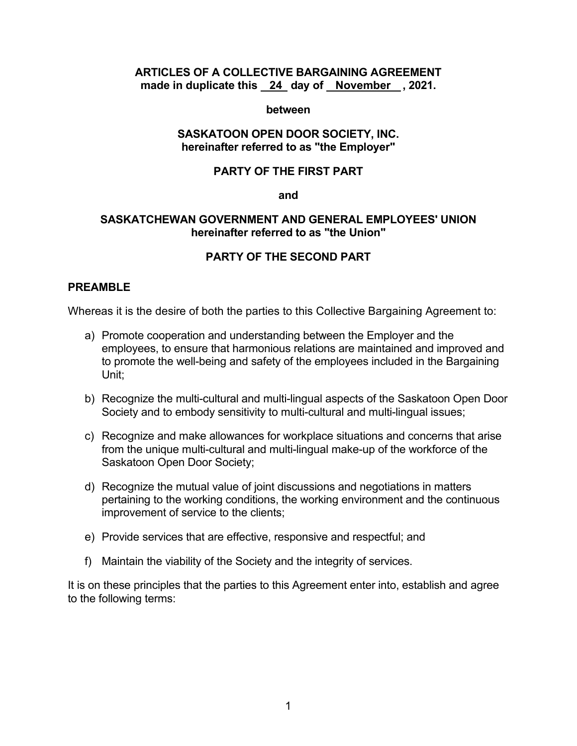**ARTICLES OF A COLLECTIVE BARGAINING AGREEMENT**
**made in duplicate this 24 day of November , 2021.**

**between**

**SASKATOON OPEN DOOR SOCIETY, INC.**
**hereinafter referred to as "the Employer"**

**PARTY OF THE FIRST PART**

**and**

**SASKATCHEWAN GOVERNMENT AND GENERAL EMPLOYEES' UNION**
**hereinafter referred to as "the Union"**

**PARTY OF THE SECOND PART**

## PREAMBLE

Whereas it is the desire of both the parties to this Collective Bargaining Agreement to:

a) Promote cooperation and understanding between the Employer and the employees, to ensure that harmonious relations are maintained and improved and to promote the well-being and safety of the employees included in the Bargaining Unit;

b) Recognize the multi-cultural and multi-lingual aspects of the Saskatoon Open Door Society and to embody sensitivity to multi-cultural and multi-lingual issues;

c) Recognize and make allowances for workplace situations and concerns that arise from the unique multi-cultural and multi-lingual make-up of the workforce of the Saskatoon Open Door Society;

d) Recognize the mutual value of joint discussions and negotiations in matters pertaining to the working conditions, the working environment and the continuous improvement of service to the clients;

e) Provide services that are effective, responsive and respectful; and

f) Maintain the viability of the Society and the integrity of services.

It is on these principles that the parties to this Agreement enter into, establish and agree to the following terms: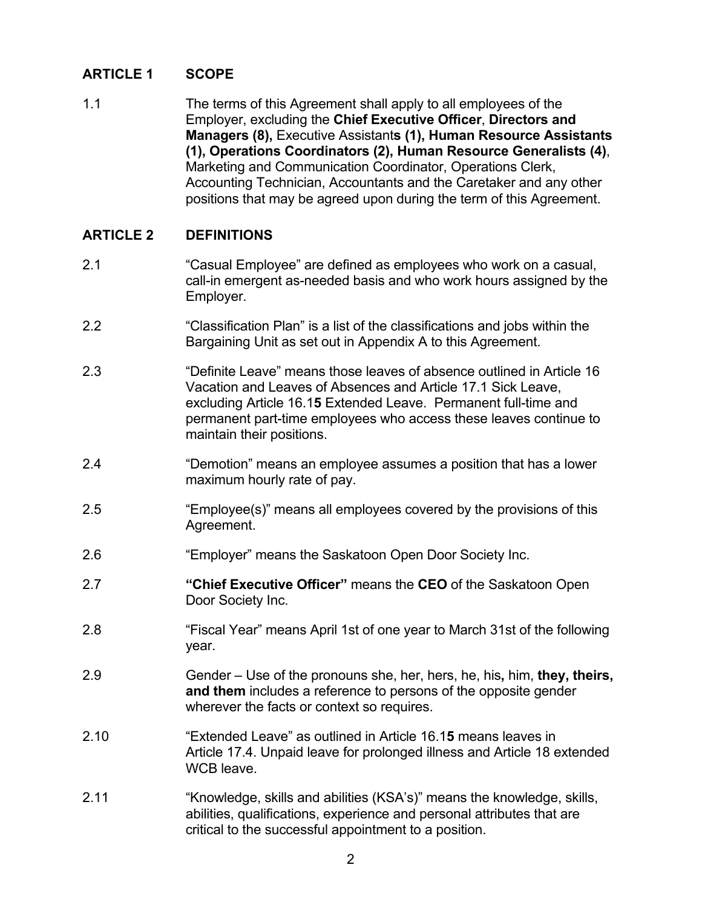## ARTICLE 1 SCOPE

1.1 The terms of this Agreement shall apply to all employees of the Employer, excluding the **Chief Executive Officer**, **Directors and Managers (8),** Executive Assistant**s (1), Human Resource Assistants (1), Operations Coordinators (2), Human Resource Generalists (4)**, Marketing and Communication Coordinator, Operations Clerk, Accounting Technician, Accountants and the Caretaker and any other positions that may be agreed upon during the term of this Agreement.

## ARTICLE 2 DEFINITIONS

2.1 "Casual Employee" are defined as employees who work on a casual, call-in emergent as-needed basis and who work hours assigned by the Employer.

2.2 "Classification Plan" is a list of the classifications and jobs within the Bargaining Unit as set out in Appendix A to this Agreement.

2.3 "Definite Leave" means those leaves of absence outlined in Article 16 Vacation and Leaves of Absences and Article 17.1 Sick Leave, excluding Article 16.1**5** Extended Leave. Permanent full-time and permanent part-time employees who access these leaves continue to maintain their positions.

2.4 "Demotion" means an employee assumes a position that has a lower maximum hourly rate of pay.

2.5 "Employee(s)" means all employees covered by the provisions of this Agreement.

2.6 "Employer" means the Saskatoon Open Door Society Inc.

2.7 **"Chief Executive Officer"** means the **CEO** of the Saskatoon Open Door Society Inc.

2.8 "Fiscal Year" means April 1st of one year to March 31st of the following year.

2.9 Gender – Use of the pronouns she, her, hers, he, his**,** him, **they, theirs, and them** includes a reference to persons of the opposite gender wherever the facts or context so requires.

2.10 "Extended Leave" as outlined in Article 16.1**5** means leaves in Article 17.4. Unpaid leave for prolonged illness and Article 18 extended WCB leave.

2.11 "Knowledge, skills and abilities (KSA's)" means the knowledge, skills, abilities, qualifications, experience and personal attributes that are critical to the successful appointment to a position.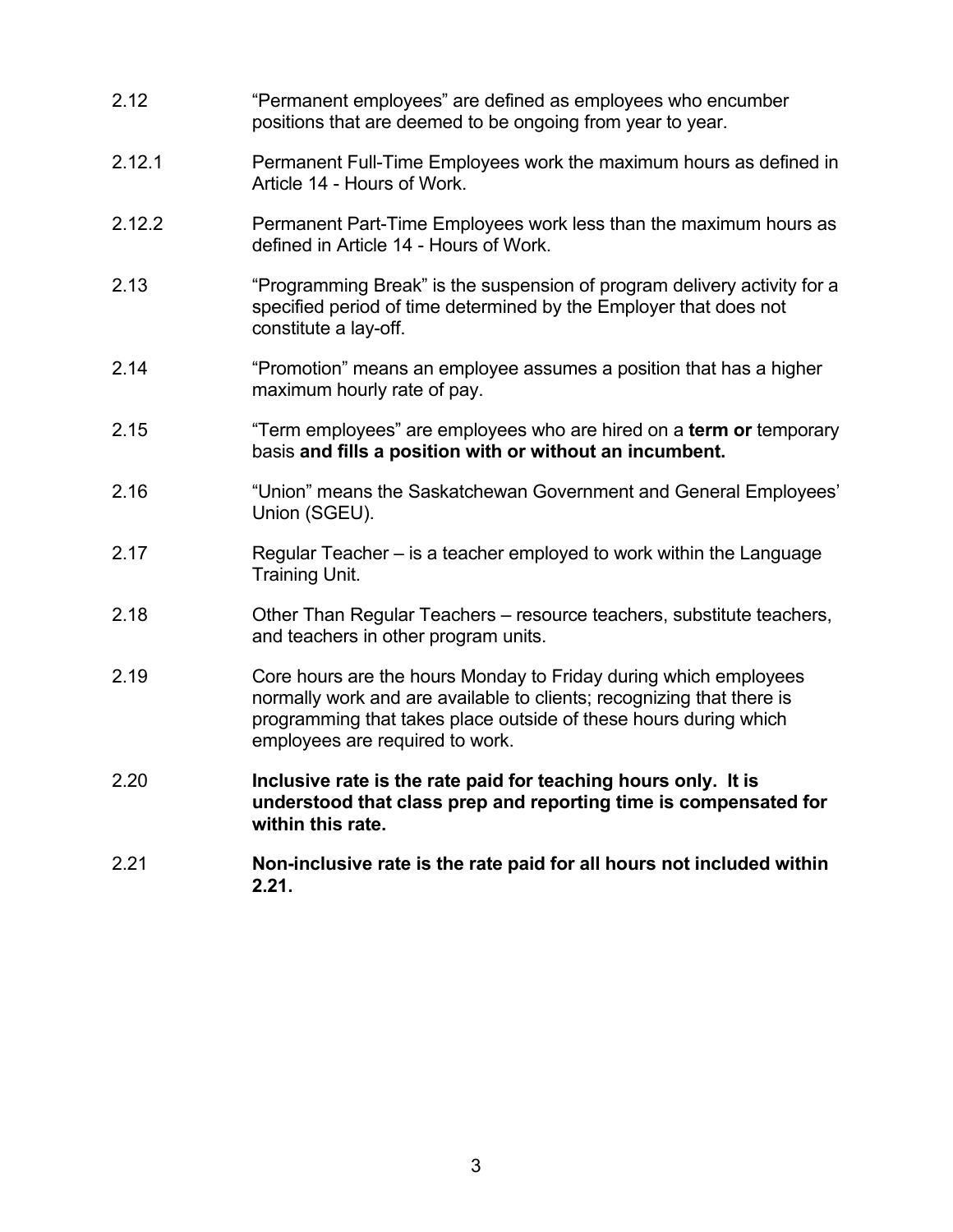2.12 "Permanent employees" are defined as employees who encumber positions that are deemed to be ongoing from year to year.

2.12.1 Permanent Full-Time Employees work the maximum hours as defined in Article 14 - Hours of Work.

2.12.2 Permanent Part-Time Employees work less than the maximum hours as defined in Article 14 - Hours of Work.

2.13 "Programming Break" is the suspension of program delivery activity for a specified period of time determined by the Employer that does not constitute a lay-off.

2.14 "Promotion" means an employee assumes a position that has a higher maximum hourly rate of pay.

2.15 "Term employees" are employees who are hired on a **term or** temporary basis **and fills a position with or without an incumbent.**

2.16 "Union" means the Saskatchewan Government and General Employees' Union (SGEU).

2.17 Regular Teacher – is a teacher employed to work within the Language Training Unit.

2.18 Other Than Regular Teachers – resource teachers, substitute teachers, and teachers in other program units.

2.19 Core hours are the hours Monday to Friday during which employees normally work and are available to clients; recognizing that there is programming that takes place outside of these hours during which employees are required to work.

2.20 **Inclusive rate is the rate paid for teaching hours only. It is understood that class prep and reporting time is compensated for within this rate.**

2.21 **Non-inclusive rate is the rate paid for all hours not included within 2.21.**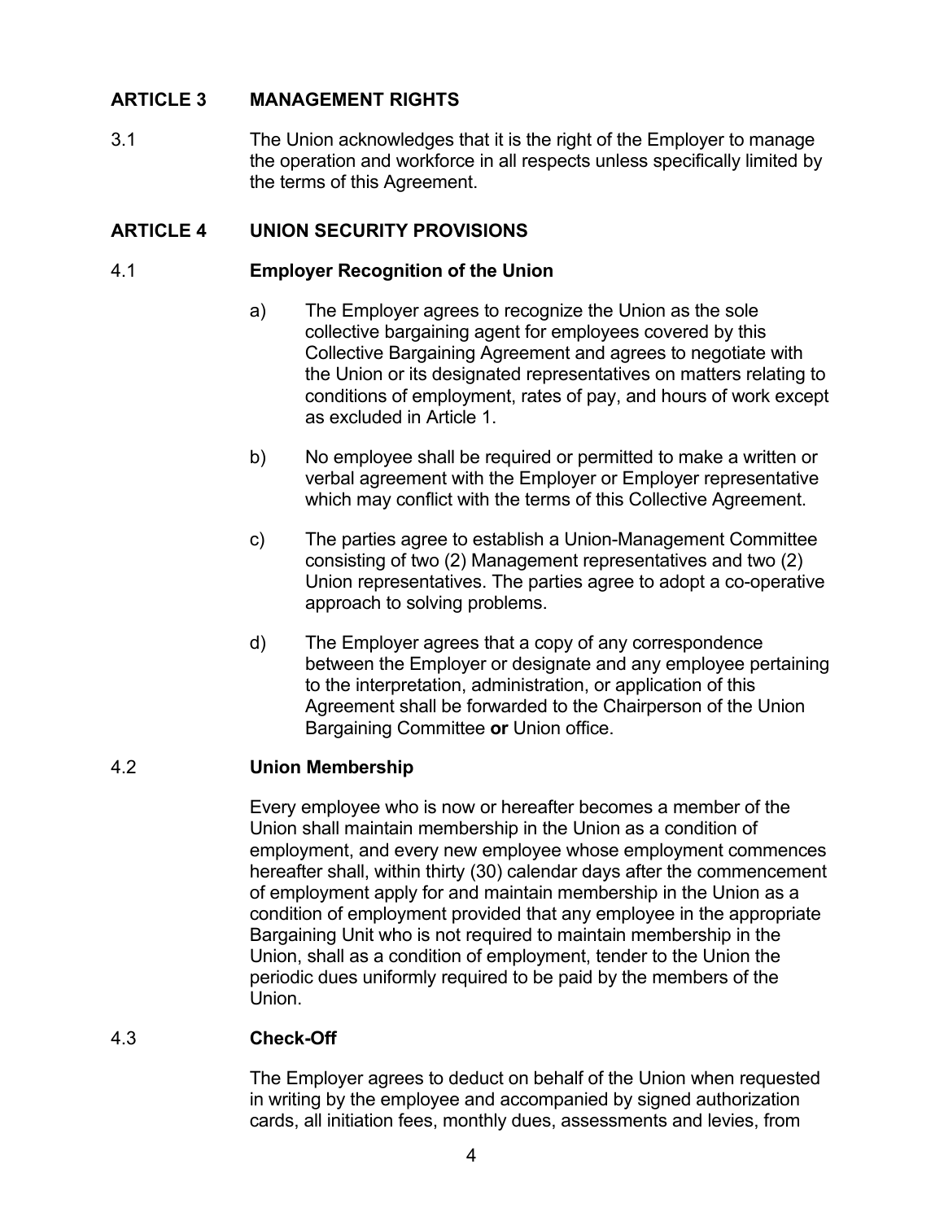## ARTICLE 3 MANAGEMENT RIGHTS

3.1 The Union acknowledges that it is the right of the Employer to manage the operation and workforce in all respects unless specifically limited by the terms of this Agreement.

## ARTICLE 4 UNION SECURITY PROVISIONS

### 4.1 Employer Recognition of the Union

a) The Employer agrees to recognize the Union as the sole collective bargaining agent for employees covered by this Collective Bargaining Agreement and agrees to negotiate with the Union or its designated representatives on matters relating to conditions of employment, rates of pay, and hours of work except as excluded in Article 1.

b) No employee shall be required or permitted to make a written or verbal agreement with the Employer or Employer representative which may conflict with the terms of this Collective Agreement.

c) The parties agree to establish a Union-Management Committee consisting of two (2) Management representatives and two (2) Union representatives. The parties agree to adopt a co-operative approach to solving problems.

d) The Employer agrees that a copy of any correspondence between the Employer or designate and any employee pertaining to the interpretation, administration, or application of this Agreement shall be forwarded to the Chairperson of the Union Bargaining Committee **or** Union office.

### 4.2 Union Membership

Every employee who is now or hereafter becomes a member of the Union shall maintain membership in the Union as a condition of employment, and every new employee whose employment commences hereafter shall, within thirty (30) calendar days after the commencement of employment apply for and maintain membership in the Union as a condition of employment provided that any employee in the appropriate Bargaining Unit who is not required to maintain membership in the Union, shall as a condition of employment, tender to the Union the periodic dues uniformly required to be paid by the members of the Union.

### 4.3 Check-Off

The Employer agrees to deduct on behalf of the Union when requested in writing by the employee and accompanied by signed authorization cards, all initiation fees, monthly dues, assessments and levies, from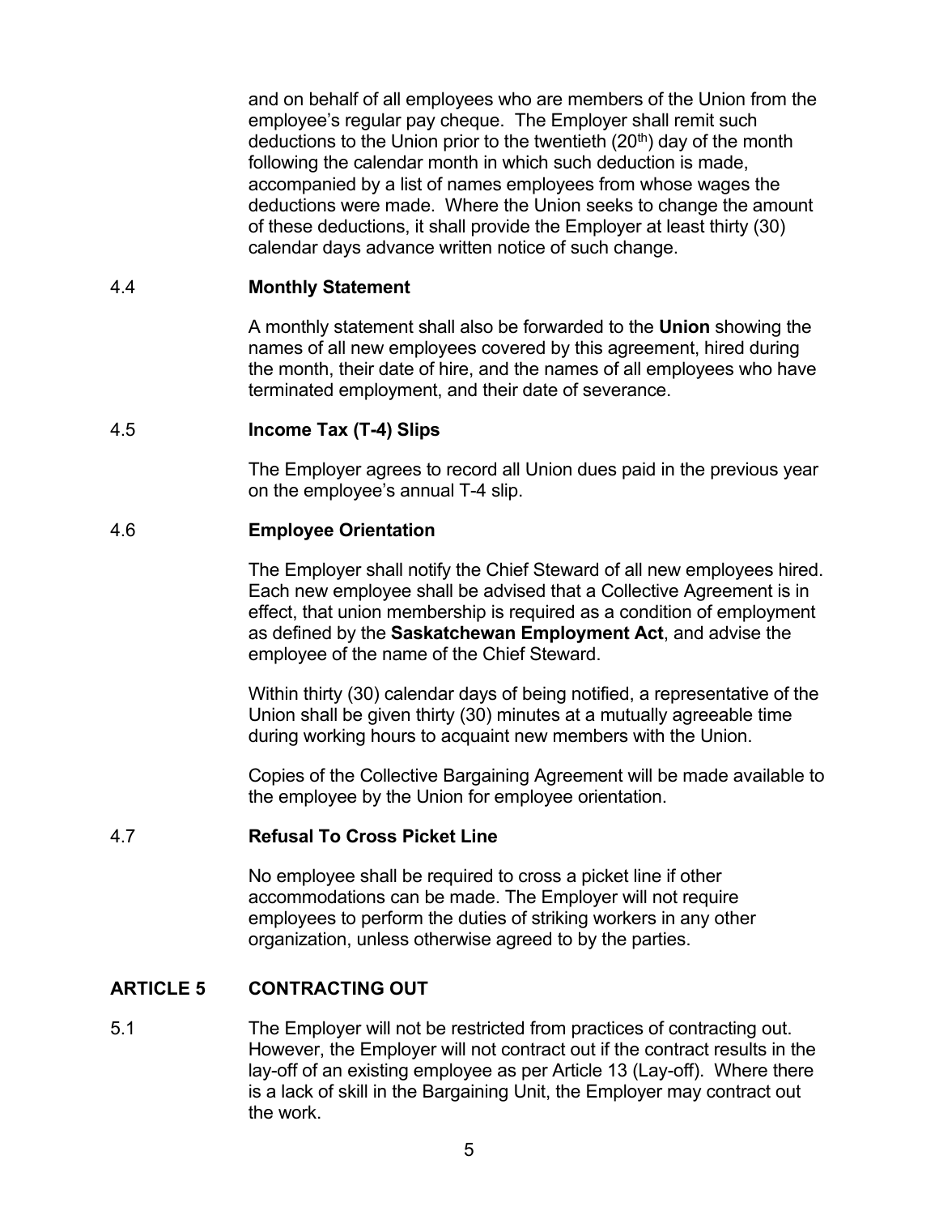and on behalf of all employees who are members of the Union from the employee's regular pay cheque. The Employer shall remit such deductions to the Union prior to the twentieth (20th) day of the month following the calendar month in which such deduction is made, accompanied by a list of names employees from whose wages the deductions were made. Where the Union seeks to change the amount of these deductions, it shall provide the Employer at least thirty (30) calendar days advance written notice of such change.

4.4 **Monthly Statement**

A monthly statement shall also be forwarded to the **Union** showing the names of all new employees covered by this agreement, hired during the month, their date of hire, and the names of all employees who have terminated employment, and their date of severance.

4.5 **Income Tax (T-4) Slips**

The Employer agrees to record all Union dues paid in the previous year on the employee's annual T-4 slip.

4.6 **Employee Orientation**

The Employer shall notify the Chief Steward of all new employees hired. Each new employee shall be advised that a Collective Agreement is in effect, that union membership is required as a condition of employment as defined by the **Saskatchewan Employment Act**, and advise the employee of the name of the Chief Steward.

Within thirty (30) calendar days of being notified, a representative of the Union shall be given thirty (30) minutes at a mutually agreeable time during working hours to acquaint new members with the Union.

Copies of the Collective Bargaining Agreement will be made available to the employee by the Union for employee orientation.

4.7 **Refusal To Cross Picket Line**

No employee shall be required to cross a picket line if other accommodations can be made. The Employer will not require employees to perform the duties of striking workers in any other organization, unless otherwise agreed to by the parties.

## ARTICLE 5 CONTRACTING OUT

5.1 The Employer will not be restricted from practices of contracting out. However, the Employer will not contract out if the contract results in the lay-off of an existing employee as per Article 13 (Lay-off). Where there is a lack of skill in the Bargaining Unit, the Employer may contract out the work.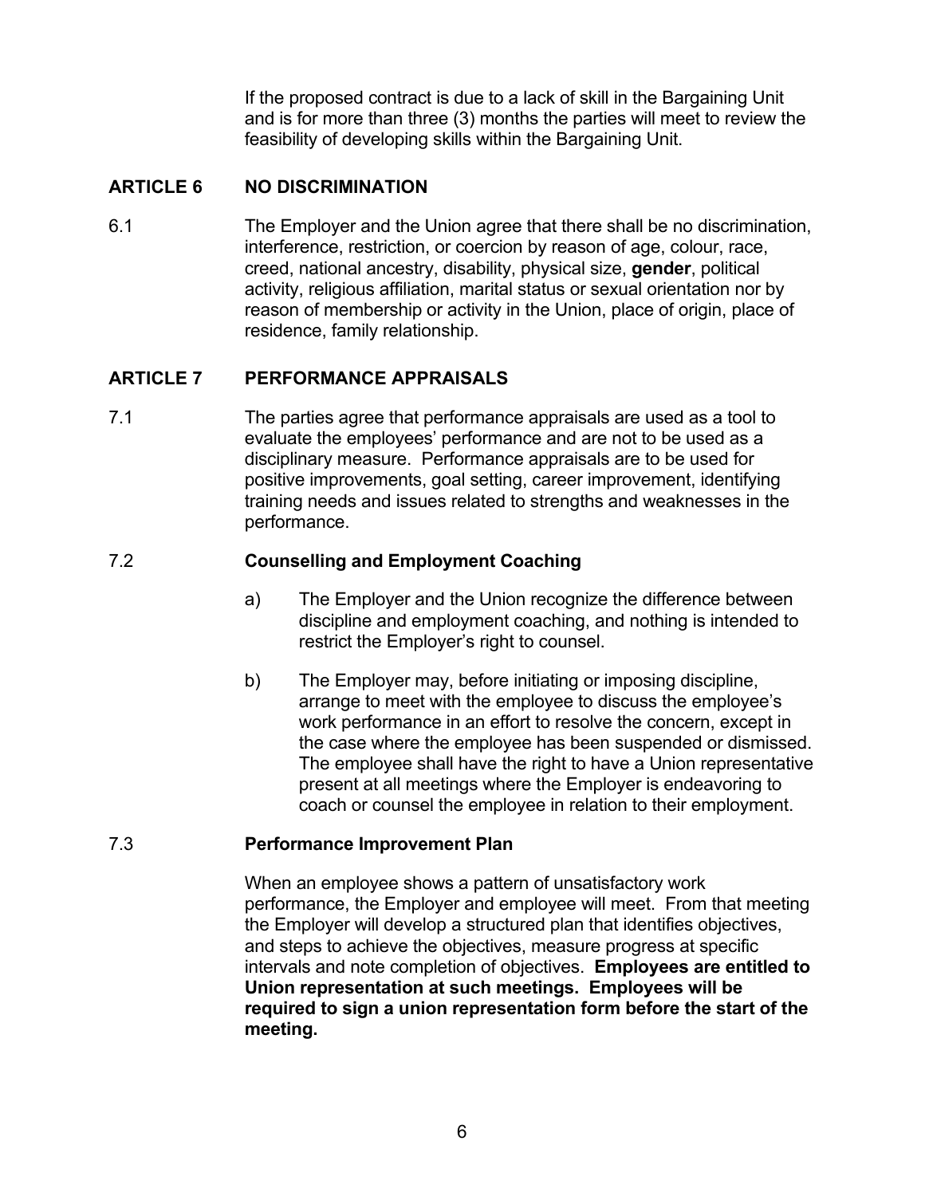If the proposed contract is due to a lack of skill in the Bargaining Unit and is for more than three (3) months the parties will meet to review the feasibility of developing skills within the Bargaining Unit.

## ARTICLE 6 NO DISCRIMINATION

6.1 The Employer and the Union agree that there shall be no discrimination, interference, restriction, or coercion by reason of age, colour, race, creed, national ancestry, disability, physical size, **gender**, political activity, religious affiliation, marital status or sexual orientation nor by reason of membership or activity in the Union, place of origin, place of residence, family relationship.

## ARTICLE 7 PERFORMANCE APPRAISALS

7.1 The parties agree that performance appraisals are used as a tool to evaluate the employees' performance and are not to be used as a disciplinary measure. Performance appraisals are to be used for positive improvements, goal setting, career improvement, identifying training needs and issues related to strengths and weaknesses in the performance.

7.2 **Counselling and Employment Coaching**

a) The Employer and the Union recognize the difference between discipline and employment coaching, and nothing is intended to restrict the Employer's right to counsel.

b) The Employer may, before initiating or imposing discipline, arrange to meet with the employee to discuss the employee's work performance in an effort to resolve the concern, except in the case where the employee has been suspended or dismissed. The employee shall have the right to have a Union representative present at all meetings where the Employer is endeavoring to coach or counsel the employee in relation to their employment.

7.3 **Performance Improvement Plan**

When an employee shows a pattern of unsatisfactory work performance, the Employer and employee will meet. From that meeting the Employer will develop a structured plan that identifies objectives, and steps to achieve the objectives, measure progress at specific intervals and note completion of objectives. **Employees are entitled to Union representation at such meetings. Employees will be required to sign a union representation form before the start of the meeting.**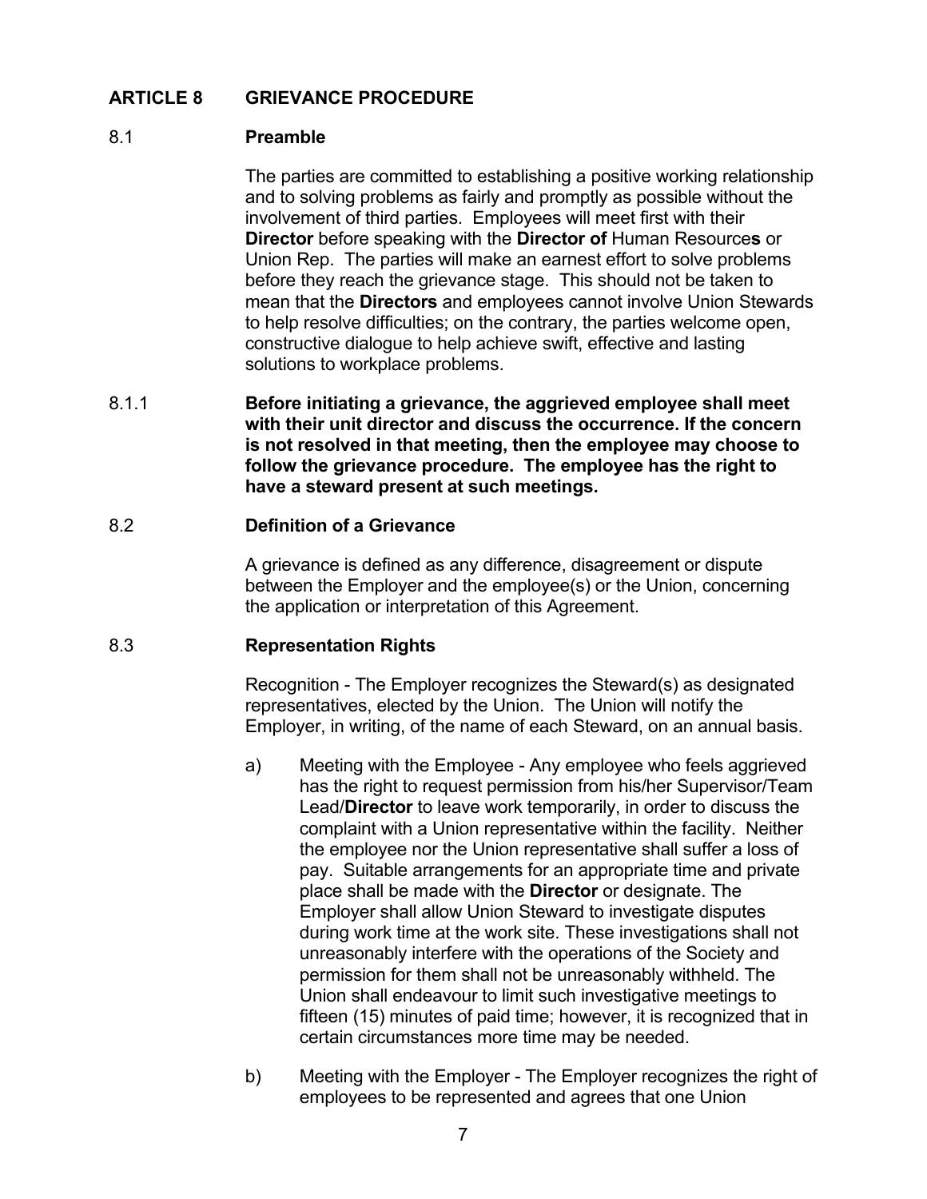## ARTICLE 8 GRIEVANCE PROCEDURE

### 8.1 Preamble

The parties are committed to establishing a positive working relationship and to solving problems as fairly and promptly as possible without the involvement of third parties. Employees will meet first with their **Director** before speaking with the **Director of** Human Resource**s** or Union Rep. The parties will make an earnest effort to solve problems before they reach the grievance stage. This should not be taken to mean that the **Directors** and employees cannot involve Union Stewards to help resolve difficulties; on the contrary, the parties welcome open, constructive dialogue to help achieve swift, effective and lasting solutions to workplace problems.

8.1.1 **Before initiating a grievance, the aggrieved employee shall meet with their unit director and discuss the occurrence. If the concern is not resolved in that meeting, then the employee may choose to follow the grievance procedure. The employee has the right to have a steward present at such meetings.**

### 8.2 Definition of a Grievance

A grievance is defined as any difference, disagreement or dispute between the Employer and the employee(s) or the Union, concerning the application or interpretation of this Agreement.

### 8.3 Representation Rights

Recognition - The Employer recognizes the Steward(s) as designated representatives, elected by the Union. The Union will notify the Employer, in writing, of the name of each Steward, on an annual basis.

a) Meeting with the Employee - Any employee who feels aggrieved has the right to request permission from his/her Supervisor/Team Lead/**Director** to leave work temporarily, in order to discuss the complaint with a Union representative within the facility. Neither the employee nor the Union representative shall suffer a loss of pay. Suitable arrangements for an appropriate time and private place shall be made with the **Director** or designate. The Employer shall allow Union Steward to investigate disputes during work time at the work site. These investigations shall not unreasonably interfere with the operations of the Society and permission for them shall not be unreasonably withheld. The Union shall endeavour to limit such investigative meetings to fifteen (15) minutes of paid time; however, it is recognized that in certain circumstances more time may be needed.

b) Meeting with the Employer - The Employer recognizes the right of employees to be represented and agrees that one Union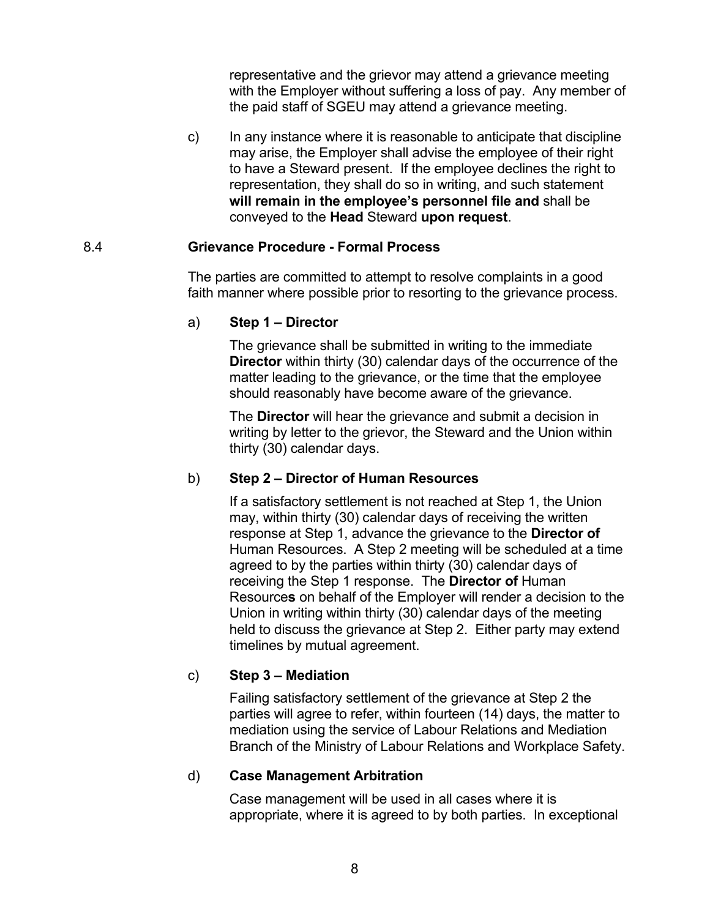representative and the grievor may attend a grievance meeting with the Employer without suffering a loss of pay. Any member of the paid staff of SGEU may attend a grievance meeting.

c) In any instance where it is reasonable to anticipate that discipline may arise, the Employer shall advise the employee of their right to have a Steward present. If the employee declines the right to representation, they shall do so in writing, and such statement **will remain in the employee's personnel file and** shall be conveyed to the **Head** Steward **upon request**.

### 8.4 Grievance Procedure - Formal Process

The parties are committed to attempt to resolve complaints in a good faith manner where possible prior to resorting to the grievance process.

a) **Step 1 – Director**

The grievance shall be submitted in writing to the immediate **Director** within thirty (30) calendar days of the occurrence of the matter leading to the grievance, or the time that the employee should reasonably have become aware of the grievance.

The **Director** will hear the grievance and submit a decision in writing by letter to the grievor, the Steward and the Union within thirty (30) calendar days.

b) **Step 2 – Director of Human Resources**

If a satisfactory settlement is not reached at Step 1, the Union may, within thirty (30) calendar days of receiving the written response at Step 1, advance the grievance to the **Director of** Human Resources. A Step 2 meeting will be scheduled at a time agreed to by the parties within thirty (30) calendar days of receiving the Step 1 response. The **Director of** Human Resource**s** on behalf of the Employer will render a decision to the Union in writing within thirty (30) calendar days of the meeting held to discuss the grievance at Step 2. Either party may extend timelines by mutual agreement.

c) **Step 3 – Mediation**

Failing satisfactory settlement of the grievance at Step 2 the parties will agree to refer, within fourteen (14) days, the matter to mediation using the service of Labour Relations and Mediation Branch of the Ministry of Labour Relations and Workplace Safety.

d) **Case Management Arbitration**

Case management will be used in all cases where it is appropriate, where it is agreed to by both parties. In exceptional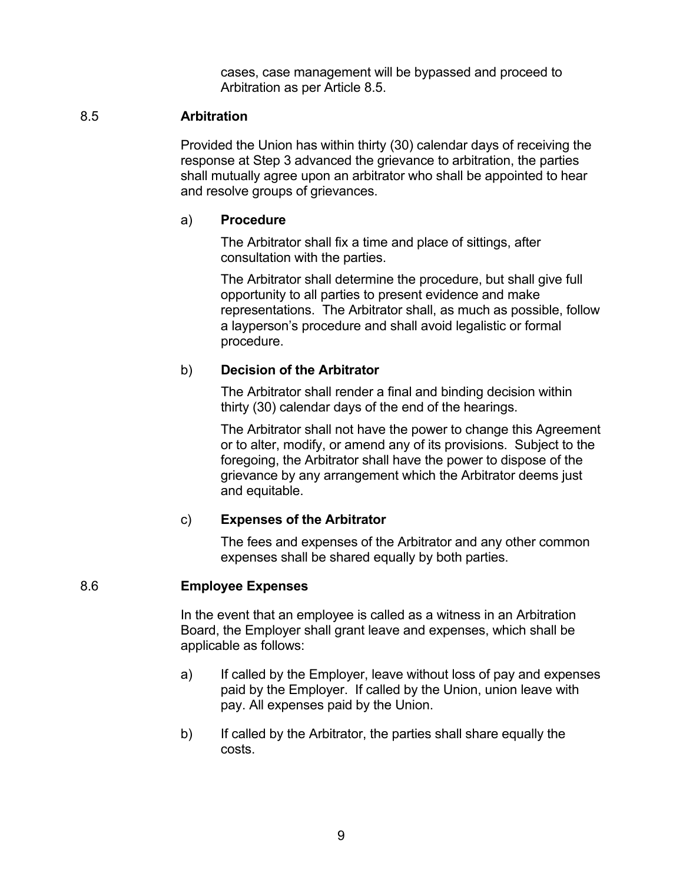cases, case management will be bypassed and proceed to Arbitration as per Article 8.5.

## 8.5 Arbitration

Provided the Union has within thirty (30) calendar days of receiving the response at Step 3 advanced the grievance to arbitration, the parties shall mutually agree upon an arbitrator who shall be appointed to hear and resolve groups of grievances.

a) **Procedure**

The Arbitrator shall fix a time and place of sittings, after consultation with the parties.

The Arbitrator shall determine the procedure, but shall give full opportunity to all parties to present evidence and make representations. The Arbitrator shall, as much as possible, follow a layperson's procedure and shall avoid legalistic or formal procedure.

b) **Decision of the Arbitrator**

The Arbitrator shall render a final and binding decision within thirty (30) calendar days of the end of the hearings.

The Arbitrator shall not have the power to change this Agreement or to alter, modify, or amend any of its provisions. Subject to the foregoing, the Arbitrator shall have the power to dispose of the grievance by any arrangement which the Arbitrator deems just and equitable.

c) **Expenses of the Arbitrator**

The fees and expenses of the Arbitrator and any other common expenses shall be shared equally by both parties.

## 8.6 Employee Expenses

In the event that an employee is called as a witness in an Arbitration Board, the Employer shall grant leave and expenses, which shall be applicable as follows:

a) If called by the Employer, leave without loss of pay and expenses paid by the Employer. If called by the Union, union leave with pay. All expenses paid by the Union.

b) If called by the Arbitrator, the parties shall share equally the costs.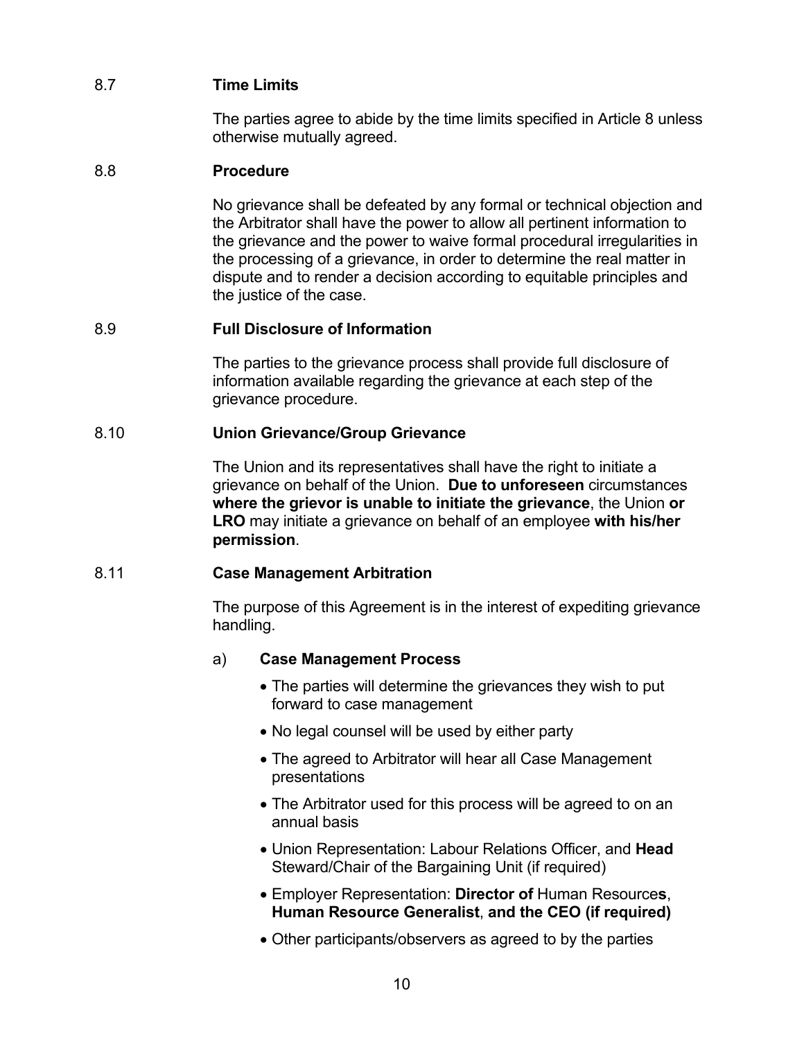### 8.7 Time Limits

The parties agree to abide by the time limits specified in Article 8 unless otherwise mutually agreed.

### 8.8 Procedure

No grievance shall be defeated by any formal or technical objection and the Arbitrator shall have the power to allow all pertinent information to the grievance and the power to waive formal procedural irregularities in the processing of a grievance, in order to determine the real matter in dispute and to render a decision according to equitable principles and the justice of the case.

### 8.9 Full Disclosure of Information

The parties to the grievance process shall provide full disclosure of information available regarding the grievance at each step of the grievance procedure.

### 8.10 Union Grievance/Group Grievance

The Union and its representatives shall have the right to initiate a grievance on behalf of the Union. **Due to unforeseen** circumstances **where the grievor is unable to initiate the grievance**, the Union **or LRO** may initiate a grievance on behalf of an employee **with his/her permission**.

### 8.11 Case Management Arbitration

The purpose of this Agreement is in the interest of expediting grievance handling.

a) **Case Management Process**

- The parties will determine the grievances they wish to put forward to case management
- No legal counsel will be used by either party
- The agreed to Arbitrator will hear all Case Management presentations
- The Arbitrator used for this process will be agreed to on an annual basis
- Union Representation: Labour Relations Officer, and **Head** Steward/Chair of the Bargaining Unit (if required)
- Employer Representation: **Director of** Human Resource**s**, **Human Resource Generalist**, **and the CEO (if required)**
- Other participants/observers as agreed to by the parties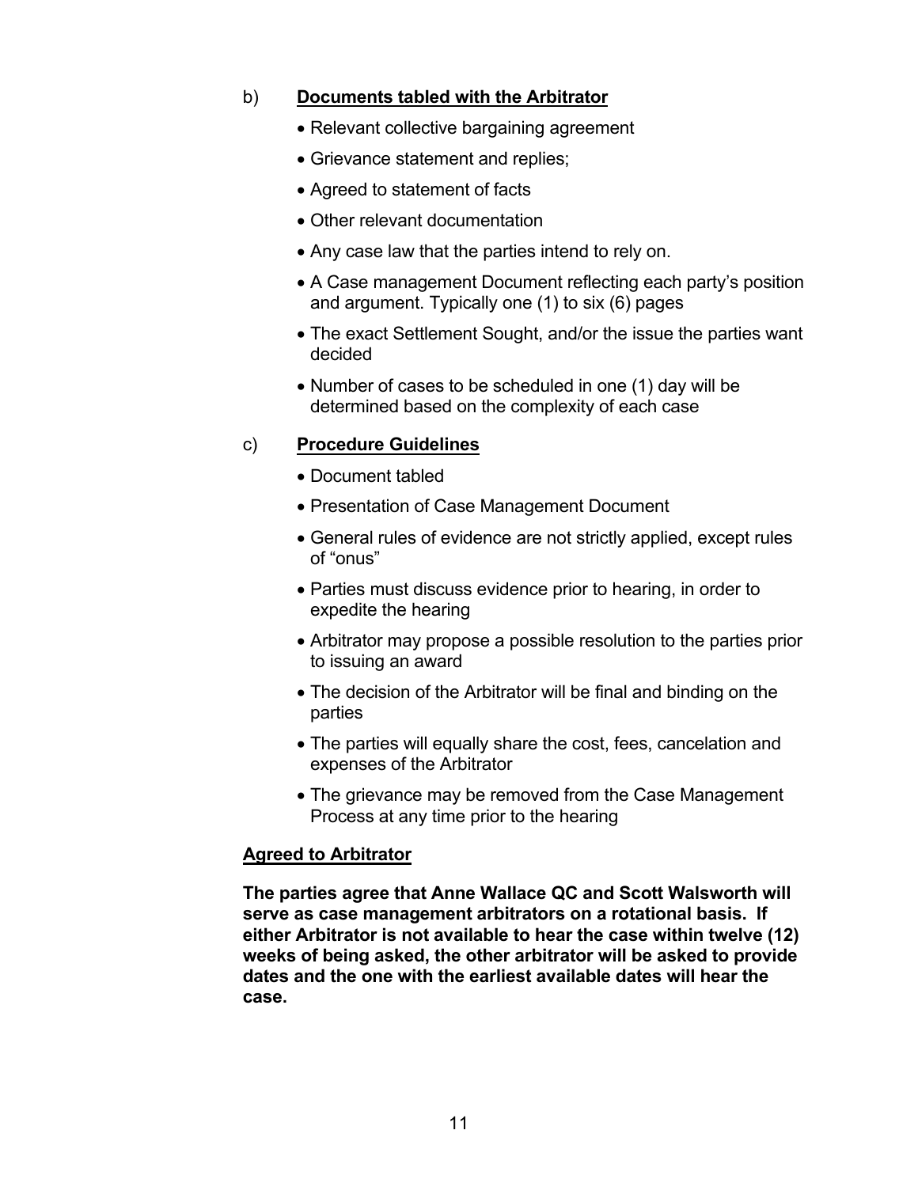b) **<u>Documents tabled with the Arbitrator</u>**

- Relevant collective bargaining agreement
- Grievance statement and replies;
- Agreed to statement of facts
- Other relevant documentation
- Any case law that the parties intend to rely on.
- A Case management Document reflecting each party's position and argument. Typically one (1) to six (6) pages
- The exact Settlement Sought, and/or the issue the parties want decided
- Number of cases to be scheduled in one (1) day will be determined based on the complexity of each case

c) **<u>Procedure Guidelines</u>**

- Document tabled
- Presentation of Case Management Document
- General rules of evidence are not strictly applied, except rules of "onus"
- Parties must discuss evidence prior to hearing, in order to expedite the hearing
- Arbitrator may propose a possible resolution to the parties prior to issuing an award
- The decision of the Arbitrator will be final and binding on the parties
- The parties will equally share the cost, fees, cancelation and expenses of the Arbitrator
- The grievance may be removed from the Case Management Process at any time prior to the hearing

**<u>Agreed to Arbitrator</u>**

**The parties agree that Anne Wallace QC and Scott Walsworth will serve as case management arbitrators on a rotational basis. If either Arbitrator is not available to hear the case within twelve (12) weeks of being asked, the other arbitrator will be asked to provide dates and the one with the earliest available dates will hear the case.**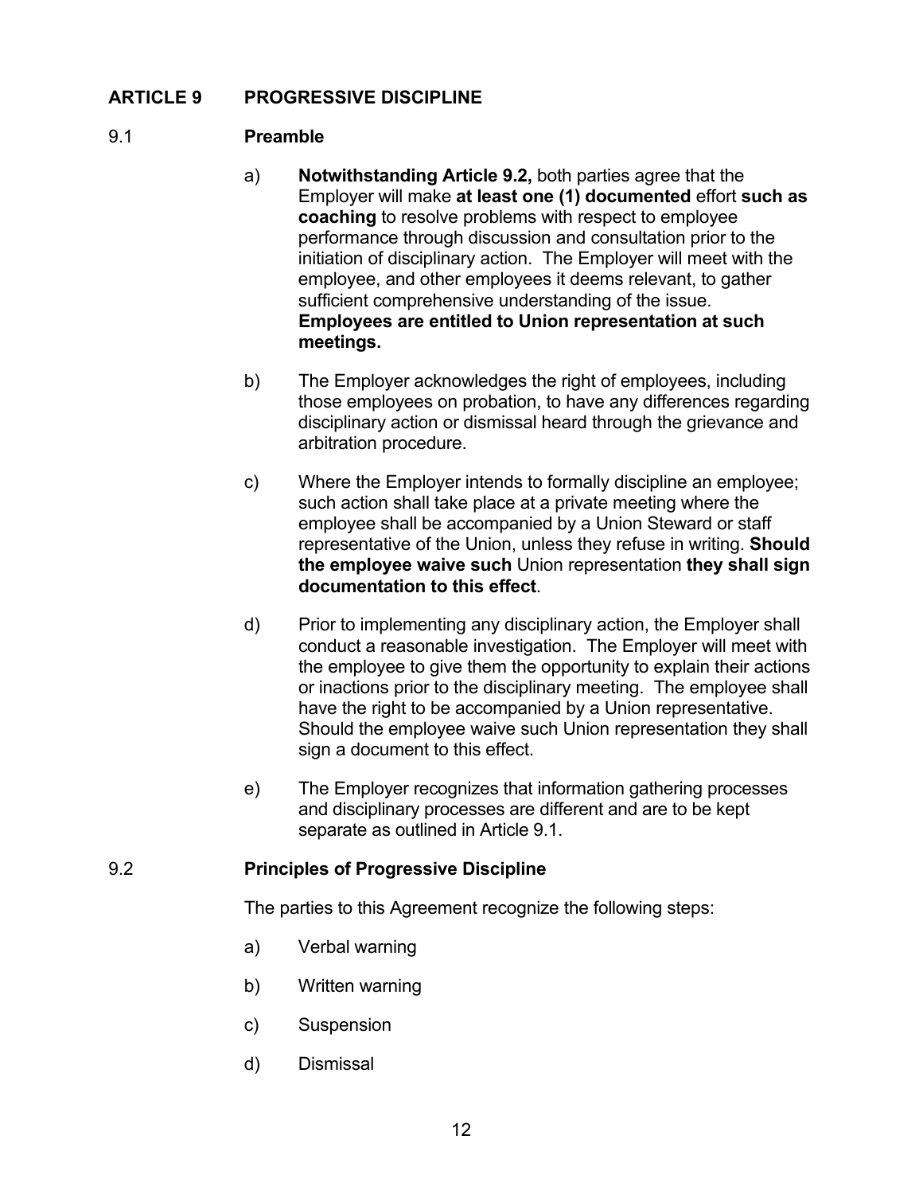## ARTICLE 9 PROGRESSIVE DISCIPLINE

### 9.1 Preamble

a) **Notwithstanding Article 9.2,** both parties agree that the Employer will make **at least one (1) documented** effort **such as coaching** to resolve problems with respect to employee performance through discussion and consultation prior to the initiation of disciplinary action. The Employer will meet with the employee, and other employees it deems relevant, to gather sufficient comprehensive understanding of the issue. **Employees are entitled to Union representation at such meetings.**

b) The Employer acknowledges the right of employees, including those employees on probation, to have any differences regarding disciplinary action or dismissal heard through the grievance and arbitration procedure.

c) Where the Employer intends to formally discipline an employee; such action shall take place at a private meeting where the employee shall be accompanied by a Union Steward or staff representative of the Union, unless they refuse in writing. **Should the employee waive such** Union representation **they shall sign documentation to this effect**.

d) Prior to implementing any disciplinary action, the Employer shall conduct a reasonable investigation. The Employer will meet with the employee to give them the opportunity to explain their actions or inactions prior to the disciplinary meeting. The employee shall have the right to be accompanied by a Union representative. Should the employee waive such Union representation they shall sign a document to this effect.

e) The Employer recognizes that information gathering processes and disciplinary processes are different and are to be kept separate as outlined in Article 9.1.

### 9.2 Principles of Progressive Discipline

The parties to this Agreement recognize the following steps:

a) Verbal warning

b) Written warning

c) Suspension

d) Dismissal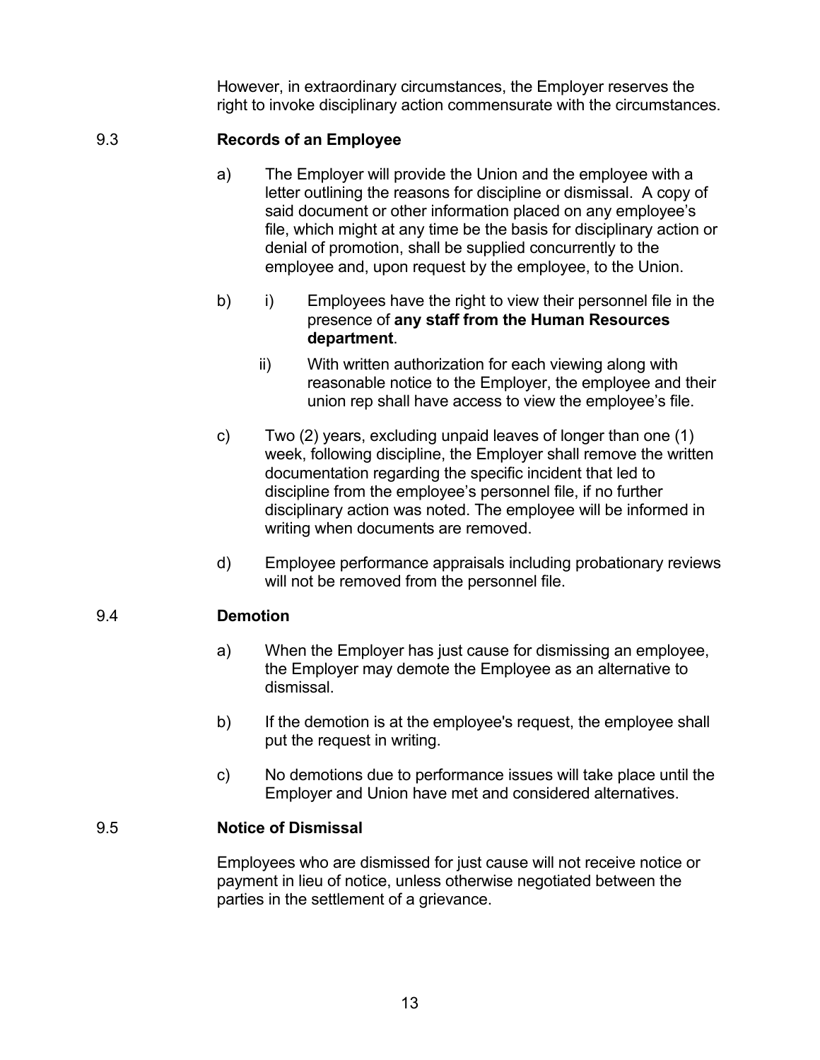However, in extraordinary circumstances, the Employer reserves the right to invoke disciplinary action commensurate with the circumstances.

### 9.3 Records of an Employee

a) The Employer will provide the Union and the employee with a letter outlining the reasons for discipline or dismissal. A copy of said document or other information placed on any employee's file, which might at any time be the basis for disciplinary action or denial of promotion, shall be supplied concurrently to the employee and, upon request by the employee, to the Union.

b) i) Employees have the right to view their personnel file in the presence of **any staff from the Human Resources department**.

ii) With written authorization for each viewing along with reasonable notice to the Employer, the employee and their union rep shall have access to view the employee's file.

c) Two (2) years, excluding unpaid leaves of longer than one (1) week, following discipline, the Employer shall remove the written documentation regarding the specific incident that led to discipline from the employee's personnel file, if no further disciplinary action was noted. The employee will be informed in writing when documents are removed.

d) Employee performance appraisals including probationary reviews will not be removed from the personnel file.

### 9.4 Demotion

a) When the Employer has just cause for dismissing an employee, the Employer may demote the Employee as an alternative to dismissal.

b) If the demotion is at the employee's request, the employee shall put the request in writing.

c) No demotions due to performance issues will take place until the Employer and Union have met and considered alternatives.

### 9.5 Notice of Dismissal

Employees who are dismissed for just cause will not receive notice or payment in lieu of notice, unless otherwise negotiated between the parties in the settlement of a grievance.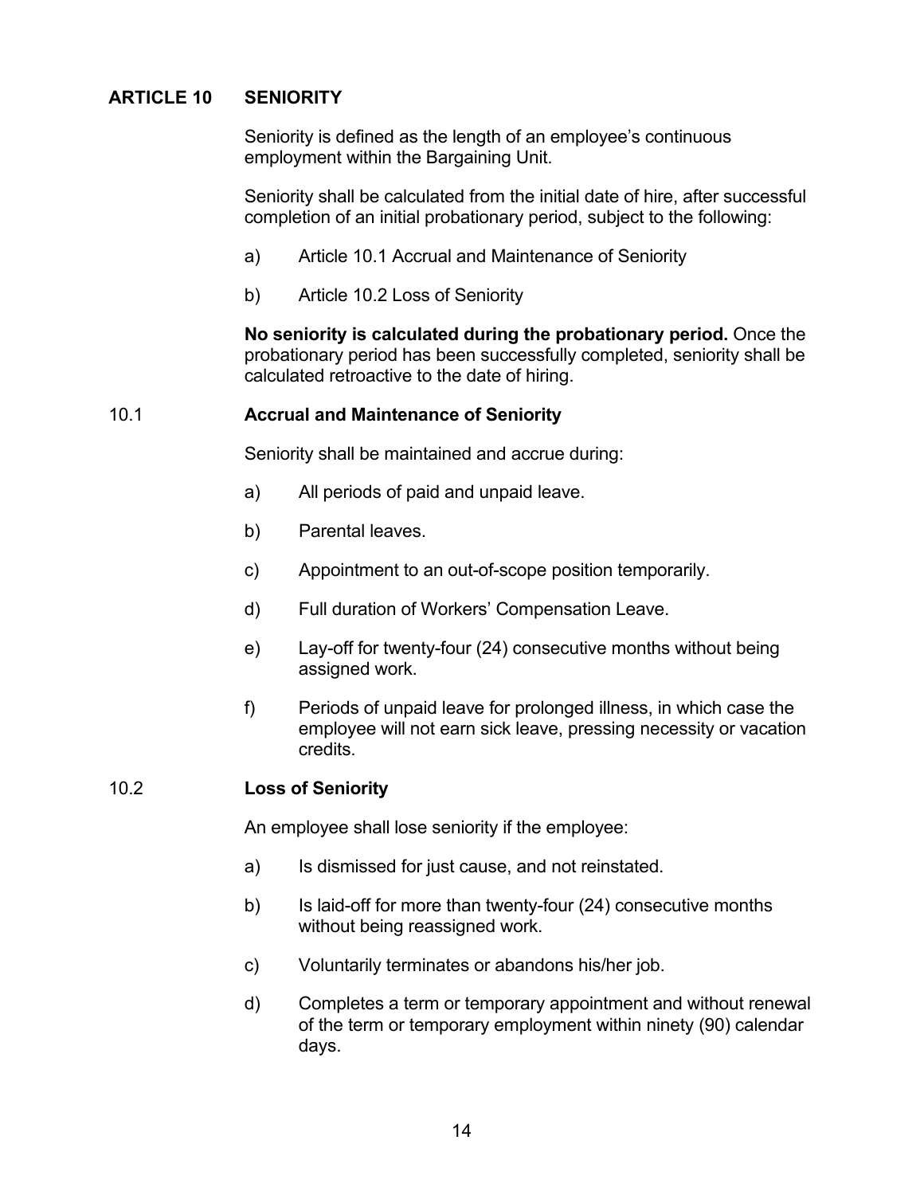## ARTICLE 10 SENIORITY

Seniority is defined as the length of an employee's continuous employment within the Bargaining Unit.

Seniority shall be calculated from the initial date of hire, after successful completion of an initial probationary period, subject to the following:

a) Article 10.1 Accrual and Maintenance of Seniority

b) Article 10.2 Loss of Seniority

**No seniority is calculated during the probationary period.** Once the probationary period has been successfully completed, seniority shall be calculated retroactive to the date of hiring.

### 10.1 Accrual and Maintenance of Seniority

Seniority shall be maintained and accrue during:

a) All periods of paid and unpaid leave.

b) Parental leaves.

c) Appointment to an out-of-scope position temporarily.

d) Full duration of Workers' Compensation Leave.

e) Lay-off for twenty-four (24) consecutive months without being assigned work.

f) Periods of unpaid leave for prolonged illness, in which case the employee will not earn sick leave, pressing necessity or vacation credits.

### 10.2 Loss of Seniority

An employee shall lose seniority if the employee:

a) Is dismissed for just cause, and not reinstated.

b) Is laid-off for more than twenty-four (24) consecutive months without being reassigned work.

c) Voluntarily terminates or abandons his/her job.

d) Completes a term or temporary appointment and without renewal of the term or temporary employment within ninety (90) calendar days.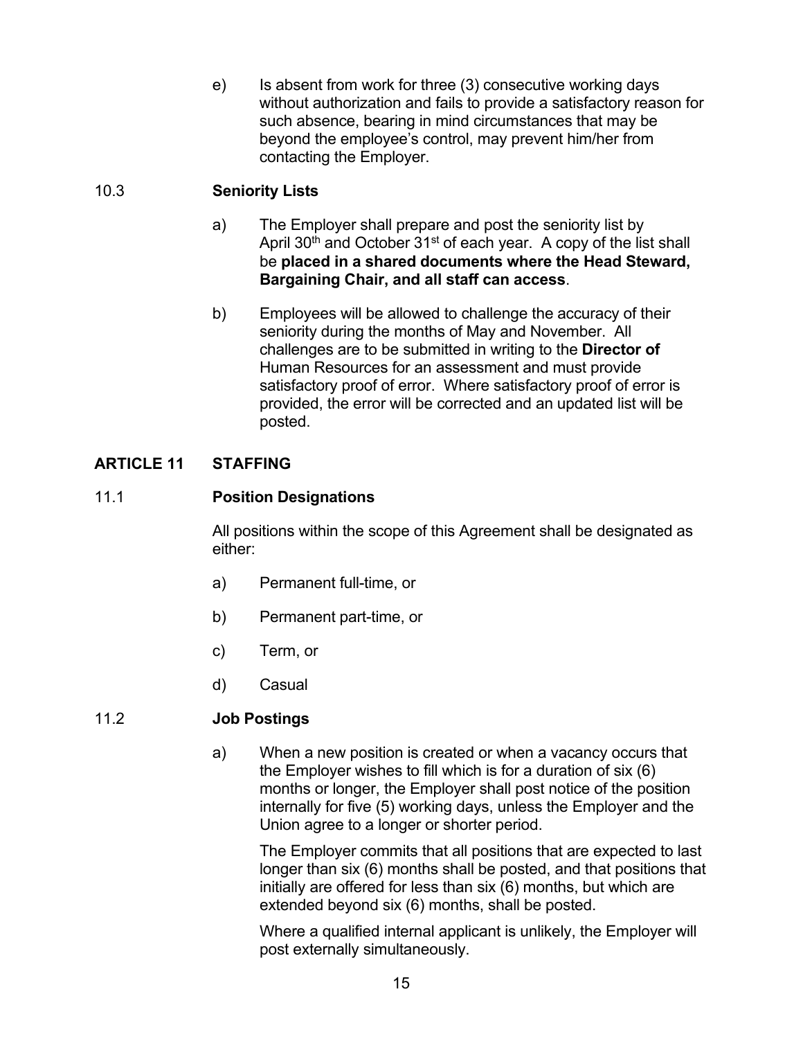e) Is absent from work for three (3) consecutive working days without authorization and fails to provide a satisfactory reason for such absence, bearing in mind circumstances that may be beyond the employee's control, may prevent him/her from contacting the Employer.

### 10.3 Seniority Lists

a) The Employer shall prepare and post the seniority list by April 30th and October 31st of each year. A copy of the list shall be **placed in a shared documents where the Head Steward, Bargaining Chair, and all staff can access**.

b) Employees will be allowed to challenge the accuracy of their seniority during the months of May and November. All challenges are to be submitted in writing to the **Director of** Human Resources for an assessment and must provide satisfactory proof of error. Where satisfactory proof of error is provided, the error will be corrected and an updated list will be posted.

## ARTICLE 11 STAFFING

### 11.1 Position Designations

All positions within the scope of this Agreement shall be designated as either:

a) Permanent full-time, or

b) Permanent part-time, or

c) Term, or

d) Casual

### 11.2 Job Postings

a) When a new position is created or when a vacancy occurs that the Employer wishes to fill which is for a duration of six (6) months or longer, the Employer shall post notice of the position internally for five (5) working days, unless the Employer and the Union agree to a longer or shorter period.

The Employer commits that all positions that are expected to last longer than six (6) months shall be posted, and that positions that initially are offered for less than six (6) months, but which are extended beyond six (6) months, shall be posted.

Where a qualified internal applicant is unlikely, the Employer will post externally simultaneously.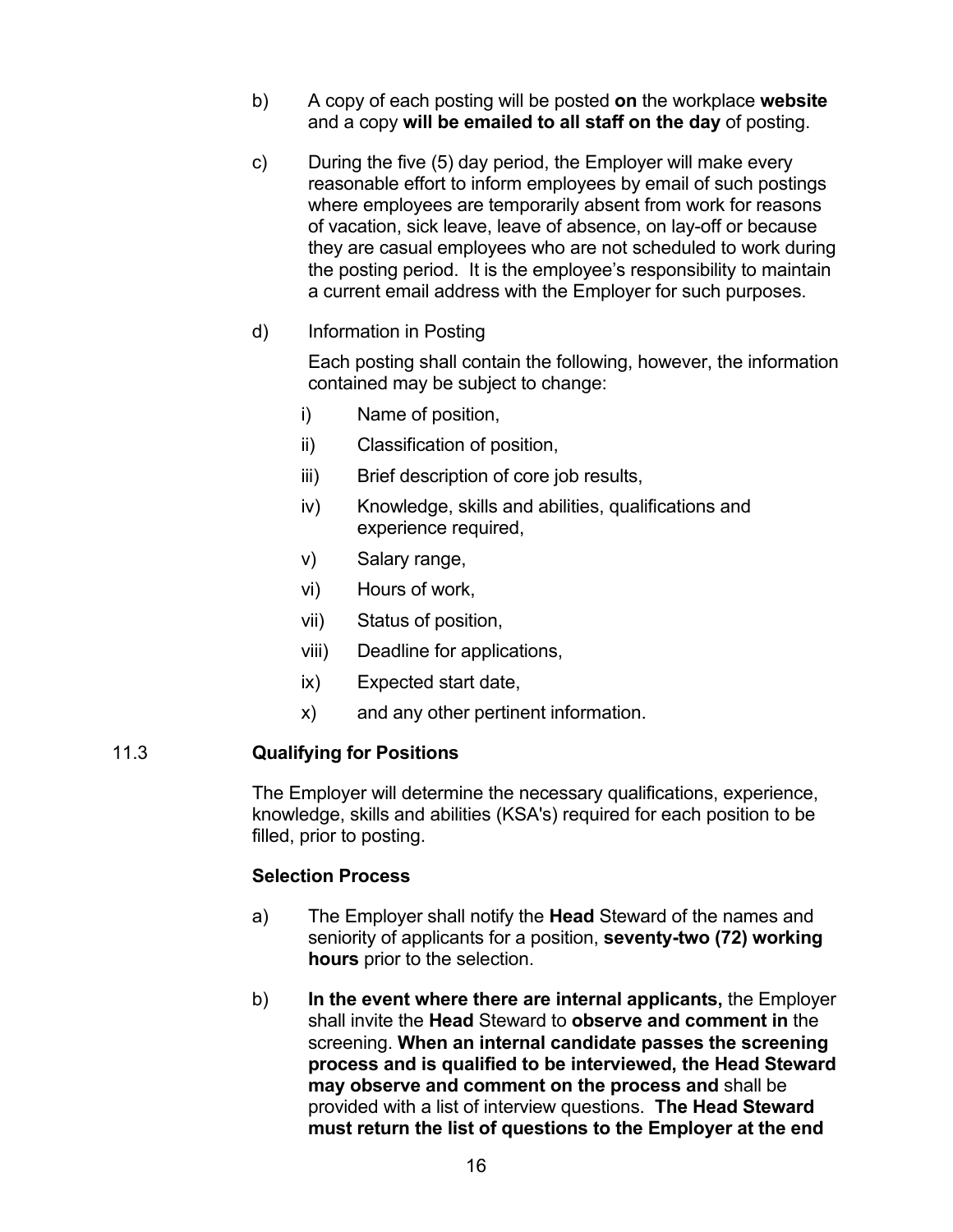b) A copy of each posting will be posted **on** the workplace **website** and a copy **will be emailed to all staff on the day** of posting.

c) During the five (5) day period, the Employer will make every reasonable effort to inform employees by email of such postings where employees are temporarily absent from work for reasons of vacation, sick leave, leave of absence, on lay-off or because they are casual employees who are not scheduled to work during the posting period. It is the employee's responsibility to maintain a current email address with the Employer for such purposes.

d) Information in Posting

Each posting shall contain the following, however, the information contained may be subject to change:

i) Name of position,

ii) Classification of position,

iii) Brief description of core job results,

iv) Knowledge, skills and abilities, qualifications and experience required,

v) Salary range,

vi) Hours of work,

vii) Status of position,

viii) Deadline for applications,

ix) Expected start date,

x) and any other pertinent information.

### 11.3 Qualifying for Positions

The Employer will determine the necessary qualifications, experience, knowledge, skills and abilities (KSA's) required for each position to be filled, prior to posting.

**Selection Process**

a) The Employer shall notify the **Head** Steward of the names and seniority of applicants for a position, **seventy-two (72) working hours** prior to the selection.

b) **In the event where there are internal applicants,** the Employer shall invite the **Head** Steward to **observe and comment in** the screening. **When an internal candidate passes the screening process and is qualified to be interviewed, the Head Steward may observe and comment on the process and** shall be provided with a list of interview questions. **The Head Steward must return the list of questions to the Employer at the end**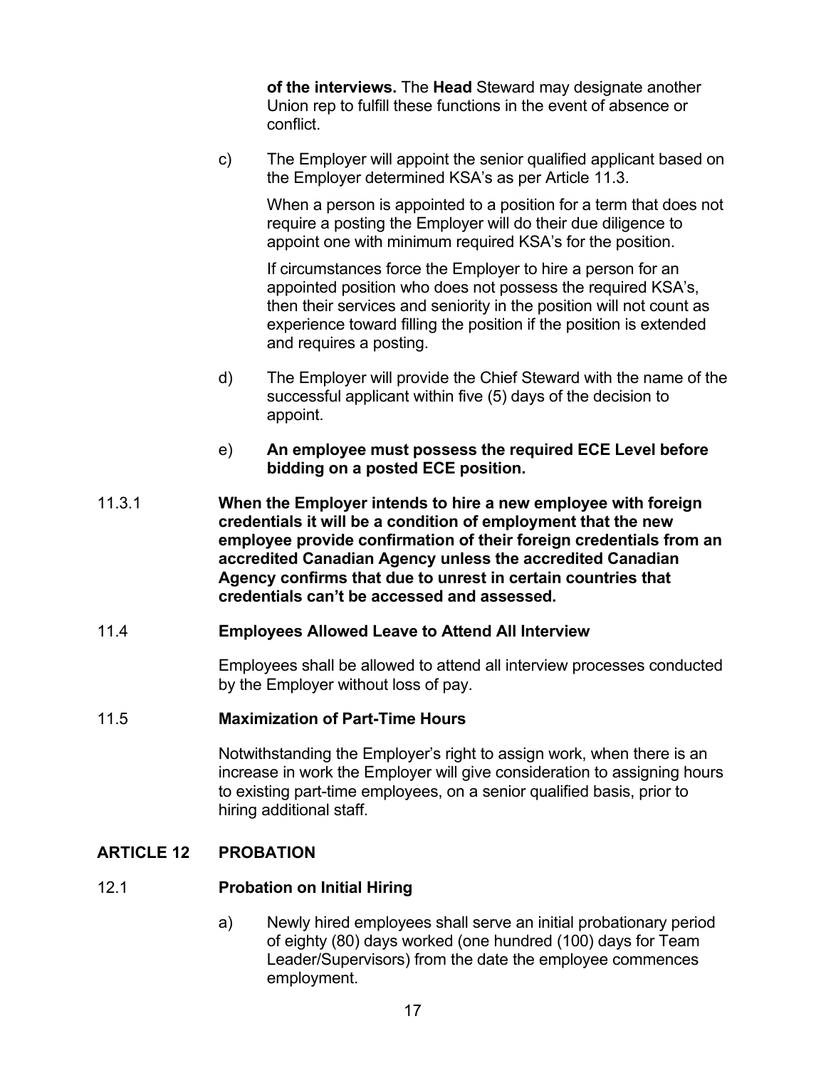**of the interviews.** The **Head** Steward may designate another Union rep to fulfill these functions in the event of absence or conflict.

c) The Employer will appoint the senior qualified applicant based on the Employer determined KSA's as per Article 11.3.

When a person is appointed to a position for a term that does not require a posting the Employer will do their due diligence to appoint one with minimum required KSA's for the position.

If circumstances force the Employer to hire a person for an appointed position who does not possess the required KSA's, then their services and seniority in the position will not count as experience toward filling the position if the position is extended and requires a posting.

d) The Employer will provide the Chief Steward with the name of the successful applicant within five (5) days of the decision to appoint.

e) **An employee must possess the required ECE Level before bidding on a posted ECE position.**

11.3.1 **When the Employer intends to hire a new employee with foreign credentials it will be a condition of employment that the new employee provide confirmation of their foreign credentials from an accredited Canadian Agency unless the accredited Canadian Agency confirms that due to unrest in certain countries that credentials can't be accessed and assessed.**

### 11.4 Employees Allowed Leave to Attend All Interview

Employees shall be allowed to attend all interview processes conducted by the Employer without loss of pay.

### 11.5 Maximization of Part-Time Hours

Notwithstanding the Employer's right to assign work, when there is an increase in work the Employer will give consideration to assigning hours to existing part-time employees, on a senior qualified basis, prior to hiring additional staff.

## ARTICLE 12 PROBATION

### 12.1 Probation on Initial Hiring

a) Newly hired employees shall serve an initial probationary period of eighty (80) days worked (one hundred (100) days for Team Leader/Supervisors) from the date the employee commences employment.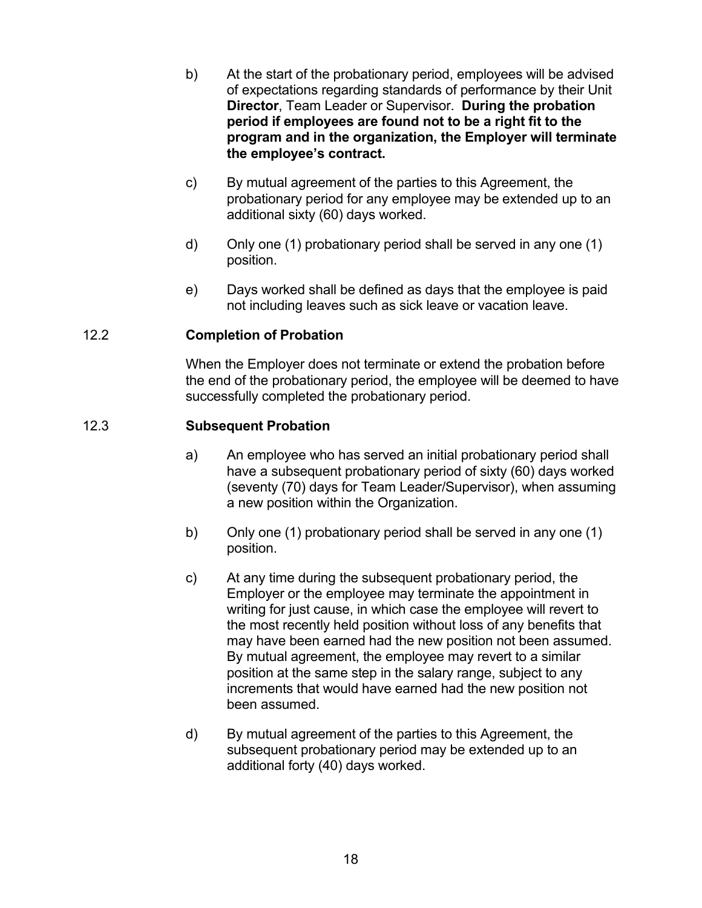b) At the start of the probationary period, employees will be advised of expectations regarding standards of performance by their Unit **Director**, Team Leader or Supervisor. **During the probation period if employees are found not to be a right fit to the program and in the organization, the Employer will terminate the employee's contract.**

c) By mutual agreement of the parties to this Agreement, the probationary period for any employee may be extended up to an additional sixty (60) days worked.

d) Only one (1) probationary period shall be served in any one (1) position.

e) Days worked shall be defined as days that the employee is paid not including leaves such as sick leave or vacation leave.

### 12.2 Completion of Probation

When the Employer does not terminate or extend the probation before the end of the probationary period, the employee will be deemed to have successfully completed the probationary period.

### 12.3 Subsequent Probation

a) An employee who has served an initial probationary period shall have a subsequent probationary period of sixty (60) days worked (seventy (70) days for Team Leader/Supervisor), when assuming a new position within the Organization.

b) Only one (1) probationary period shall be served in any one (1) position.

c) At any time during the subsequent probationary period, the Employer or the employee may terminate the appointment in writing for just cause, in which case the employee will revert to the most recently held position without loss of any benefits that may have been earned had the new position not been assumed. By mutual agreement, the employee may revert to a similar position at the same step in the salary range, subject to any increments that would have earned had the new position not been assumed.

d) By mutual agreement of the parties to this Agreement, the subsequent probationary period may be extended up to an additional forty (40) days worked.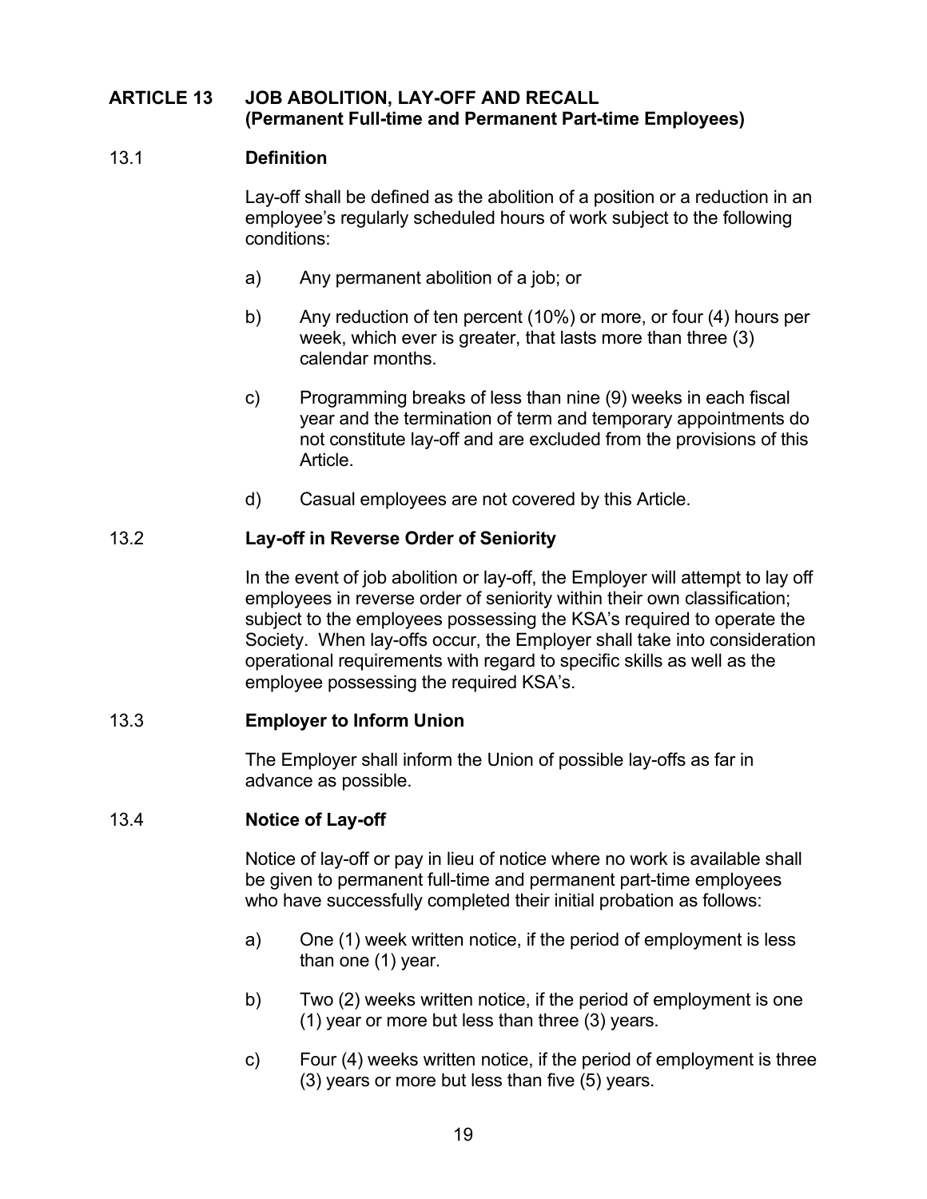## ARTICLE 13 JOB ABOLITION, LAY-OFF AND RECALL (Permanent Full-time and Permanent Part-time Employees)

### 13.1 Definition

Lay-off shall be defined as the abolition of a position or a reduction in an employee's regularly scheduled hours of work subject to the following conditions:

a) Any permanent abolition of a job; or

b) Any reduction of ten percent (10%) or more, or four (4) hours per week, which ever is greater, that lasts more than three (3) calendar months.

c) Programming breaks of less than nine (9) weeks in each fiscal year and the termination of term and temporary appointments do not constitute lay-off and are excluded from the provisions of this Article.

d) Casual employees are not covered by this Article.

### 13.2 Lay-off in Reverse Order of Seniority

In the event of job abolition or lay-off, the Employer will attempt to lay off employees in reverse order of seniority within their own classification; subject to the employees possessing the KSA's required to operate the Society. When lay-offs occur, the Employer shall take into consideration operational requirements with regard to specific skills as well as the employee possessing the required KSA's.

### 13.3 Employer to Inform Union

The Employer shall inform the Union of possible lay-offs as far in advance as possible.

### 13.4 Notice of Lay-off

Notice of lay-off or pay in lieu of notice where no work is available shall be given to permanent full-time and permanent part-time employees who have successfully completed their initial probation as follows:

a) One (1) week written notice, if the period of employment is less than one (1) year.

b) Two (2) weeks written notice, if the period of employment is one (1) year or more but less than three (3) years.

c) Four (4) weeks written notice, if the period of employment is three (3) years or more but less than five (5) years.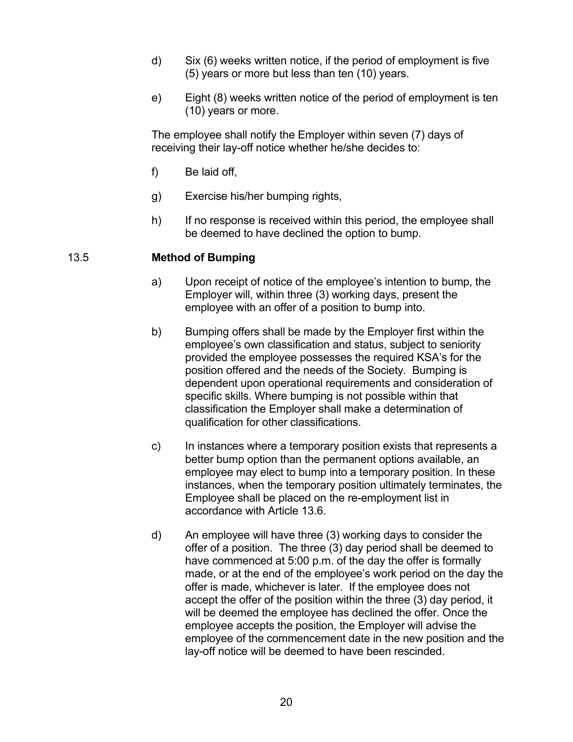d) Six (6) weeks written notice, if the period of employment is five (5) years or more but less than ten (10) years.

e) Eight (8) weeks written notice of the period of employment is ten (10) years or more.

The employee shall notify the Employer within seven (7) days of receiving their lay-off notice whether he/she decides to:

f) Be laid off,

g) Exercise his/her bumping rights,

h) If no response is received within this period, the employee shall be deemed to have declined the option to bump.

### 13.5 Method of Bumping

a) Upon receipt of notice of the employee's intention to bump, the Employer will, within three (3) working days, present the employee with an offer of a position to bump into.

b) Bumping offers shall be made by the Employer first within the employee's own classification and status, subject to seniority provided the employee possesses the required KSA's for the position offered and the needs of the Society. Bumping is dependent upon operational requirements and consideration of specific skills. Where bumping is not possible within that classification the Employer shall make a determination of qualification for other classifications.

c) In instances where a temporary position exists that represents a better bump option than the permanent options available, an employee may elect to bump into a temporary position. In these instances, when the temporary position ultimately terminates, the Employee shall be placed on the re-employment list in accordance with Article 13.6.

d) An employee will have three (3) working days to consider the offer of a position. The three (3) day period shall be deemed to have commenced at 5:00 p.m. of the day the offer is formally made, or at the end of the employee's work period on the day the offer is made, whichever is later. If the employee does not accept the offer of the position within the three (3) day period, it will be deemed the employee has declined the offer. Once the employee accepts the position, the Employer will advise the employee of the commencement date in the new position and the lay-off notice will be deemed to have been rescinded.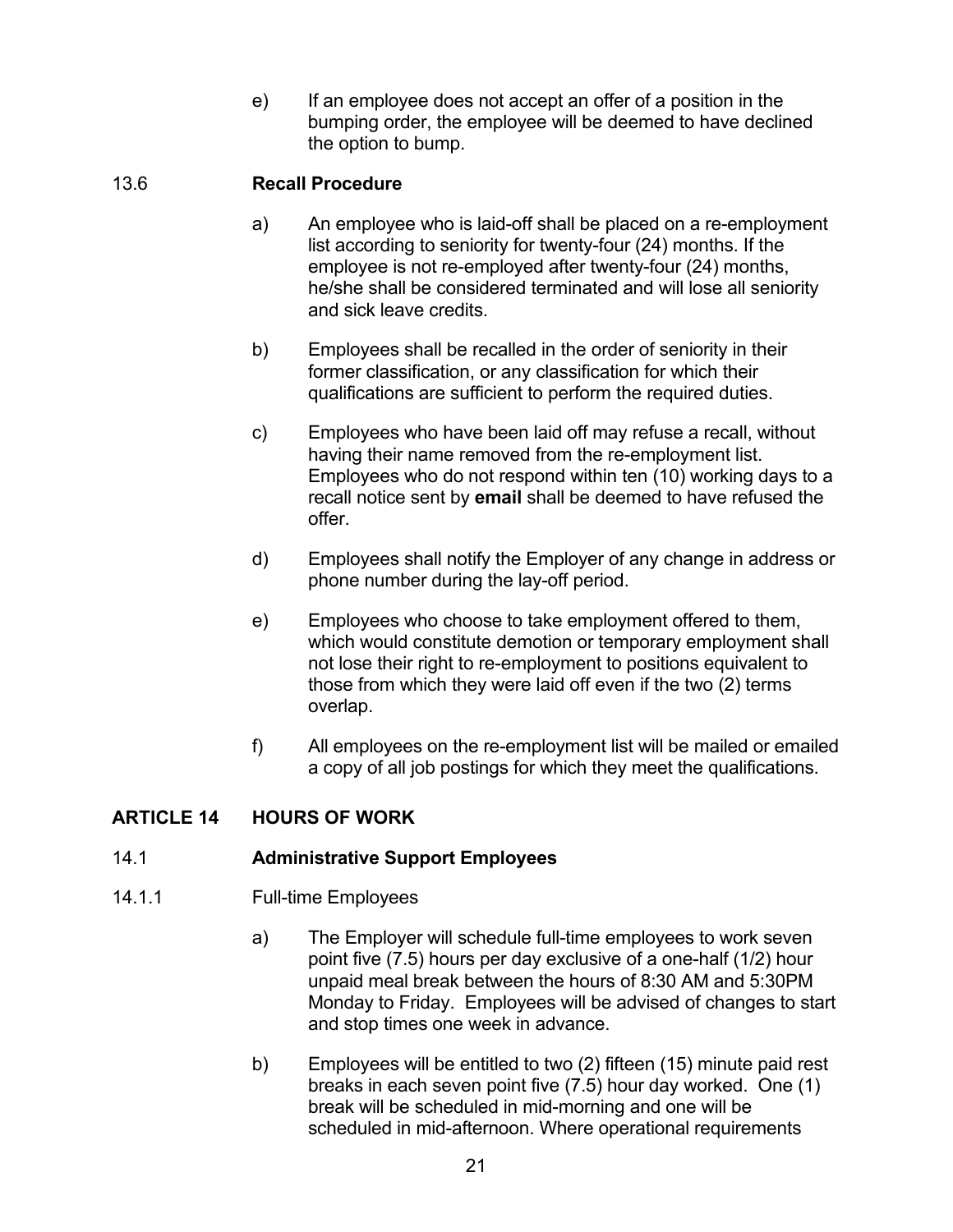e) If an employee does not accept an offer of a position in the bumping order, the employee will be deemed to have declined the option to bump.

### 13.6 Recall Procedure

a) An employee who is laid-off shall be placed on a re-employment list according to seniority for twenty-four (24) months. If the employee is not re-employed after twenty-four (24) months, he/she shall be considered terminated and will lose all seniority and sick leave credits.

b) Employees shall be recalled in the order of seniority in their former classification, or any classification for which their qualifications are sufficient to perform the required duties.

c) Employees who have been laid off may refuse a recall, without having their name removed from the re-employment list. Employees who do not respond within ten (10) working days to a recall notice sent by **email** shall be deemed to have refused the offer.

d) Employees shall notify the Employer of any change in address or phone number during the lay-off period.

e) Employees who choose to take employment offered to them, which would constitute demotion or temporary employment shall not lose their right to re-employment to positions equivalent to those from which they were laid off even if the two (2) terms overlap.

f) All employees on the re-employment list will be mailed or emailed a copy of all job postings for which they meet the qualifications.

## ARTICLE 14 HOURS OF WORK

### 14.1 Administrative Support Employees

#### 14.1.1 Full-time Employees

a) The Employer will schedule full-time employees to work seven point five (7.5) hours per day exclusive of a one-half (1/2) hour unpaid meal break between the hours of 8:30 AM and 5:30PM Monday to Friday. Employees will be advised of changes to start and stop times one week in advance.

b) Employees will be entitled to two (2) fifteen (15) minute paid rest breaks in each seven point five (7.5) hour day worked. One (1) break will be scheduled in mid-morning and one will be scheduled in mid-afternoon. Where operational requirements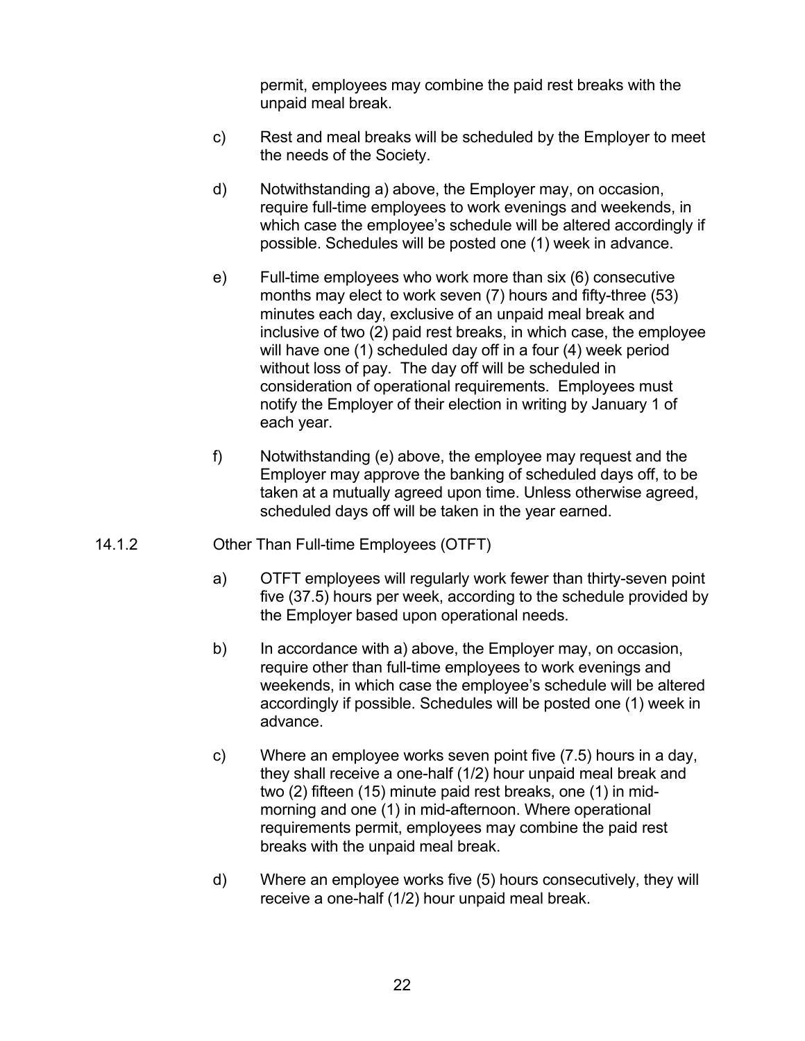permit, employees may combine the paid rest breaks with the unpaid meal break.

c) Rest and meal breaks will be scheduled by the Employer to meet the needs of the Society.

d) Notwithstanding a) above, the Employer may, on occasion, require full-time employees to work evenings and weekends, in which case the employee's schedule will be altered accordingly if possible. Schedules will be posted one (1) week in advance.

e) Full-time employees who work more than six (6) consecutive months may elect to work seven (7) hours and fifty-three (53) minutes each day, exclusive of an unpaid meal break and inclusive of two (2) paid rest breaks, in which case, the employee will have one (1) scheduled day off in a four (4) week period without loss of pay. The day off will be scheduled in consideration of operational requirements. Employees must notify the Employer of their election in writing by January 1 of each year.

f) Notwithstanding (e) above, the employee may request and the Employer may approve the banking of scheduled days off, to be taken at a mutually agreed upon time. Unless otherwise agreed, scheduled days off will be taken in the year earned.

14.1.2 Other Than Full-time Employees (OTFT)

a) OTFT employees will regularly work fewer than thirty-seven point five (37.5) hours per week, according to the schedule provided by the Employer based upon operational needs.

b) In accordance with a) above, the Employer may, on occasion, require other than full-time employees to work evenings and weekends, in which case the employee's schedule will be altered accordingly if possible. Schedules will be posted one (1) week in advance.

c) Where an employee works seven point five (7.5) hours in a day, they shall receive a one-half (1/2) hour unpaid meal break and two (2) fifteen (15) minute paid rest breaks, one (1) in mid-morning and one (1) in mid-afternoon. Where operational requirements permit, employees may combine the paid rest breaks with the unpaid meal break.

d) Where an employee works five (5) hours consecutively, they will receive a one-half (1/2) hour unpaid meal break.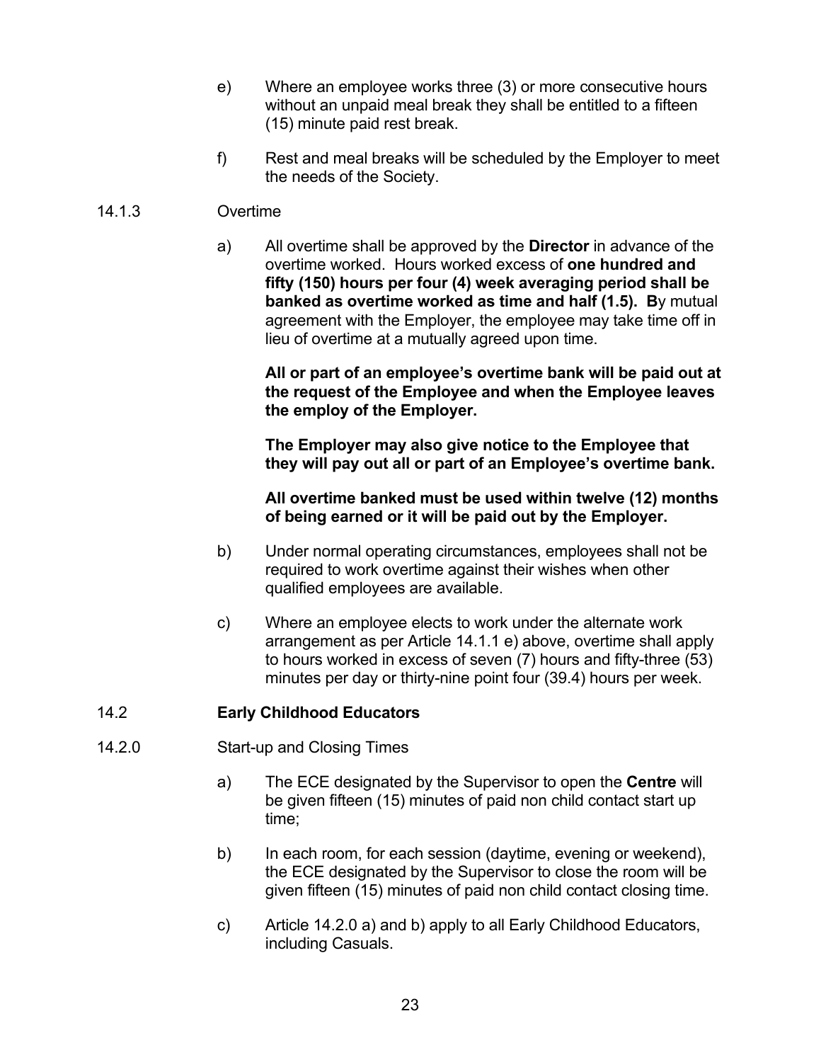e) Where an employee works three (3) or more consecutive hours without an unpaid meal break they shall be entitled to a fifteen (15) minute paid rest break.

f) Rest and meal breaks will be scheduled by the Employer to meet the needs of the Society.

14.1.3 Overtime

a) All overtime shall be approved by the **Director** in advance of the overtime worked. Hours worked excess of **one hundred and fifty (150) hours per four (4) week averaging period shall be banked as overtime worked as time and half (1.5). B**y mutual agreement with the Employer, the employee may take time off in lieu of overtime at a mutually agreed upon time.

**All or part of an employee's overtime bank will be paid out at the request of the Employee and when the Employee leaves the employ of the Employer.**

**The Employer may also give notice to the Employee that they will pay out all or part of an Employee's overtime bank.**

**All overtime banked must be used within twelve (12) months of being earned or it will be paid out by the Employer.**

b) Under normal operating circumstances, employees shall not be required to work overtime against their wishes when other qualified employees are available.

c) Where an employee elects to work under the alternate work arrangement as per Article 14.1.1 e) above, overtime shall apply to hours worked in excess of seven (7) hours and fifty-three (53) minutes per day or thirty-nine point four (39.4) hours per week.

## 14.2 **Early Childhood Educators**

14.2.0 Start-up and Closing Times

a) The ECE designated by the Supervisor to open the **Centre** will be given fifteen (15) minutes of paid non child contact start up time;

b) In each room, for each session (daytime, evening or weekend), the ECE designated by the Supervisor to close the room will be given fifteen (15) minutes of paid non child contact closing time.

c) Article 14.2.0 a) and b) apply to all Early Childhood Educators, including Casuals.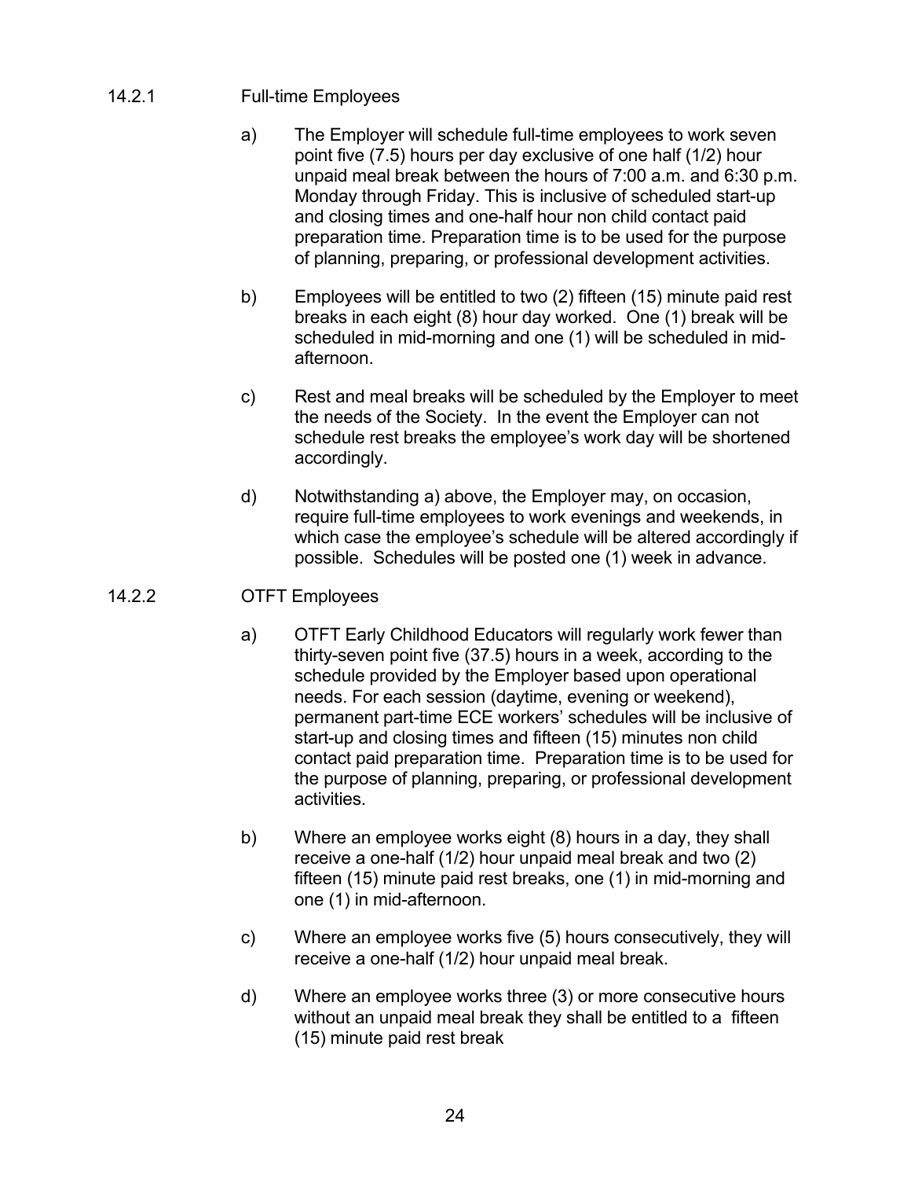### 14.2.1 Full-time Employees

a) The Employer will schedule full-time employees to work seven point five (7.5) hours per day exclusive of one half (1/2) hour unpaid meal break between the hours of 7:00 a.m. and 6:30 p.m. Monday through Friday. This is inclusive of scheduled start-up and closing times and one-half hour non child contact paid preparation time. Preparation time is to be used for the purpose of planning, preparing, or professional development activities.

b) Employees will be entitled to two (2) fifteen (15) minute paid rest breaks in each eight (8) hour day worked. One (1) break will be scheduled in mid-morning and one (1) will be scheduled in mid-afternoon.

c) Rest and meal breaks will be scheduled by the Employer to meet the needs of the Society. In the event the Employer can not schedule rest breaks the employee's work day will be shortened accordingly.

d) Notwithstanding a) above, the Employer may, on occasion, require full-time employees to work evenings and weekends, in which case the employee's schedule will be altered accordingly if possible. Schedules will be posted one (1) week in advance.

### 14.2.2 OTFT Employees

a) OTFT Early Childhood Educators will regularly work fewer than thirty-seven point five (37.5) hours in a week, according to the schedule provided by the Employer based upon operational needs. For each session (daytime, evening or weekend), permanent part-time ECE workers' schedules will be inclusive of start-up and closing times and fifteen (15) minutes non child contact paid preparation time. Preparation time is to be used for the purpose of planning, preparing, or professional development activities.

b) Where an employee works eight (8) hours in a day, they shall receive a one-half (1/2) hour unpaid meal break and two (2) fifteen (15) minute paid rest breaks, one (1) in mid-morning and one (1) in mid-afternoon.

c) Where an employee works five (5) hours consecutively, they will receive a one-half (1/2) hour unpaid meal break.

d) Where an employee works three (3) or more consecutive hours without an unpaid meal break they shall be entitled to a fifteen (15) minute paid rest break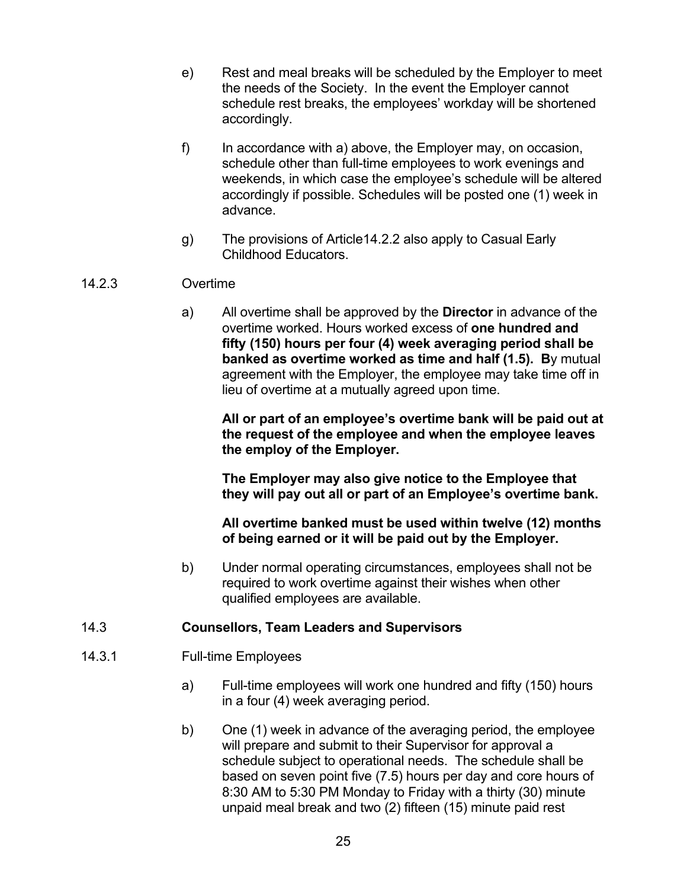e) Rest and meal breaks will be scheduled by the Employer to meet the needs of the Society. In the event the Employer cannot schedule rest breaks, the employees' workday will be shortened accordingly.

f) In accordance with a) above, the Employer may, on occasion, schedule other than full-time employees to work evenings and weekends, in which case the employee's schedule will be altered accordingly if possible. Schedules will be posted one (1) week in advance.

g) The provisions of Article14.2.2 also apply to Casual Early Childhood Educators.

14.2.3 Overtime

a) All overtime shall be approved by the **Director** in advance of the overtime worked. Hours worked excess of **one hundred and fifty (150) hours per four (4) week averaging period shall be banked as overtime worked as time and half (1.5). B**y mutual agreement with the Employer, the employee may take time off in lieu of overtime at a mutually agreed upon time.

**All or part of an employee's overtime bank will be paid out at the request of the employee and when the employee leaves the employ of the Employer.**

**The Employer may also give notice to the Employee that they will pay out all or part of an Employee's overtime bank.**

**All overtime banked must be used within twelve (12) months of being earned or it will be paid out by the Employer.**

b) Under normal operating circumstances, employees shall not be required to work overtime against their wishes when other qualified employees are available.

14.3 **Counsellors, Team Leaders and Supervisors**

14.3.1 Full-time Employees

a) Full-time employees will work one hundred and fifty (150) hours in a four (4) week averaging period.

b) One (1) week in advance of the averaging period, the employee will prepare and submit to their Supervisor for approval a schedule subject to operational needs. The schedule shall be based on seven point five (7.5) hours per day and core hours of 8:30 AM to 5:30 PM Monday to Friday with a thirty (30) minute unpaid meal break and two (2) fifteen (15) minute paid rest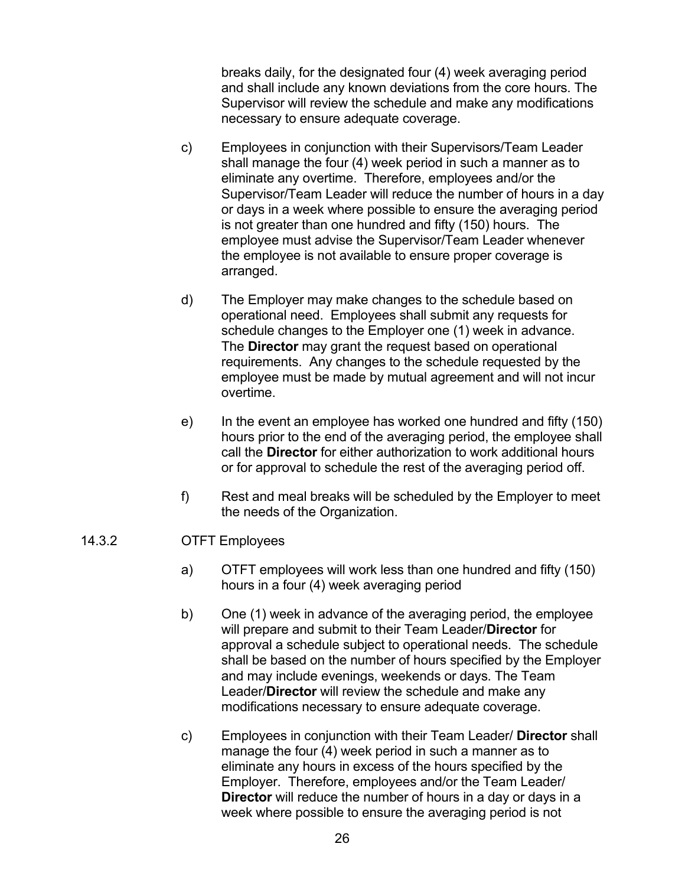breaks daily, for the designated four (4) week averaging period and shall include any known deviations from the core hours. The Supervisor will review the schedule and make any modifications necessary to ensure adequate coverage.

c) Employees in conjunction with their Supervisors/Team Leader shall manage the four (4) week period in such a manner as to eliminate any overtime. Therefore, employees and/or the Supervisor/Team Leader will reduce the number of hours in a day or days in a week where possible to ensure the averaging period is not greater than one hundred and fifty (150) hours. The employee must advise the Supervisor/Team Leader whenever the employee is not available to ensure proper coverage is arranged.

d) The Employer may make changes to the schedule based on operational need. Employees shall submit any requests for schedule changes to the Employer one (1) week in advance. The **Director** may grant the request based on operational requirements. Any changes to the schedule requested by the employee must be made by mutual agreement and will not incur overtime.

e) In the event an employee has worked one hundred and fifty (150) hours prior to the end of the averaging period, the employee shall call the **Director** for either authorization to work additional hours or for approval to schedule the rest of the averaging period off.

f) Rest and meal breaks will be scheduled by the Employer to meet the needs of the Organization.

14.3.2 OTFT Employees

a) OTFT employees will work less than one hundred and fifty (150) hours in a four (4) week averaging period

b) One (1) week in advance of the averaging period, the employee will prepare and submit to their Team Leader/**Director** for approval a schedule subject to operational needs. The schedule shall be based on the number of hours specified by the Employer and may include evenings, weekends or days. The Team Leader/**Director** will review the schedule and make any modifications necessary to ensure adequate coverage.

c) Employees in conjunction with their Team Leader/ **Director** shall manage the four (4) week period in such a manner as to eliminate any hours in excess of the hours specified by the Employer. Therefore, employees and/or the Team Leader/ **Director** will reduce the number of hours in a day or days in a week where possible to ensure the averaging period is not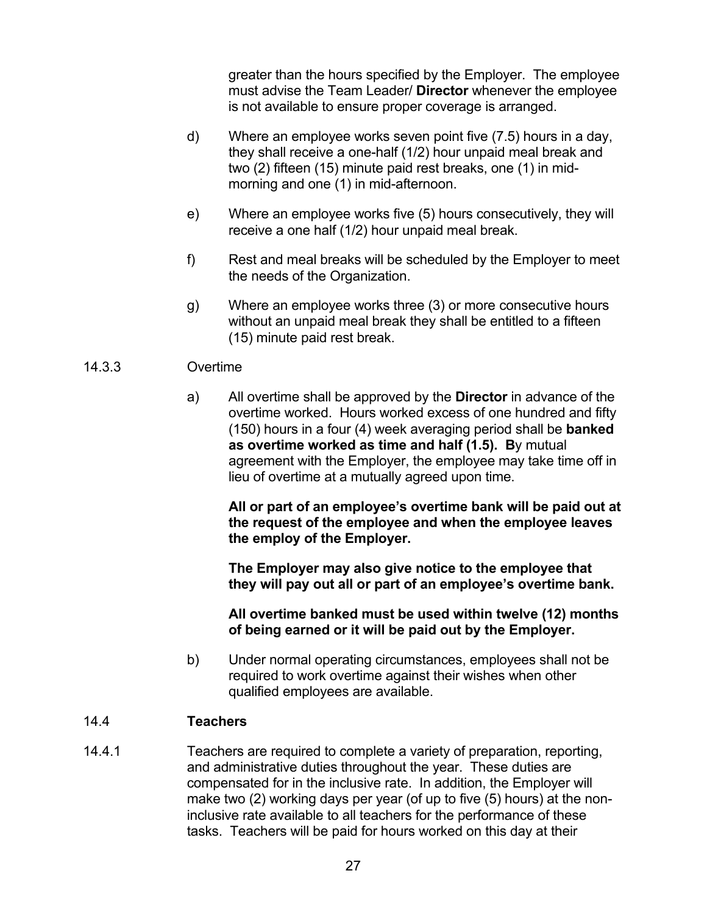greater than the hours specified by the Employer. The employee must advise the Team Leader/ **Director** whenever the employee is not available to ensure proper coverage is arranged.

d) Where an employee works seven point five (7.5) hours in a day, they shall receive a one-half (1/2) hour unpaid meal break and two (2) fifteen (15) minute paid rest breaks, one (1) in mid-morning and one (1) in mid-afternoon.

e) Where an employee works five (5) hours consecutively, they will receive a one half (1/2) hour unpaid meal break.

f) Rest and meal breaks will be scheduled by the Employer to meet the needs of the Organization.

g) Where an employee works three (3) or more consecutive hours without an unpaid meal break they shall be entitled to a fifteen (15) minute paid rest break.

14.3.3 Overtime

a) All overtime shall be approved by the **Director** in advance of the overtime worked. Hours worked excess of one hundred and fifty (150) hours in a four (4) week averaging period shall be **banked as overtime worked as time and half (1.5). B**y mutual agreement with the Employer, the employee may take time off in lieu of overtime at a mutually agreed upon time.

**All or part of an employee's overtime bank will be paid out at the request of the employee and when the employee leaves the employ of the Employer.**

**The Employer may also give notice to the employee that they will pay out all or part of an employee's overtime bank.**

**All overtime banked must be used within twelve (12) months of being earned or it will be paid out by the Employer.**

b) Under normal operating circumstances, employees shall not be required to work overtime against their wishes when other qualified employees are available.

## 14.4 Teachers

14.4.1 Teachers are required to complete a variety of preparation, reporting, and administrative duties throughout the year. These duties are compensated for in the inclusive rate. In addition, the Employer will make two (2) working days per year (of up to five (5) hours) at the non-inclusive rate available to all teachers for the performance of these tasks. Teachers will be paid for hours worked on this day at their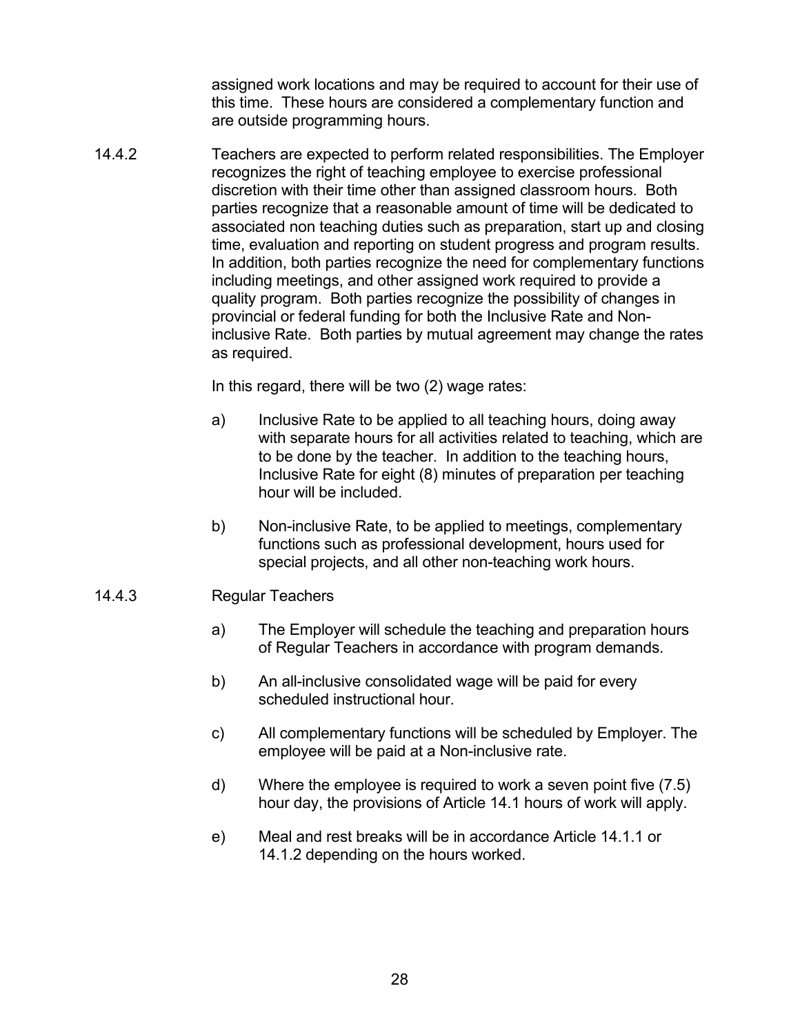assigned work locations and may be required to account for their use of this time. These hours are considered a complementary function and are outside programming hours.

14.4.2 Teachers are expected to perform related responsibilities. The Employer recognizes the right of teaching employee to exercise professional discretion with their time other than assigned classroom hours. Both parties recognize that a reasonable amount of time will be dedicated to associated non teaching duties such as preparation, start up and closing time, evaluation and reporting on student progress and program results. In addition, both parties recognize the need for complementary functions including meetings, and other assigned work required to provide a quality program. Both parties recognize the possibility of changes in provincial or federal funding for both the Inclusive Rate and Non-inclusive Rate. Both parties by mutual agreement may change the rates as required.

In this regard, there will be two (2) wage rates:

a) Inclusive Rate to be applied to all teaching hours, doing away with separate hours for all activities related to teaching, which are to be done by the teacher. In addition to the teaching hours, Inclusive Rate for eight (8) minutes of preparation per teaching hour will be included.

b) Non-inclusive Rate, to be applied to meetings, complementary functions such as professional development, hours used for special projects, and all other non-teaching work hours.

14.4.3 Regular Teachers

a) The Employer will schedule the teaching and preparation hours of Regular Teachers in accordance with program demands.

b) An all-inclusive consolidated wage will be paid for every scheduled instructional hour.

c) All complementary functions will be scheduled by Employer. The employee will be paid at a Non-inclusive rate.

d) Where the employee is required to work a seven point five (7.5) hour day, the provisions of Article 14.1 hours of work will apply.

e) Meal and rest breaks will be in accordance Article 14.1.1 or 14.1.2 depending on the hours worked.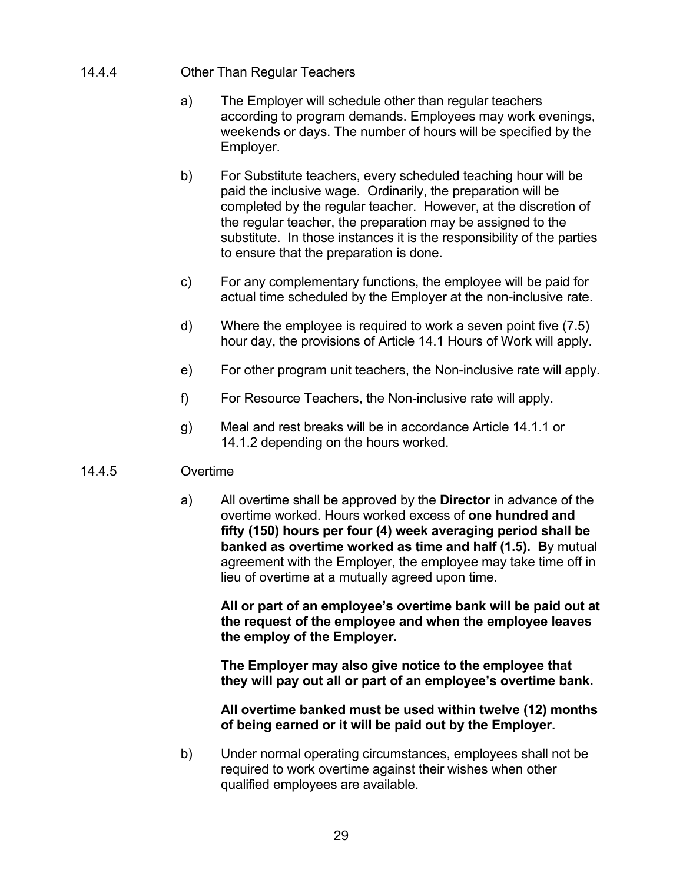14.4.4 Other Than Regular Teachers

a) The Employer will schedule other than regular teachers according to program demands. Employees may work evenings, weekends or days. The number of hours will be specified by the Employer.

b) For Substitute teachers, every scheduled teaching hour will be paid the inclusive wage. Ordinarily, the preparation will be completed by the regular teacher. However, at the discretion of the regular teacher, the preparation may be assigned to the substitute. In those instances it is the responsibility of the parties to ensure that the preparation is done.

c) For any complementary functions, the employee will be paid for actual time scheduled by the Employer at the non-inclusive rate.

d) Where the employee is required to work a seven point five (7.5) hour day, the provisions of Article 14.1 Hours of Work will apply.

e) For other program unit teachers, the Non-inclusive rate will apply.

f) For Resource Teachers, the Non-inclusive rate will apply.

g) Meal and rest breaks will be in accordance Article 14.1.1 or 14.1.2 depending on the hours worked.

14.4.5 Overtime

a) All overtime shall be approved by the **Director** in advance of the overtime worked. Hours worked excess of **one hundred and fifty (150) hours per four (4) week averaging period shall be banked as overtime worked as time and half (1.5). B**y mutual agreement with the Employer, the employee may take time off in lieu of overtime at a mutually agreed upon time.

**All or part of an employee's overtime bank will be paid out at the request of the employee and when the employee leaves the employ of the Employer.**

**The Employer may also give notice to the employee that they will pay out all or part of an employee's overtime bank.**

**All overtime banked must be used within twelve (12) months of being earned or it will be paid out by the Employer.**

b) Under normal operating circumstances, employees shall not be required to work overtime against their wishes when other qualified employees are available.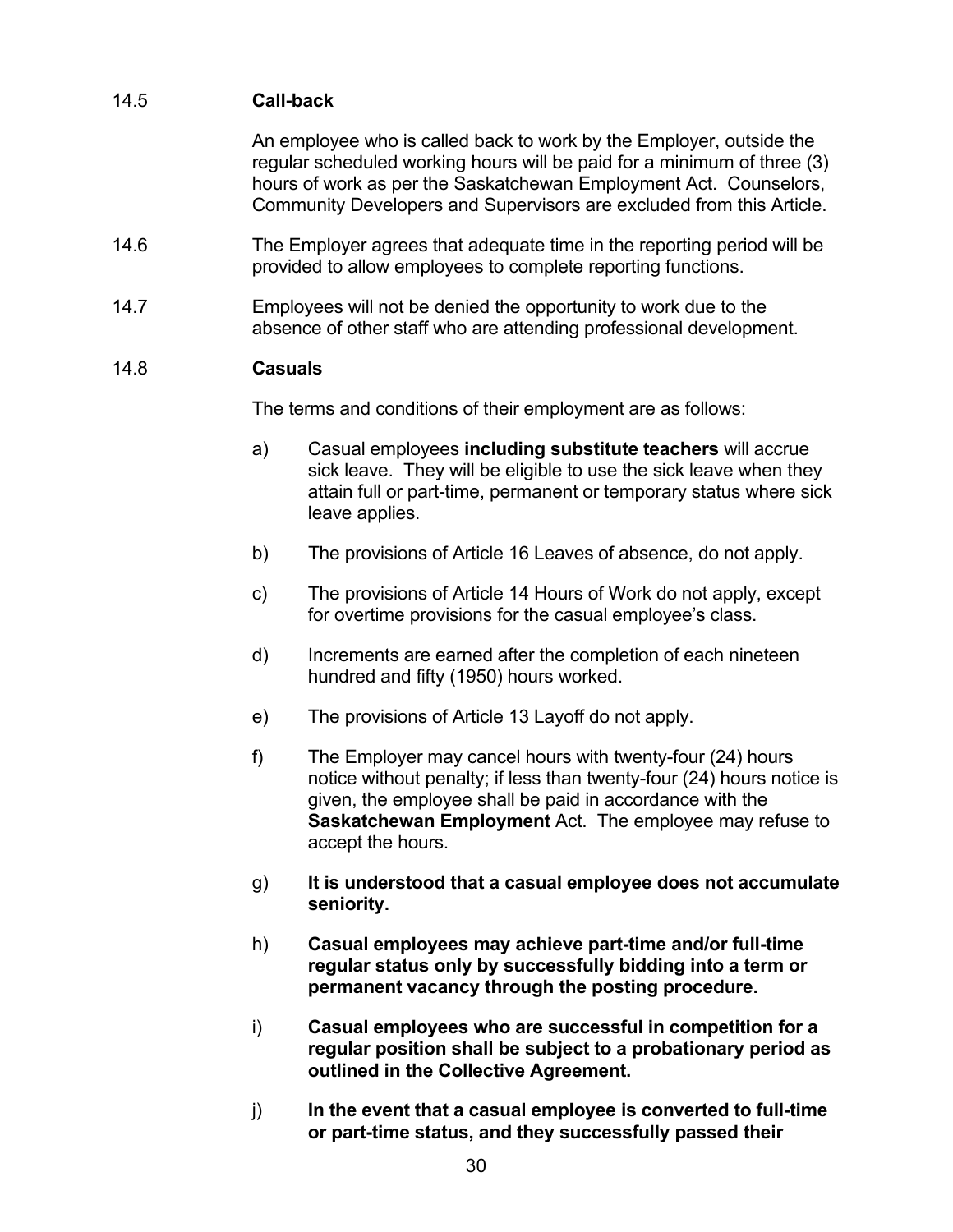14.5 **Call-back**

An employee who is called back to work by the Employer, outside the regular scheduled working hours will be paid for a minimum of three (3) hours of work as per the Saskatchewan Employment Act. Counselors, Community Developers and Supervisors are excluded from this Article.

14.6 The Employer agrees that adequate time in the reporting period will be provided to allow employees to complete reporting functions.

14.7 Employees will not be denied the opportunity to work due to the absence of other staff who are attending professional development.

14.8 **Casuals**

The terms and conditions of their employment are as follows:

a) Casual employees **including substitute teachers** will accrue sick leave. They will be eligible to use the sick leave when they attain full or part-time, permanent or temporary status where sick leave applies.

b) The provisions of Article 16 Leaves of absence, do not apply.

c) The provisions of Article 14 Hours of Work do not apply, except for overtime provisions for the casual employee's class.

d) Increments are earned after the completion of each nineteen hundred and fifty (1950) hours worked.

e) The provisions of Article 13 Layoff do not apply.

f) The Employer may cancel hours with twenty-four (24) hours notice without penalty; if less than twenty-four (24) hours notice is given, the employee shall be paid in accordance with the **Saskatchewan Employment** Act. The employee may refuse to accept the hours.

g) **It is understood that a casual employee does not accumulate seniority.**

h) **Casual employees may achieve part-time and/or full-time regular status only by successfully bidding into a term or permanent vacancy through the posting procedure.**

i) **Casual employees who are successful in competition for a regular position shall be subject to a probationary period as outlined in the Collective Agreement.**

j) **In the event that a casual employee is converted to full-time or part-time status, and they successfully passed their**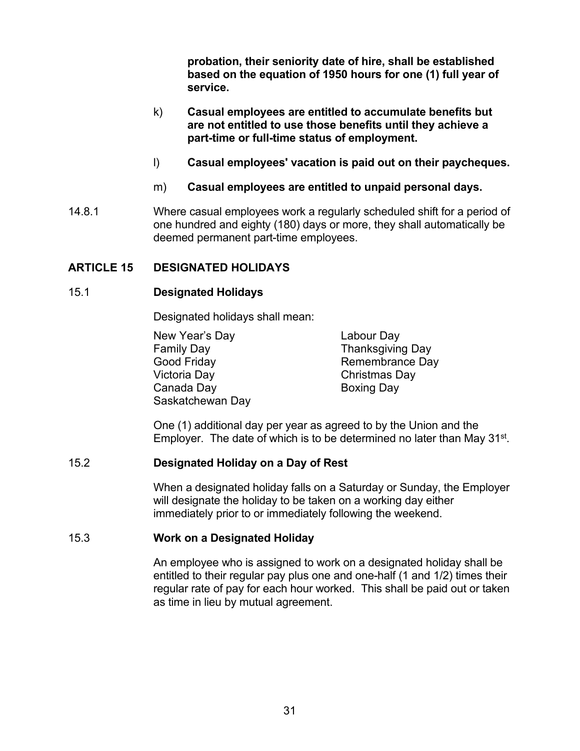**probation, their seniority date of hire, shall be established based on the equation of 1950 hours for one (1) full year of service.**

k) **Casual employees are entitled to accumulate benefits but are not entitled to use those benefits until they achieve a part-time or full-time status of employment.**

l) **Casual employees' vacation is paid out on their paycheques.**

m) **Casual employees are entitled to unpaid personal days.**

14.8.1 Where casual employees work a regularly scheduled shift for a period of one hundred and eighty (180) days or more, they shall automatically be deemed permanent part-time employees.

## ARTICLE 15 DESIGNATED HOLIDAYS

### 15.1 Designated Holidays

Designated holidays shall mean:

New Year's Day
Family Day
Good Friday
Victoria Day
Canada Day
Saskatchewan Day
Labour Day
Thanksgiving Day
Remembrance Day
Christmas Day
Boxing Day

One (1) additional day per year as agreed to by the Union and the Employer. The date of which is to be determined no later than May 31st.

### 15.2 Designated Holiday on a Day of Rest

When a designated holiday falls on a Saturday or Sunday, the Employer will designate the holiday to be taken on a working day either immediately prior to or immediately following the weekend.

### 15.3 Work on a Designated Holiday

An employee who is assigned to work on a designated holiday shall be entitled to their regular pay plus one and one-half (1 and 1/2) times their regular rate of pay for each hour worked. This shall be paid out or taken as time in lieu by mutual agreement.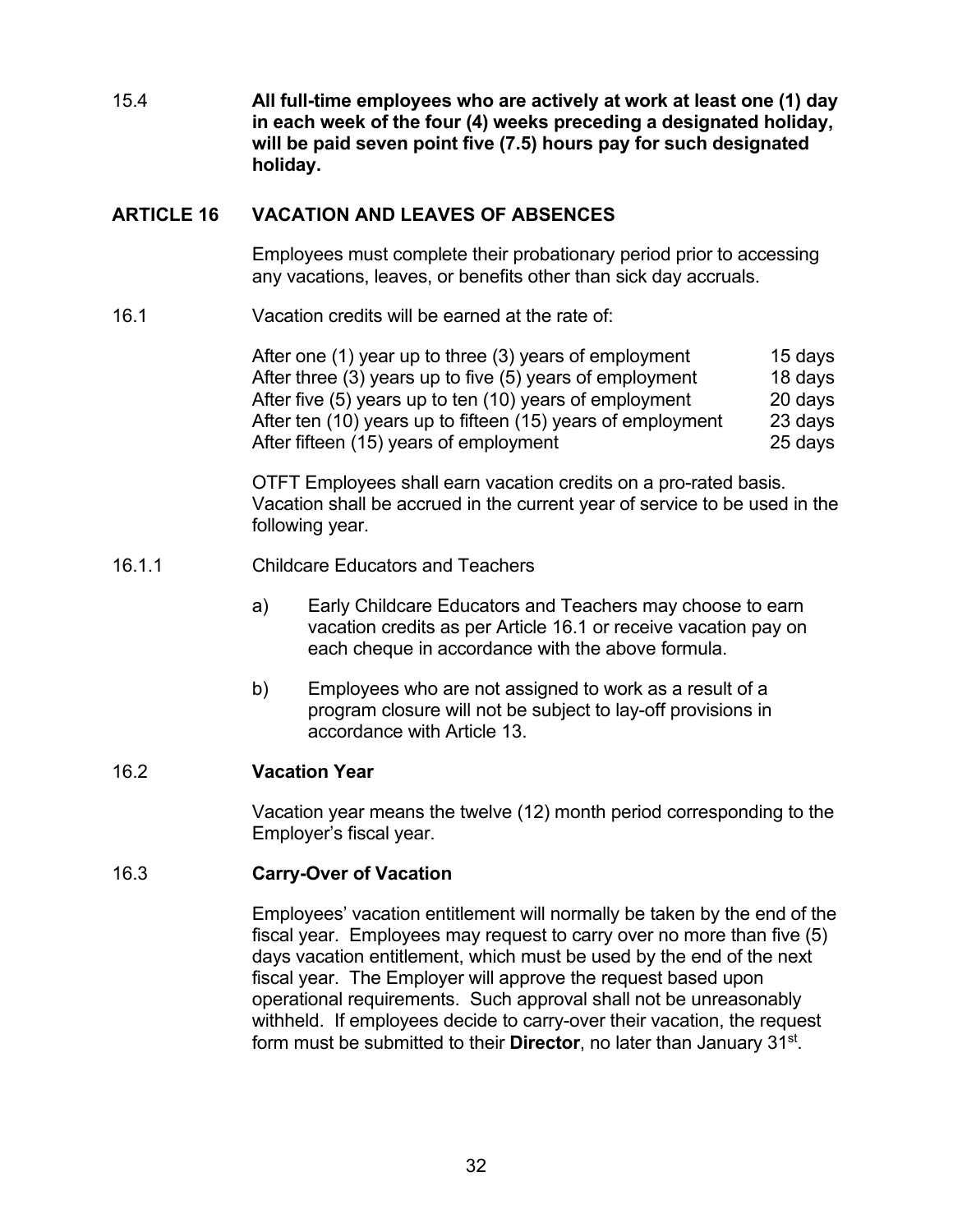15.4 **All full-time employees who are actively at work at least one (1) day in each week of the four (4) weeks preceding a designated holiday, will be paid seven point five (7.5) hours pay for such designated holiday.**

## ARTICLE 16 VACATION AND LEAVES OF ABSENCES

Employees must complete their probationary period prior to accessing any vacations, leaves, or benefits other than sick day accruals.

16.1 Vacation credits will be earned at the rate of:

| | |
|---|---|
| After one (1) year up to three (3) years of employment | 15 days |
| After three (3) years up to five (5) years of employment | 18 days |
| After five (5) years up to ten (10) years of employment | 20 days |
| After ten (10) years up to fifteen (15) years of employment | 23 days |
| After fifteen (15) years of employment | 25 days |

OTFT Employees shall earn vacation credits on a pro-rated basis. Vacation shall be accrued in the current year of service to be used in the following year.

16.1.1 Childcare Educators and Teachers

a) Early Childcare Educators and Teachers may choose to earn vacation credits as per Article 16.1 or receive vacation pay on each cheque in accordance with the above formula.

b) Employees who are not assigned to work as a result of a program closure will not be subject to lay-off provisions in accordance with Article 13.

16.2 **Vacation Year**

Vacation year means the twelve (12) month period corresponding to the Employer's fiscal year.

16.3 **Carry-Over of Vacation**

Employees' vacation entitlement will normally be taken by the end of the fiscal year. Employees may request to carry over no more than five (5) days vacation entitlement, which must be used by the end of the next fiscal year. The Employer will approve the request based upon operational requirements. Such approval shall not be unreasonably withheld. If employees decide to carry-over their vacation, the request form must be submitted to their **Director**, no later than January 31st.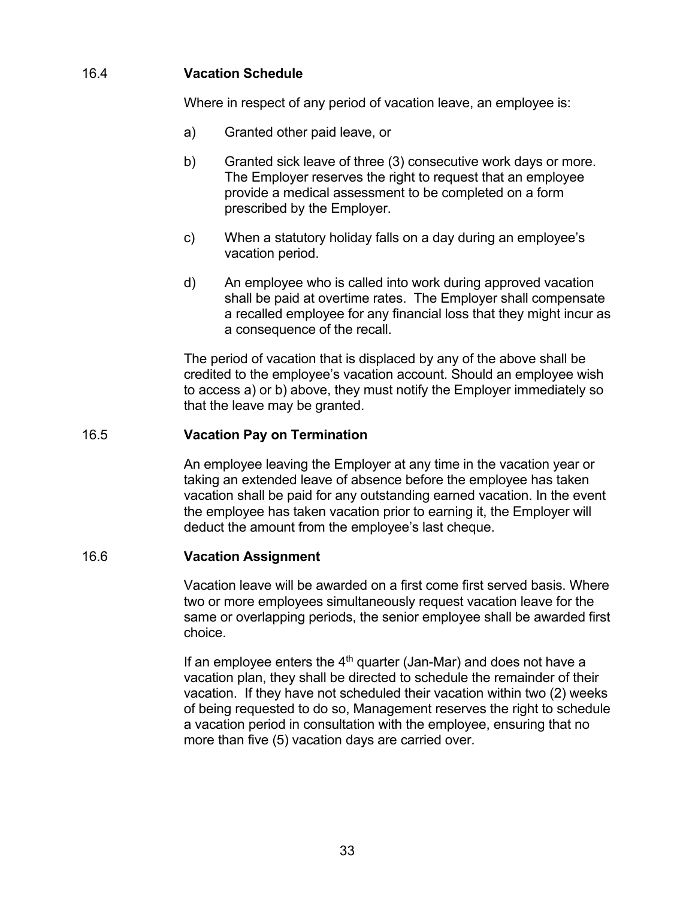### 16.4 Vacation Schedule

Where in respect of any period of vacation leave, an employee is:

a) Granted other paid leave, or

b) Granted sick leave of three (3) consecutive work days or more. The Employer reserves the right to request that an employee provide a medical assessment to be completed on a form prescribed by the Employer.

c) When a statutory holiday falls on a day during an employee's vacation period.

d) An employee who is called into work during approved vacation shall be paid at overtime rates. The Employer shall compensate a recalled employee for any financial loss that they might incur as a consequence of the recall.

The period of vacation that is displaced by any of the above shall be credited to the employee's vacation account. Should an employee wish to access a) or b) above, they must notify the Employer immediately so that the leave may be granted.

### 16.5 Vacation Pay on Termination

An employee leaving the Employer at any time in the vacation year or taking an extended leave of absence before the employee has taken vacation shall be paid for any outstanding earned vacation. In the event the employee has taken vacation prior to earning it, the Employer will deduct the amount from the employee's last cheque.

### 16.6 Vacation Assignment

Vacation leave will be awarded on a first come first served basis. Where two or more employees simultaneously request vacation leave for the same or overlapping periods, the senior employee shall be awarded first choice.

If an employee enters the 4th quarter (Jan-Mar) and does not have a vacation plan, they shall be directed to schedule the remainder of their vacation. If they have not scheduled their vacation within two (2) weeks of being requested to do so, Management reserves the right to schedule a vacation period in consultation with the employee, ensuring that no more than five (5) vacation days are carried over.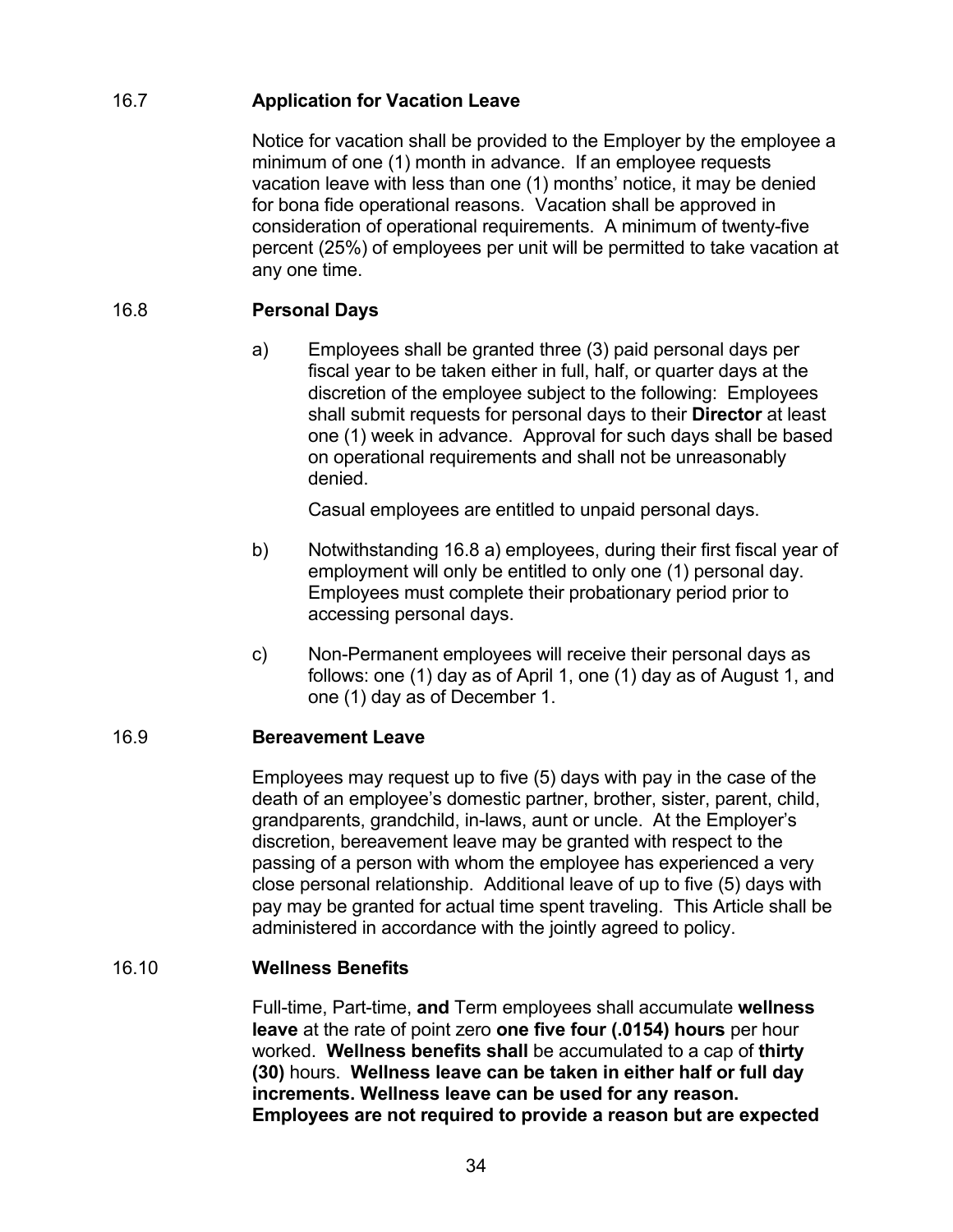### 16.7 Application for Vacation Leave

Notice for vacation shall be provided to the Employer by the employee a minimum of one (1) month in advance. If an employee requests vacation leave with less than one (1) months' notice, it may be denied for bona fide operational reasons. Vacation shall be approved in consideration of operational requirements. A minimum of twenty-five percent (25%) of employees per unit will be permitted to take vacation at any one time.

### 16.8 Personal Days

a) Employees shall be granted three (3) paid personal days per fiscal year to be taken either in full, half, or quarter days at the discretion of the employee subject to the following: Employees shall submit requests for personal days to their **Director** at least one (1) week in advance. Approval for such days shall be based on operational requirements and shall not be unreasonably denied.

   Casual employees are entitled to unpaid personal days.

b) Notwithstanding 16.8 a) employees, during their first fiscal year of employment will only be entitled to only one (1) personal day. Employees must complete their probationary period prior to accessing personal days.

c) Non-Permanent employees will receive their personal days as follows: one (1) day as of April 1, one (1) day as of August 1, and one (1) day as of December 1.

### 16.9 Bereavement Leave

Employees may request up to five (5) days with pay in the case of the death of an employee's domestic partner, brother, sister, parent, child, grandparents, grandchild, in-laws, aunt or uncle. At the Employer's discretion, bereavement leave may be granted with respect to the passing of a person with whom the employee has experienced a very close personal relationship. Additional leave of up to five (5) days with pay may be granted for actual time spent traveling. This Article shall be administered in accordance with the jointly agreed to policy.

### 16.10 Wellness Benefits

Full-time, Part-time, **and** Term employees shall accumulate **wellness leave** at the rate of point zero **one five four (.0154) hours** per hour worked. **Wellness benefits shall** be accumulated to a cap of **thirty (30)** hours. **Wellness leave can be taken in either half or full day increments. Wellness leave can be used for any reason. Employees are not required to provide a reason but are expected**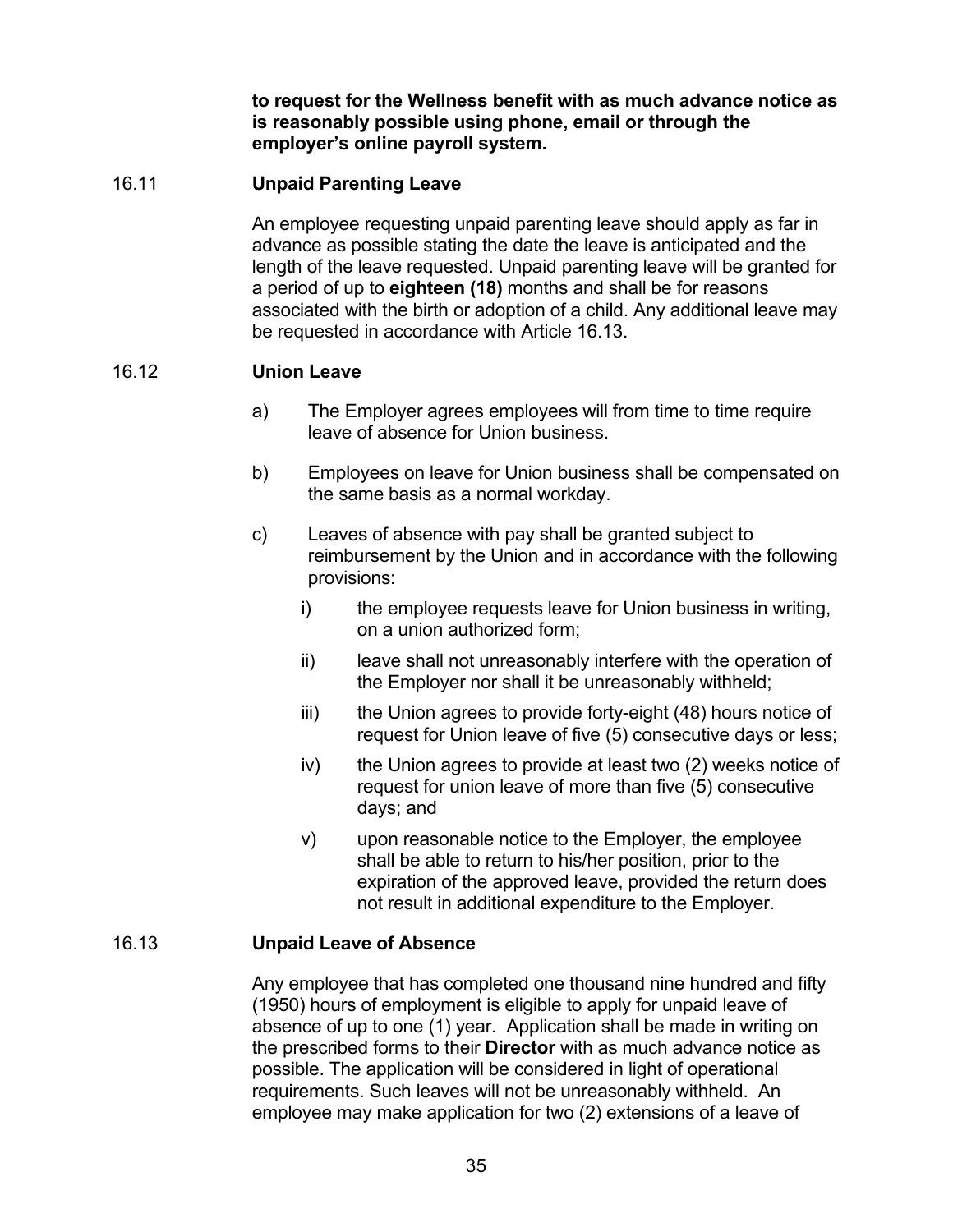**to request for the Wellness benefit with as much advance notice as is reasonably possible using phone, email or through the employer's online payroll system.**

### 16.11 Unpaid Parenting Leave

An employee requesting unpaid parenting leave should apply as far in advance as possible stating the date the leave is anticipated and the length of the leave requested. Unpaid parenting leave will be granted for a period of up to **eighteen (18)** months and shall be for reasons associated with the birth or adoption of a child. Any additional leave may be requested in accordance with Article 16.13.

### 16.12 Union Leave

a) The Employer agrees employees will from time to time require leave of absence for Union business.

b) Employees on leave for Union business shall be compensated on the same basis as a normal workday.

c) Leaves of absence with pay shall be granted subject to reimbursement by the Union and in accordance with the following provisions:

   i) the employee requests leave for Union business in writing, on a union authorized form;

   ii) leave shall not unreasonably interfere with the operation of the Employer nor shall it be unreasonably withheld;

   iii) the Union agrees to provide forty-eight (48) hours notice of request for Union leave of five (5) consecutive days or less;

   iv) the Union agrees to provide at least two (2) weeks notice of request for union leave of more than five (5) consecutive days; and

   v) upon reasonable notice to the Employer, the employee shall be able to return to his/her position, prior to the expiration of the approved leave, provided the return does not result in additional expenditure to the Employer.

### 16.13 Unpaid Leave of Absence

Any employee that has completed one thousand nine hundred and fifty (1950) hours of employment is eligible to apply for unpaid leave of absence of up to one (1) year. Application shall be made in writing on the prescribed forms to their **Director** with as much advance notice as possible. The application will be considered in light of operational requirements. Such leaves will not be unreasonably withheld. An employee may make application for two (2) extensions of a leave of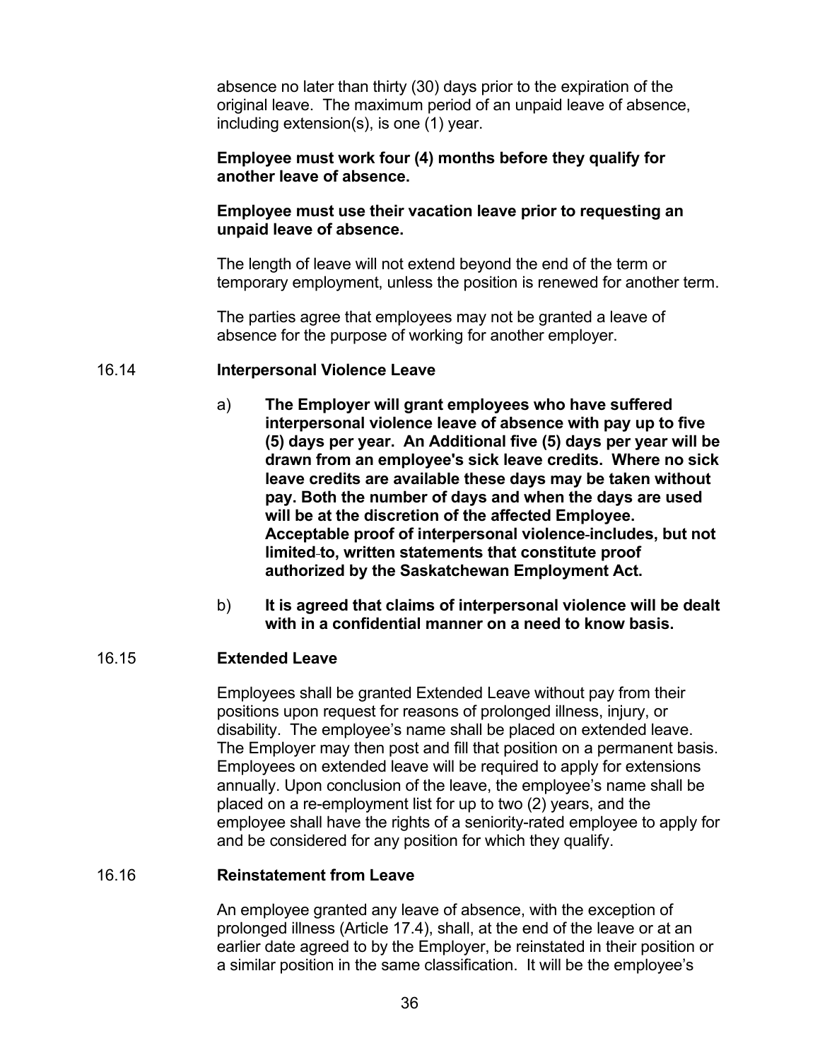absence no later than thirty (30) days prior to the expiration of the original leave. The maximum period of an unpaid leave of absence, including extension(s), is one (1) year.

**Employee must work four (4) months before they qualify for another leave of absence.**

**Employee must use their vacation leave prior to requesting an unpaid leave of absence.**

The length of leave will not extend beyond the end of the term or temporary employment, unless the position is renewed for another term.

The parties agree that employees may not be granted a leave of absence for the purpose of working for another employer.

## 16.14 Interpersonal Violence Leave

a) **The Employer will grant employees who have suffered interpersonal violence leave of absence with pay up to five (5) days per year. An Additional five (5) days per year will be drawn from an employee's sick leave credits. Where no sick leave credits are available these days may be taken without pay. Both the number of days and when the days are used will be at the discretion of the affected Employee. Acceptable proof of interpersonal violence includes, but not limited to, written statements that constitute proof authorized by the Saskatchewan Employment Act.**

b) **It is agreed that claims of interpersonal violence will be dealt with in a confidential manner on a need to know basis.**

## 16.15 Extended Leave

Employees shall be granted Extended Leave without pay from their positions upon request for reasons of prolonged illness, injury, or disability. The employee's name shall be placed on extended leave. The Employer may then post and fill that position on a permanent basis. Employees on extended leave will be required to apply for extensions annually. Upon conclusion of the leave, the employee's name shall be placed on a re-employment list for up to two (2) years, and the employee shall have the rights of a seniority-rated employee to apply for and be considered for any position for which they qualify.

## 16.16 Reinstatement from Leave

An employee granted any leave of absence, with the exception of prolonged illness (Article 17.4), shall, at the end of the leave or at an earlier date agreed to by the Employer, be reinstated in their position or a similar position in the same classification. It will be the employee's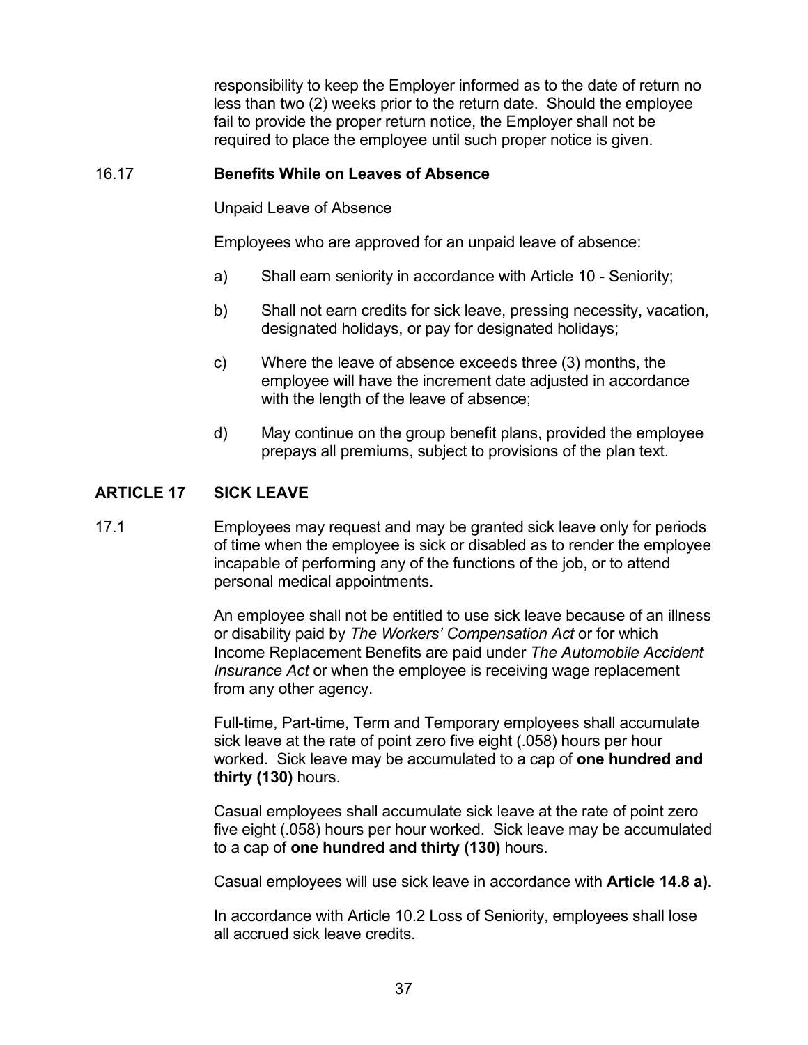responsibility to keep the Employer informed as to the date of return no less than two (2) weeks prior to the return date. Should the employee fail to provide the proper return notice, the Employer shall not be required to place the employee until such proper notice is given.

16.17 **Benefits While on Leaves of Absence**

Unpaid Leave of Absence

Employees who are approved for an unpaid leave of absence:

a) Shall earn seniority in accordance with Article 10 - Seniority;

b) Shall not earn credits for sick leave, pressing necessity, vacation, designated holidays, or pay for designated holidays;

c) Where the leave of absence exceeds three (3) months, the employee will have the increment date adjusted in accordance with the length of the leave of absence;

d) May continue on the group benefit plans, provided the employee prepays all premiums, subject to provisions of the plan text.

## ARTICLE 17 SICK LEAVE

17.1 Employees may request and may be granted sick leave only for periods of time when the employee is sick or disabled as to render the employee incapable of performing any of the functions of the job, or to attend personal medical appointments.

An employee shall not be entitled to use sick leave because of an illness or disability paid by *The Workers' Compensation Act* or for which Income Replacement Benefits are paid under *The Automobile Accident Insurance Act* or when the employee is receiving wage replacement from any other agency.

Full-time, Part-time, Term and Temporary employees shall accumulate sick leave at the rate of point zero five eight (.058) hours per hour worked. Sick leave may be accumulated to a cap of **one hundred and thirty (130)** hours.

Casual employees shall accumulate sick leave at the rate of point zero five eight (.058) hours per hour worked. Sick leave may be accumulated to a cap of **one hundred and thirty (130)** hours.

Casual employees will use sick leave in accordance with **Article 14.8 a).**

In accordance with Article 10.2 Loss of Seniority, employees shall lose all accrued sick leave credits.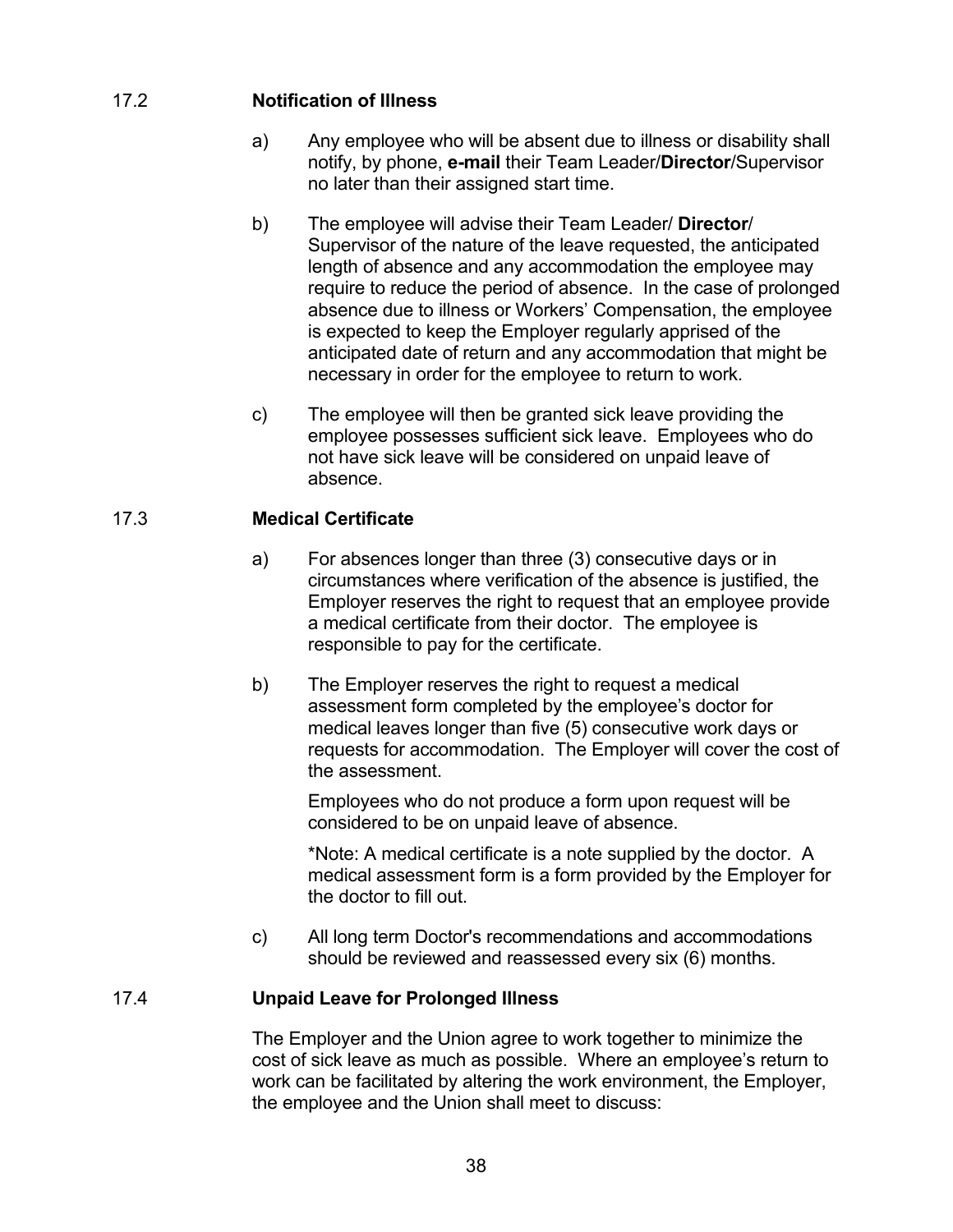### 17.2 Notification of Illness

a) Any employee who will be absent due to illness or disability shall notify, by phone, **e-mail** their Team Leader/**Director**/Supervisor no later than their assigned start time.

b) The employee will advise their Team Leader/ **Director**/ Supervisor of the nature of the leave requested, the anticipated length of absence and any accommodation the employee may require to reduce the period of absence. In the case of prolonged absence due to illness or Workers' Compensation, the employee is expected to keep the Employer regularly apprised of the anticipated date of return and any accommodation that might be necessary in order for the employee to return to work.

c) The employee will then be granted sick leave providing the employee possesses sufficient sick leave. Employees who do not have sick leave will be considered on unpaid leave of absence.

### 17.3 Medical Certificate

a) For absences longer than three (3) consecutive days or in circumstances where verification of the absence is justified, the Employer reserves the right to request that an employee provide a medical certificate from their doctor. The employee is responsible to pay for the certificate.

b) The Employer reserves the right to request a medical assessment form completed by the employee's doctor for medical leaves longer than five (5) consecutive work days or requests for accommodation. The Employer will cover the cost of the assessment.

Employees who do not produce a form upon request will be considered to be on unpaid leave of absence.

*Note: A medical certificate is a note supplied by the doctor. A medical assessment form is a form provided by the Employer for the doctor to fill out.

c) All long term Doctor's recommendations and accommodations should be reviewed and reassessed every six (6) months.

### 17.4 Unpaid Leave for Prolonged Illness

The Employer and the Union agree to work together to minimize the cost of sick leave as much as possible. Where an employee's return to work can be facilitated by altering the work environment, the Employer, the employee and the Union shall meet to discuss: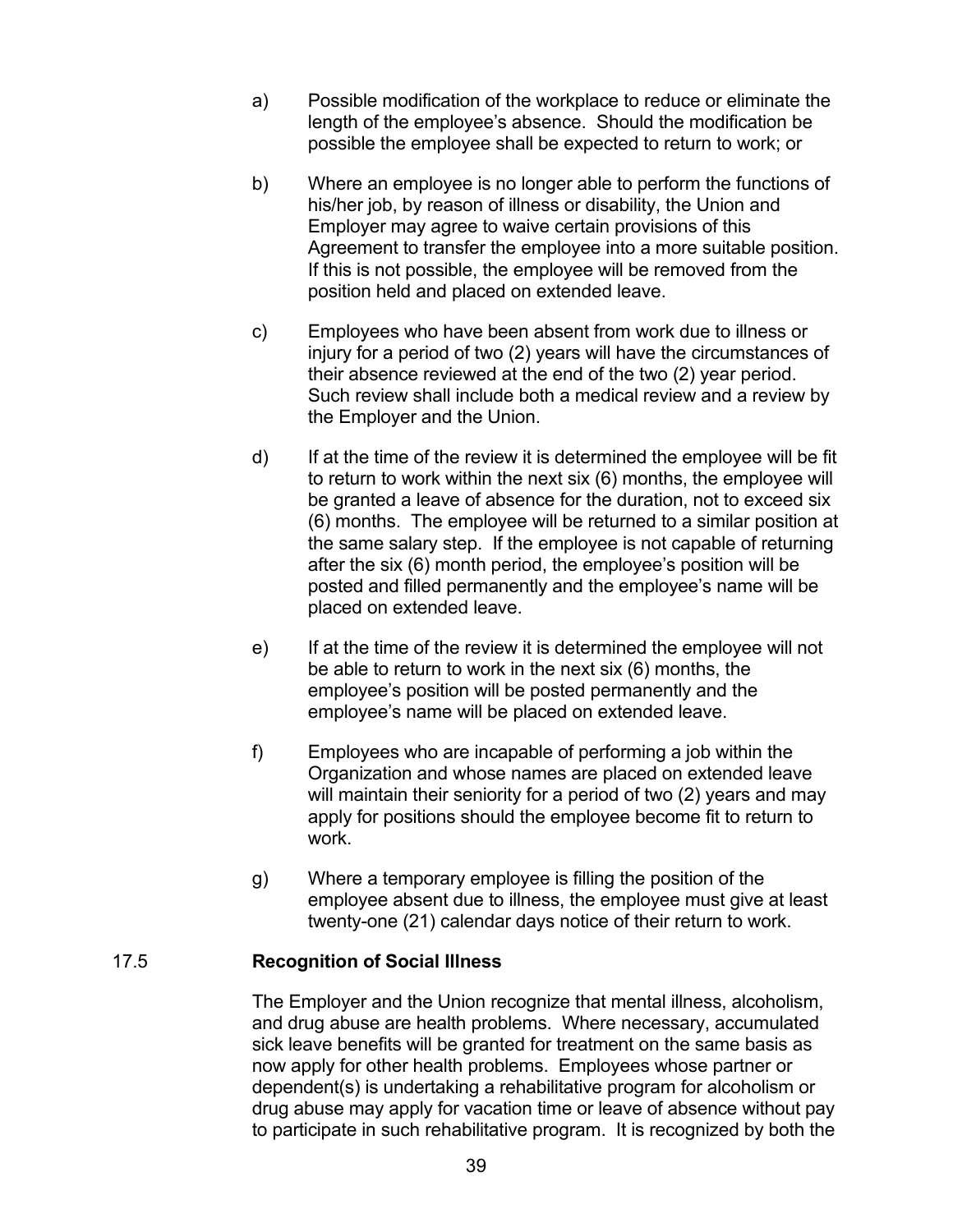a) Possible modification of the workplace to reduce or eliminate the length of the employee's absence. Should the modification be possible the employee shall be expected to return to work; or

b) Where an employee is no longer able to perform the functions of his/her job, by reason of illness or disability, the Union and Employer may agree to waive certain provisions of this Agreement to transfer the employee into a more suitable position. If this is not possible, the employee will be removed from the position held and placed on extended leave.

c) Employees who have been absent from work due to illness or injury for a period of two (2) years will have the circumstances of their absence reviewed at the end of the two (2) year period. Such review shall include both a medical review and a review by the Employer and the Union.

d) If at the time of the review it is determined the employee will be fit to return to work within the next six (6) months, the employee will be granted a leave of absence for the duration, not to exceed six (6) months. The employee will be returned to a similar position at the same salary step. If the employee is not capable of returning after the six (6) month period, the employee's position will be posted and filled permanently and the employee's name will be placed on extended leave.

e) If at the time of the review it is determined the employee will not be able to return to work in the next six (6) months, the employee's position will be posted permanently and the employee's name will be placed on extended leave.

f) Employees who are incapable of performing a job within the Organization and whose names are placed on extended leave will maintain their seniority for a period of two (2) years and may apply for positions should the employee become fit to return to work.

g) Where a temporary employee is filling the position of the employee absent due to illness, the employee must give at least twenty-one (21) calendar days notice of their return to work.

### 17.5 Recognition of Social Illness

The Employer and the Union recognize that mental illness, alcoholism, and drug abuse are health problems. Where necessary, accumulated sick leave benefits will be granted for treatment on the same basis as now apply for other health problems. Employees whose partner or dependent(s) is undertaking a rehabilitative program for alcoholism or drug abuse may apply for vacation time or leave of absence without pay to participate in such rehabilitative program. It is recognized by both the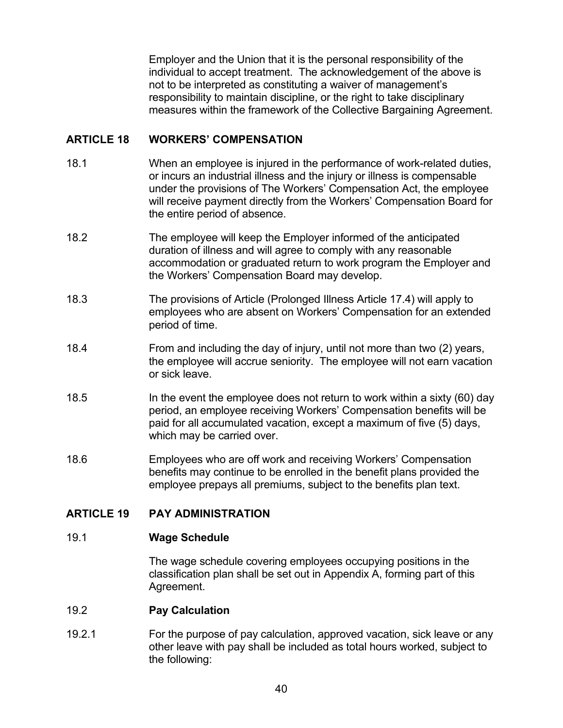Employer and the Union that it is the personal responsibility of the individual to accept treatment. The acknowledgement of the above is not to be interpreted as constituting a waiver of management's responsibility to maintain discipline, or the right to take disciplinary measures within the framework of the Collective Bargaining Agreement.

## ARTICLE 18 WORKERS' COMPENSATION

18.1 When an employee is injured in the performance of work-related duties, or incurs an industrial illness and the injury or illness is compensable under the provisions of The Workers' Compensation Act, the employee will receive payment directly from the Workers' Compensation Board for the entire period of absence.

18.2 The employee will keep the Employer informed of the anticipated duration of illness and will agree to comply with any reasonable accommodation or graduated return to work program the Employer and the Workers' Compensation Board may develop.

18.3 The provisions of Article (Prolonged Illness Article 17.4) will apply to employees who are absent on Workers' Compensation for an extended period of time.

18.4 From and including the day of injury, until not more than two (2) years, the employee will accrue seniority. The employee will not earn vacation or sick leave.

18.5 In the event the employee does not return to work within a sixty (60) day period, an employee receiving Workers' Compensation benefits will be paid for all accumulated vacation, except a maximum of five (5) days, which may be carried over.

18.6 Employees who are off work and receiving Workers' Compensation benefits may continue to be enrolled in the benefit plans provided the employee prepays all premiums, subject to the benefits plan text.

## ARTICLE 19 PAY ADMINISTRATION

19.1 **Wage Schedule**

The wage schedule covering employees occupying positions in the classification plan shall be set out in Appendix A, forming part of this Agreement.

19.2 **Pay Calculation**

19.2.1 For the purpose of pay calculation, approved vacation, sick leave or any other leave with pay shall be included as total hours worked, subject to the following: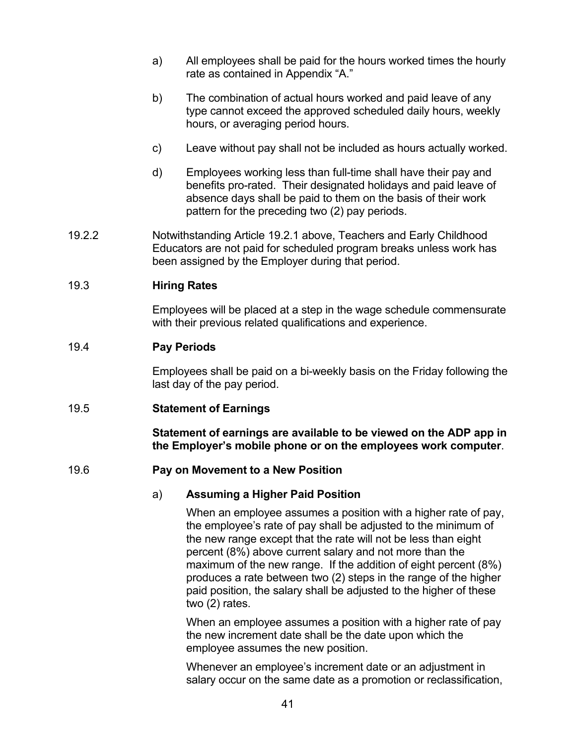a) All employees shall be paid for the hours worked times the hourly rate as contained in Appendix "A."

b) The combination of actual hours worked and paid leave of any type cannot exceed the approved scheduled daily hours, weekly hours, or averaging period hours.

c) Leave without pay shall not be included as hours actually worked.

d) Employees working less than full-time shall have their pay and benefits pro-rated. Their designated holidays and paid leave of absence days shall be paid to them on the basis of their work pattern for the preceding two (2) pay periods.

19.2.2 Notwithstanding Article 19.2.1 above, Teachers and Early Childhood Educators are not paid for scheduled program breaks unless work has been assigned by the Employer during that period.

### 19.3 Hiring Rates

Employees will be placed at a step in the wage schedule commensurate with their previous related qualifications and experience.

### 19.4 Pay Periods

Employees shall be paid on a bi-weekly basis on the Friday following the last day of the pay period.

### 19.5 Statement of Earnings

**Statement of earnings are available to be viewed on the ADP app in the Employer's mobile phone or on the employees work computer**.

### 19.6 Pay on Movement to a New Position

a) **Assuming a Higher Paid Position**

When an employee assumes a position with a higher rate of pay, the employee's rate of pay shall be adjusted to the minimum of the new range except that the rate will not be less than eight percent (8%) above current salary and not more than the maximum of the new range. If the addition of eight percent (8%) produces a rate between two (2) steps in the range of the higher paid position, the salary shall be adjusted to the higher of these two (2) rates.

When an employee assumes a position with a higher rate of pay the new increment date shall be the date upon which the employee assumes the new position.

Whenever an employee's increment date or an adjustment in salary occur on the same date as a promotion or reclassification,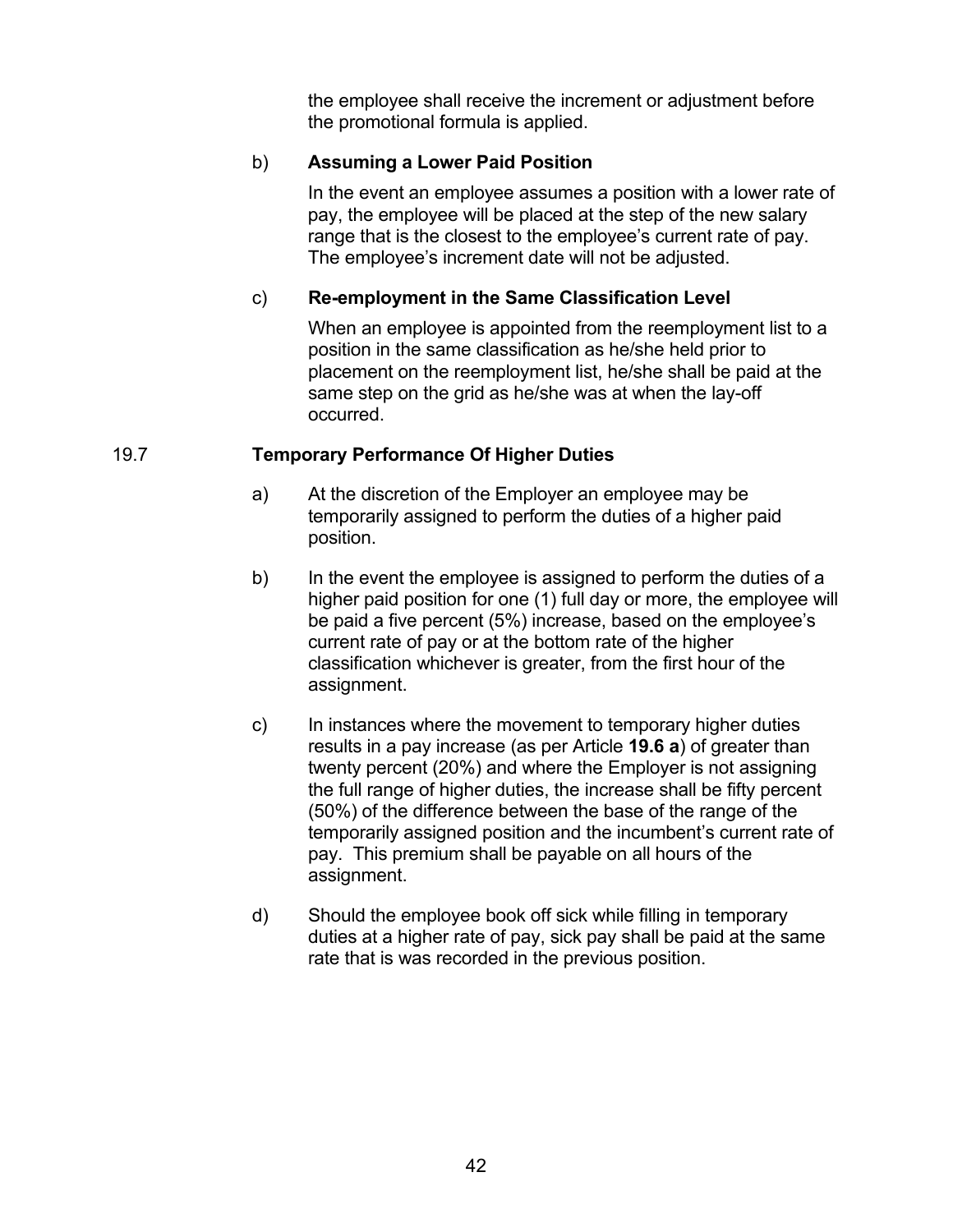the employee shall receive the increment or adjustment before the promotional formula is applied.

b) **Assuming a Lower Paid Position**

In the event an employee assumes a position with a lower rate of pay, the employee will be placed at the step of the new salary range that is the closest to the employee's current rate of pay. The employee's increment date will not be adjusted.

c) **Re-employment in the Same Classification Level**

When an employee is appointed from the reemployment list to a position in the same classification as he/she held prior to placement on the reemployment list, he/she shall be paid at the same step on the grid as he/she was at when the lay-off occurred.

19.7 **Temporary Performance Of Higher Duties**

a) At the discretion of the Employer an employee may be temporarily assigned to perform the duties of a higher paid position.

b) In the event the employee is assigned to perform the duties of a higher paid position for one (1) full day or more, the employee will be paid a five percent (5%) increase, based on the employee's current rate of pay or at the bottom rate of the higher classification whichever is greater, from the first hour of the assignment.

c) In instances where the movement to temporary higher duties results in a pay increase (as per Article **19.6 a**) of greater than twenty percent (20%) and where the Employer is not assigning the full range of higher duties, the increase shall be fifty percent (50%) of the difference between the base of the range of the temporarily assigned position and the incumbent's current rate of pay. This premium shall be payable on all hours of the assignment.

d) Should the employee book off sick while filling in temporary duties at a higher rate of pay, sick pay shall be paid at the same rate that is was recorded in the previous position.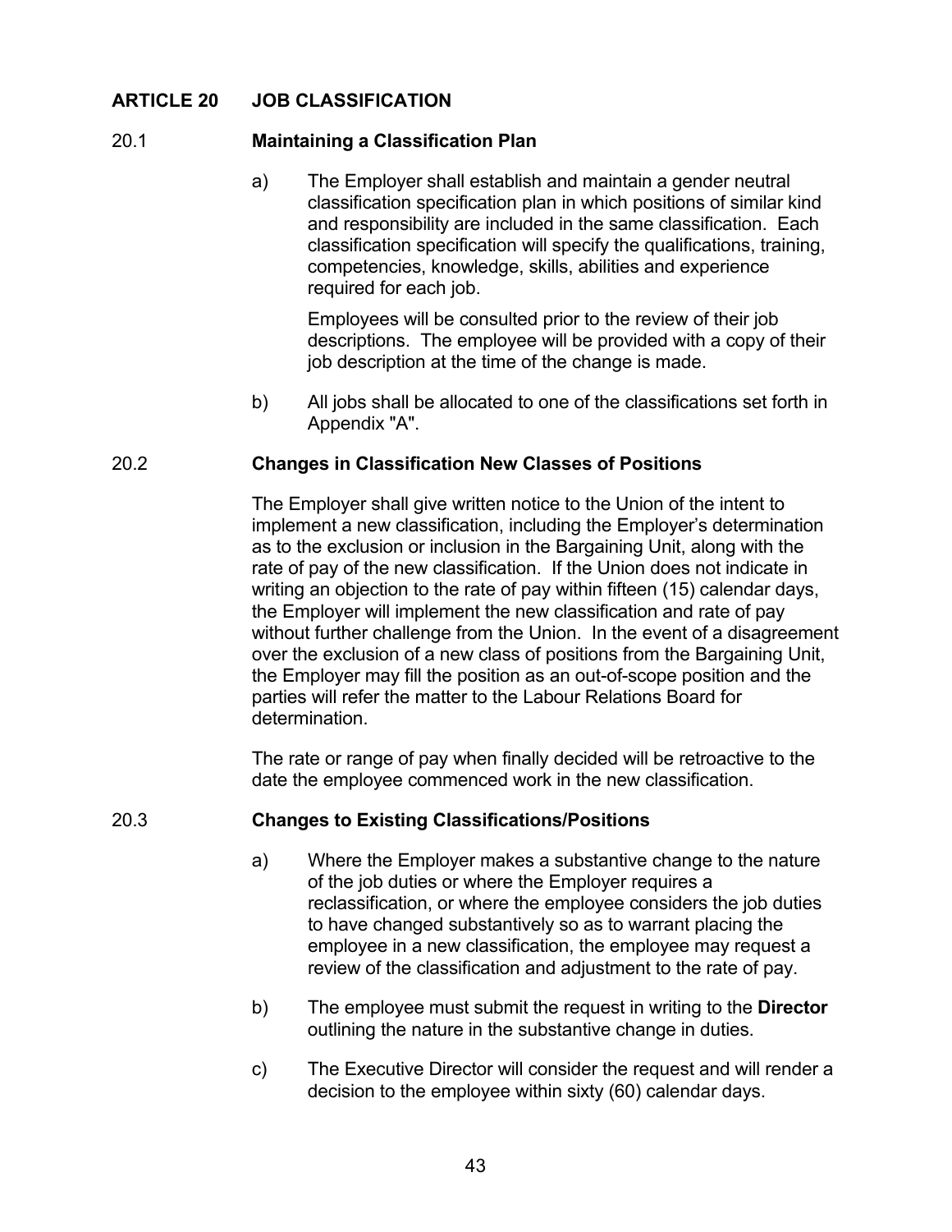## ARTICLE 20 JOB CLASSIFICATION

### 20.1 Maintaining a Classification Plan

a) The Employer shall establish and maintain a gender neutral classification specification plan in which positions of similar kind and responsibility are included in the same classification. Each classification specification will specify the qualifications, training, competencies, knowledge, skills, abilities and experience required for each job.

Employees will be consulted prior to the review of their job descriptions. The employee will be provided with a copy of their job description at the time of the change is made.

b) All jobs shall be allocated to one of the classifications set forth in Appendix "A".

### 20.2 Changes in Classification New Classes of Positions

The Employer shall give written notice to the Union of the intent to implement a new classification, including the Employer's determination as to the exclusion or inclusion in the Bargaining Unit, along with the rate of pay of the new classification. If the Union does not indicate in writing an objection to the rate of pay within fifteen (15) calendar days, the Employer will implement the new classification and rate of pay without further challenge from the Union. In the event of a disagreement over the exclusion of a new class of positions from the Bargaining Unit, the Employer may fill the position as an out-of-scope position and the parties will refer the matter to the Labour Relations Board for determination.

The rate or range of pay when finally decided will be retroactive to the date the employee commenced work in the new classification.

### 20.3 Changes to Existing Classifications/Positions

a) Where the Employer makes a substantive change to the nature of the job duties or where the Employer requires a reclassification, or where the employee considers the job duties to have changed substantively so as to warrant placing the employee in a new classification, the employee may request a review of the classification and adjustment to the rate of pay.

b) The employee must submit the request in writing to the **Director** outlining the nature in the substantive change in duties.

c) The Executive Director will consider the request and will render a decision to the employee within sixty (60) calendar days.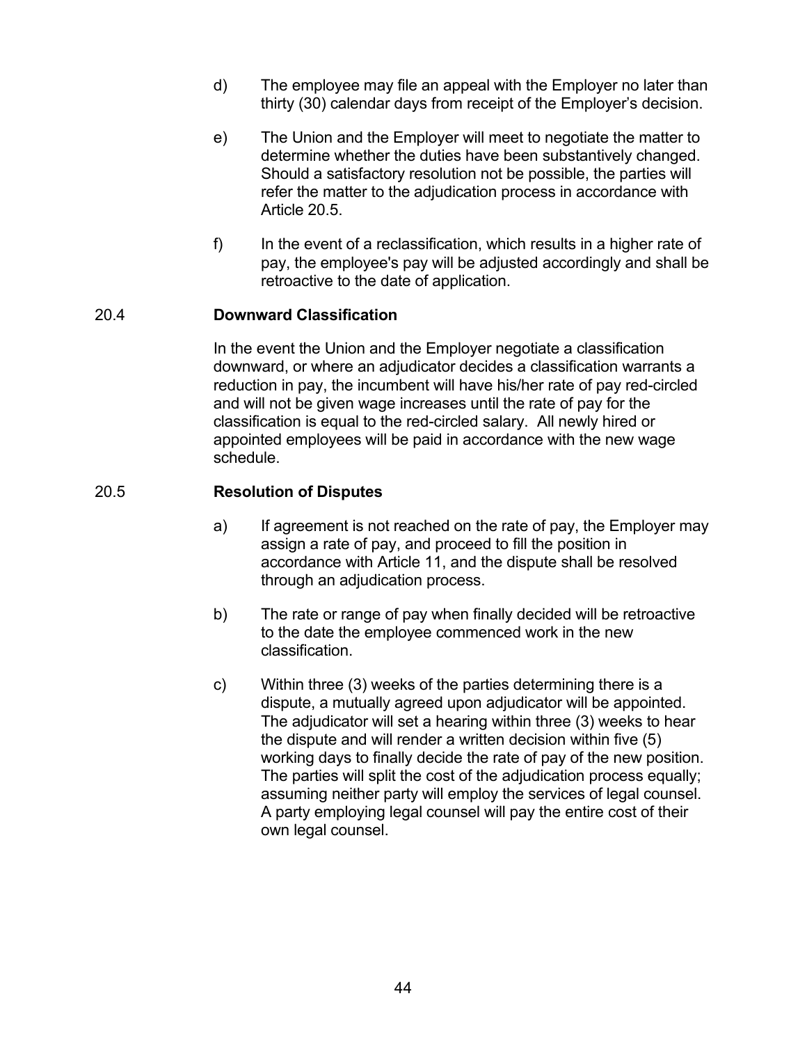d) The employee may file an appeal with the Employer no later than thirty (30) calendar days from receipt of the Employer's decision.

e) The Union and the Employer will meet to negotiate the matter to determine whether the duties have been substantively changed. Should a satisfactory resolution not be possible, the parties will refer the matter to the adjudication process in accordance with Article 20.5.

f) In the event of a reclassification, which results in a higher rate of pay, the employee's pay will be adjusted accordingly and shall be retroactive to the date of application.

### 20.4 Downward Classification

In the event the Union and the Employer negotiate a classification downward, or where an adjudicator decides a classification warrants a reduction in pay, the incumbent will have his/her rate of pay red-circled and will not be given wage increases until the rate of pay for the classification is equal to the red-circled salary. All newly hired or appointed employees will be paid in accordance with the new wage schedule.

### 20.5 Resolution of Disputes

a) If agreement is not reached on the rate of pay, the Employer may assign a rate of pay, and proceed to fill the position in accordance with Article 11, and the dispute shall be resolved through an adjudication process.

b) The rate or range of pay when finally decided will be retroactive to the date the employee commenced work in the new classification.

c) Within three (3) weeks of the parties determining there is a dispute, a mutually agreed upon adjudicator will be appointed. The adjudicator will set a hearing within three (3) weeks to hear the dispute and will render a written decision within five (5) working days to finally decide the rate of pay of the new position. The parties will split the cost of the adjudication process equally; assuming neither party will employ the services of legal counsel. A party employing legal counsel will pay the entire cost of their own legal counsel.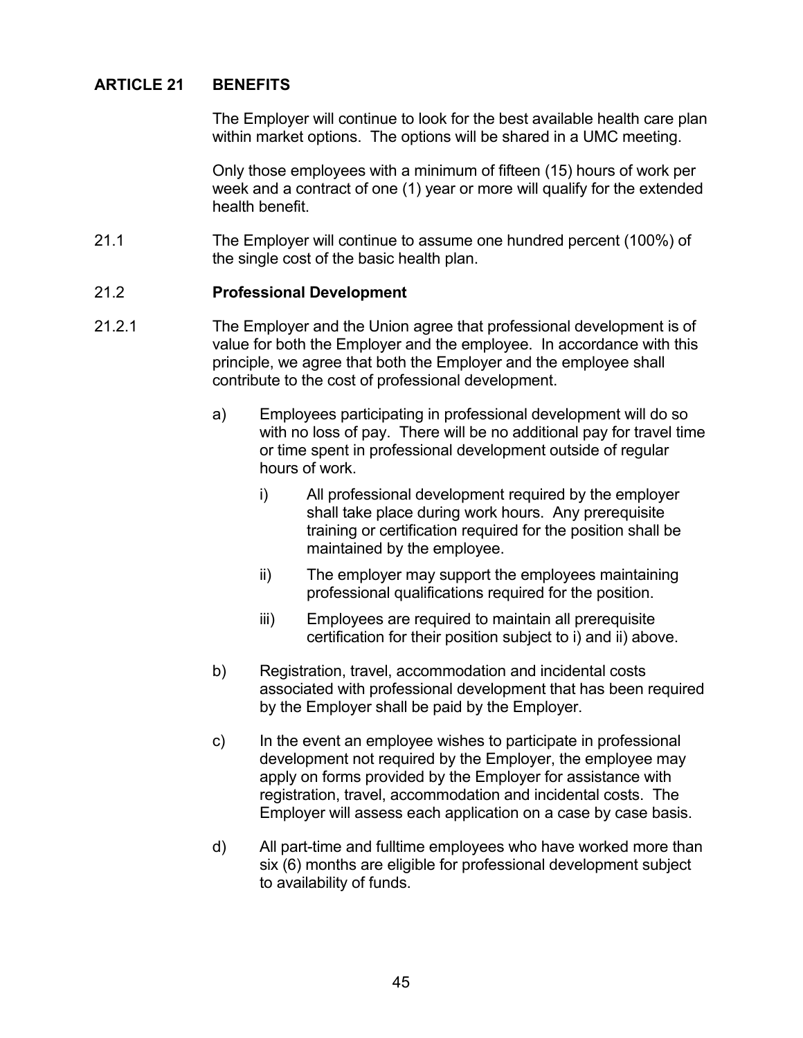## ARTICLE 21 BENEFITS

The Employer will continue to look for the best available health care plan within market options. The options will be shared in a UMC meeting.

Only those employees with a minimum of fifteen (15) hours of work per week and a contract of one (1) year or more will qualify for the extended health benefit.

21.1 The Employer will continue to assume one hundred percent (100%) of the single cost of the basic health plan.

### 21.2 Professional Development

21.2.1 The Employer and the Union agree that professional development is of value for both the Employer and the employee. In accordance with this principle, we agree that both the Employer and the employee shall contribute to the cost of professional development.

a) Employees participating in professional development will do so with no loss of pay. There will be no additional pay for travel time or time spent in professional development outside of regular hours of work.

   i) All professional development required by the employer shall take place during work hours. Any prerequisite training or certification required for the position shall be maintained by the employee.

   ii) The employer may support the employees maintaining professional qualifications required for the position.

   iii) Employees are required to maintain all prerequisite certification for their position subject to i) and ii) above.

b) Registration, travel, accommodation and incidental costs associated with professional development that has been required by the Employer shall be paid by the Employer.

c) In the event an employee wishes to participate in professional development not required by the Employer, the employee may apply on forms provided by the Employer for assistance with registration, travel, accommodation and incidental costs. The Employer will assess each application on a case by case basis.

d) All part-time and fulltime employees who have worked more than six (6) months are eligible for professional development subject to availability of funds.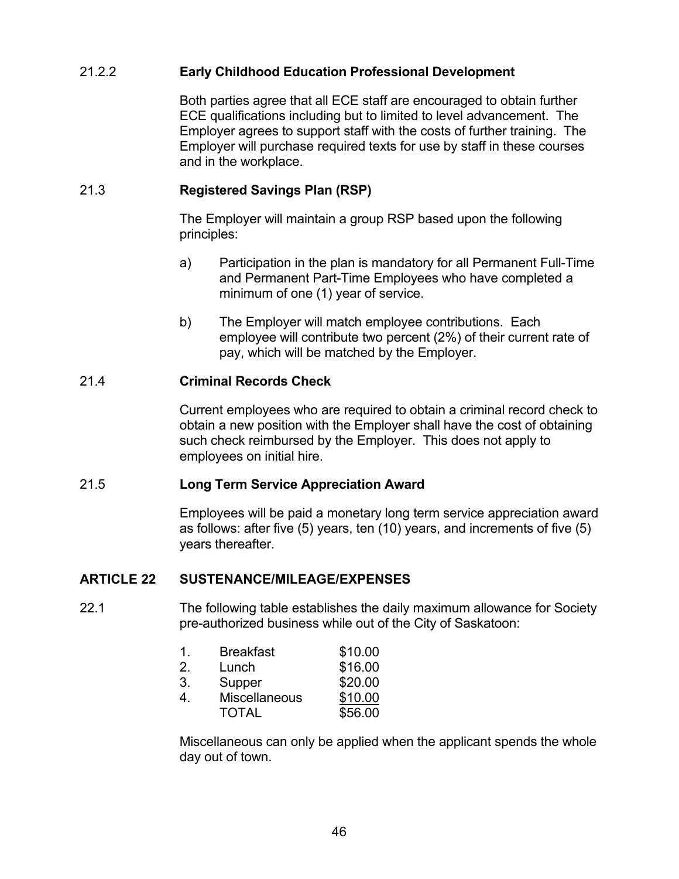21.2.2 **Early Childhood Education Professional Development**

Both parties agree that all ECE staff are encouraged to obtain further ECE qualifications including but to limited to level advancement. The Employer agrees to support staff with the costs of further training. The Employer will purchase required texts for use by staff in these courses and in the workplace.

21.3 **Registered Savings Plan (RSP)**

The Employer will maintain a group RSP based upon the following principles:

a) Participation in the plan is mandatory for all Permanent Full-Time and Permanent Part-Time Employees who have completed a minimum of one (1) year of service.

b) The Employer will match employee contributions. Each employee will contribute two percent (2%) of their current rate of pay, which will be matched by the Employer.

21.4 **Criminal Records Check**

Current employees who are required to obtain a criminal record check to obtain a new position with the Employer shall have the cost of obtaining such check reimbursed by the Employer. This does not apply to employees on initial hire.

21.5 **Long Term Service Appreciation Award**

Employees will be paid a monetary long term service appreciation award as follows: after five (5) years, ten (10) years, and increments of five (5) years thereafter.

## ARTICLE 22 SUSTENANCE/MILEAGE/EXPENSES

22.1 The following table establishes the daily maximum allowance for Society pre-authorized business while out of the City of Saskatoon:

| | | |
|---|---|---|
| 1. | Breakfast | $10.00 |
| 2. | Lunch | $16.00 |
| 3. | Supper | $20.00 |
| 4. | Miscellaneous | $10.00 |
| | TOTAL | $56.00 |

Miscellaneous can only be applied when the applicant spends the whole day out of town.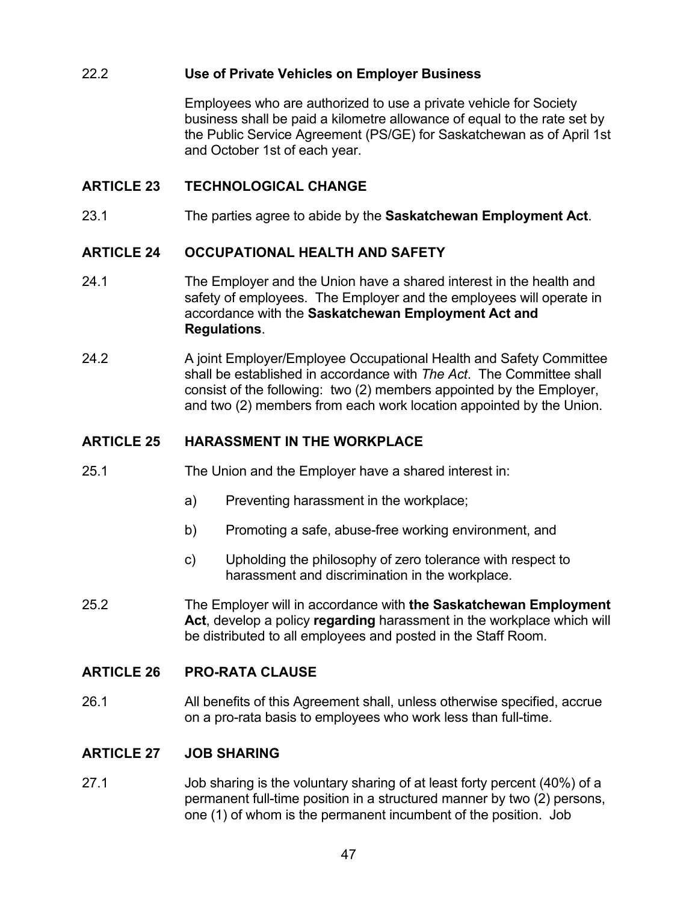22.2 **Use of Private Vehicles on Employer Business**

Employees who are authorized to use a private vehicle for Society business shall be paid a kilometre allowance of equal to the rate set by the Public Service Agreement (PS/GE) for Saskatchewan as of April 1st and October 1st of each year.

## ARTICLE 23 TECHNOLOGICAL CHANGE

23.1 The parties agree to abide by the **Saskatchewan Employment Act**.

## ARTICLE 24 OCCUPATIONAL HEALTH AND SAFETY

24.1 The Employer and the Union have a shared interest in the health and safety of employees. The Employer and the employees will operate in accordance with the **Saskatchewan Employment Act and Regulations**.

24.2 A joint Employer/Employee Occupational Health and Safety Committee shall be established in accordance with *The Act*. The Committee shall consist of the following: two (2) members appointed by the Employer, and two (2) members from each work location appointed by the Union.

## ARTICLE 25 HARASSMENT IN THE WORKPLACE

25.1 The Union and the Employer have a shared interest in:

a) Preventing harassment in the workplace;

b) Promoting a safe, abuse-free working environment, and

c) Upholding the philosophy of zero tolerance with respect to harassment and discrimination in the workplace.

25.2 The Employer will in accordance with **the Saskatchewan Employment Act**, develop a policy **regarding** harassment in the workplace which will be distributed to all employees and posted in the Staff Room.

## ARTICLE 26 PRO-RATA CLAUSE

26.1 All benefits of this Agreement shall, unless otherwise specified, accrue on a pro-rata basis to employees who work less than full-time.

## ARTICLE 27 JOB SHARING

27.1 Job sharing is the voluntary sharing of at least forty percent (40%) of a permanent full-time position in a structured manner by two (2) persons, one (1) of whom is the permanent incumbent of the position. Job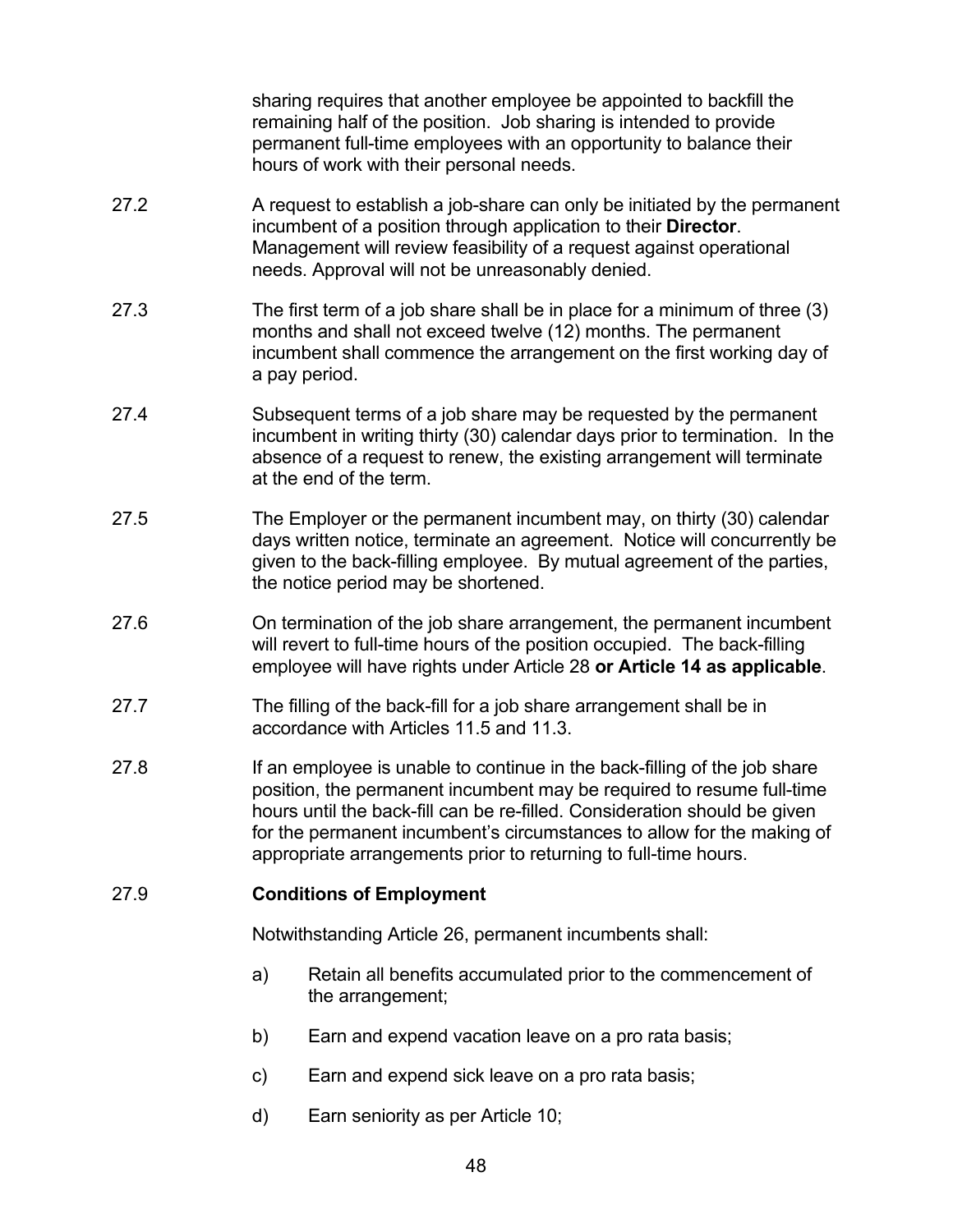sharing requires that another employee be appointed to backfill the remaining half of the position. Job sharing is intended to provide permanent full-time employees with an opportunity to balance their hours of work with their personal needs.

27.2 A request to establish a job-share can only be initiated by the permanent incumbent of a position through application to their **Director**. Management will review feasibility of a request against operational needs. Approval will not be unreasonably denied.

27.3 The first term of a job share shall be in place for a minimum of three (3) months and shall not exceed twelve (12) months. The permanent incumbent shall commence the arrangement on the first working day of a pay period.

27.4 Subsequent terms of a job share may be requested by the permanent incumbent in writing thirty (30) calendar days prior to termination. In the absence of a request to renew, the existing arrangement will terminate at the end of the term.

27.5 The Employer or the permanent incumbent may, on thirty (30) calendar days written notice, terminate an agreement. Notice will concurrently be given to the back-filling employee. By mutual agreement of the parties, the notice period may be shortened.

27.6 On termination of the job share arrangement, the permanent incumbent will revert to full-time hours of the position occupied. The back-filling employee will have rights under Article 28 **or Article 14 as applicable**.

27.7 The filling of the back-fill for a job share arrangement shall be in accordance with Articles 11.5 and 11.3.

27.8 If an employee is unable to continue in the back-filling of the job share position, the permanent incumbent may be required to resume full-time hours until the back-fill can be re-filled. Consideration should be given for the permanent incumbent's circumstances to allow for the making of appropriate arrangements prior to returning to full-time hours.

27.9 **Conditions of Employment**

Notwithstanding Article 26, permanent incumbents shall:

a) Retain all benefits accumulated prior to the commencement of the arrangement;

b) Earn and expend vacation leave on a pro rata basis;

c) Earn and expend sick leave on a pro rata basis;

d) Earn seniority as per Article 10;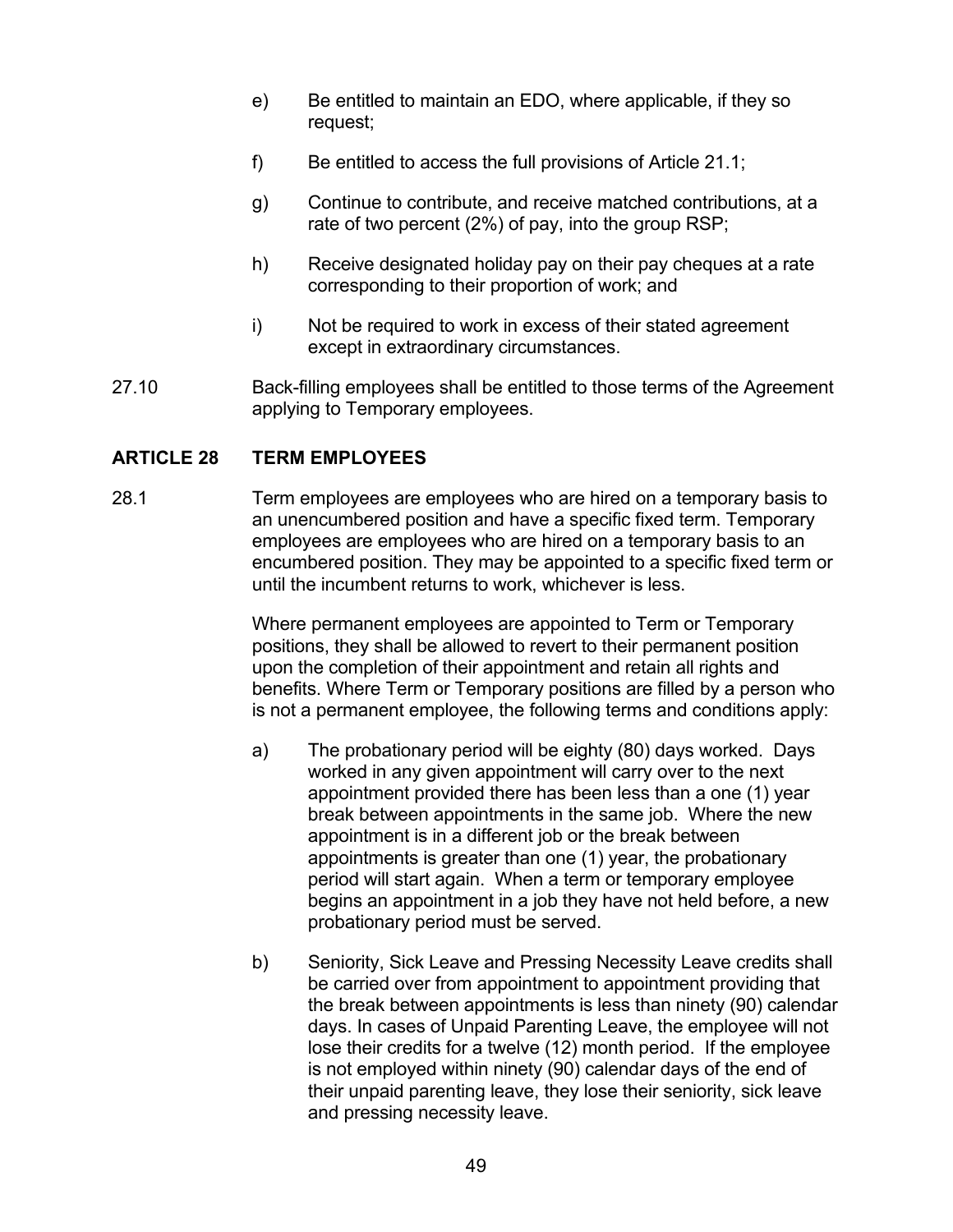e) Be entitled to maintain an EDO, where applicable, if they so request;

f) Be entitled to access the full provisions of Article 21.1;

g) Continue to contribute, and receive matched contributions, at a rate of two percent (2%) of pay, into the group RSP;

h) Receive designated holiday pay on their pay cheques at a rate corresponding to their proportion of work; and

i) Not be required to work in excess of their stated agreement except in extraordinary circumstances.

27.10 Back-filling employees shall be entitled to those terms of the Agreement applying to Temporary employees.

## ARTICLE 28 TERM EMPLOYEES

28.1 Term employees are employees who are hired on a temporary basis to an unencumbered position and have a specific fixed term. Temporary employees are employees who are hired on a temporary basis to an encumbered position. They may be appointed to a specific fixed term or until the incumbent returns to work, whichever is less.

Where permanent employees are appointed to Term or Temporary positions, they shall be allowed to revert to their permanent position upon the completion of their appointment and retain all rights and benefits. Where Term or Temporary positions are filled by a person who is not a permanent employee, the following terms and conditions apply:

a) The probationary period will be eighty (80) days worked. Days worked in any given appointment will carry over to the next appointment provided there has been less than a one (1) year break between appointments in the same job. Where the new appointment is in a different job or the break between appointments is greater than one (1) year, the probationary period will start again. When a term or temporary employee begins an appointment in a job they have not held before, a new probationary period must be served.

b) Seniority, Sick Leave and Pressing Necessity Leave credits shall be carried over from appointment to appointment providing that the break between appointments is less than ninety (90) calendar days. In cases of Unpaid Parenting Leave, the employee will not lose their credits for a twelve (12) month period. If the employee is not employed within ninety (90) calendar days of the end of their unpaid parenting leave, they lose their seniority, sick leave and pressing necessity leave.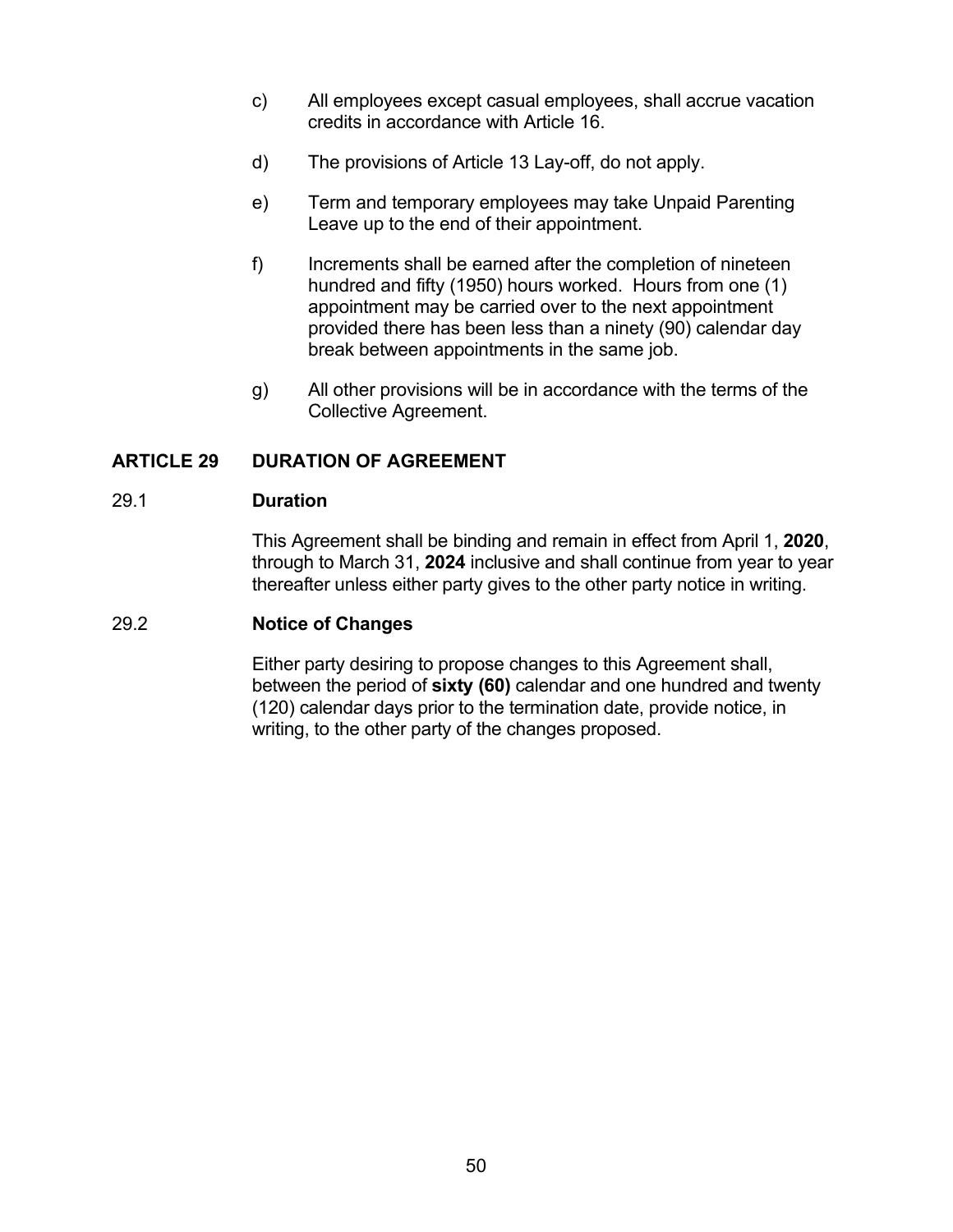c) All employees except casual employees, shall accrue vacation credits in accordance with Article 16.

d) The provisions of Article 13 Lay-off, do not apply.

e) Term and temporary employees may take Unpaid Parenting Leave up to the end of their appointment.

f) Increments shall be earned after the completion of nineteen hundred and fifty (1950) hours worked. Hours from one (1) appointment may be carried over to the next appointment provided there has been less than a ninety (90) calendar day break between appointments in the same job.

g) All other provisions will be in accordance with the terms of the Collective Agreement.

## ARTICLE 29 DURATION OF AGREEMENT

### 29.1 Duration

This Agreement shall be binding and remain in effect from April 1, **2020**, through to March 31, **2024** inclusive and shall continue from year to year thereafter unless either party gives to the other party notice in writing.

### 29.2 Notice of Changes

Either party desiring to propose changes to this Agreement shall, between the period of **sixty (60)** calendar and one hundred and twenty (120) calendar days prior to the termination date, provide notice, in writing, to the other party of the changes proposed.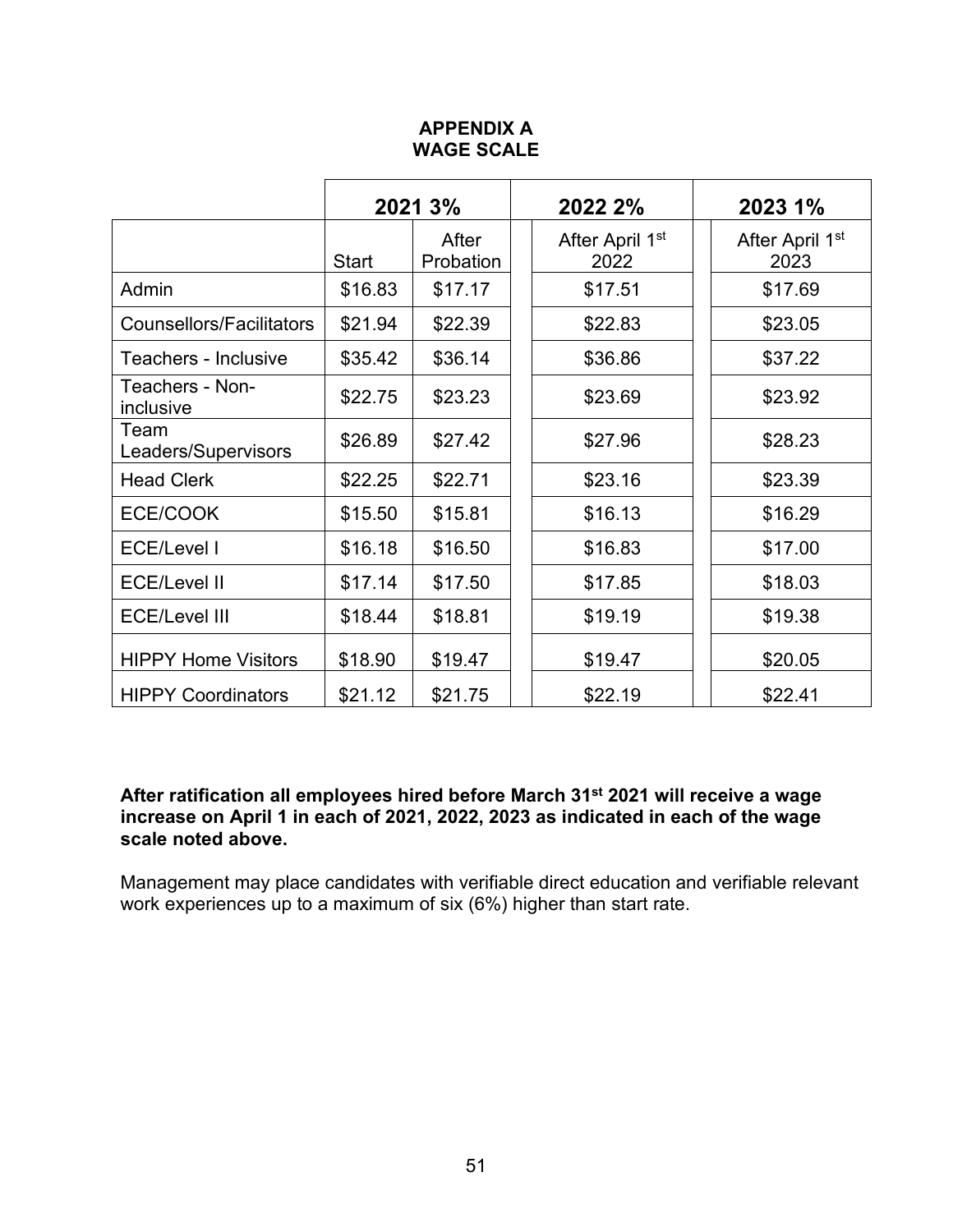# APPENDIX A
## WAGE SCALE

| | 2021 3% | | 2022 2% | 2023 1% |
|---|---|---|---|---|
| | Start | After Probation | After April 1st 2022 | After April 1st 2023 |
| Admin | $16.83 | $17.17 | $17.51 | $17.69 |
| Counsellors/Facilitators | $21.94 | $22.39 | $22.83 | $23.05 |
| Teachers - Inclusive | $35.42 | $36.14 | $36.86 | $37.22 |
| Teachers - Non-inclusive | $22.75 | $23.23 | $23.69 | $23.92 |
| Team Leaders/Supervisors | $26.89 | $27.42 | $27.96 | $28.23 |
| Head Clerk | $22.25 | $22.71 | $23.16 | $23.39 |
| ECE/COOK | $15.50 | $15.81 | $16.13 | $16.29 |
| ECE/Level I | $16.18 | $16.50 | $16.83 | $17.00 |
| ECE/Level II | $17.14 | $17.50 | $17.85 | $18.03 |
| ECE/Level III | $18.44 | $18.81 | $19.19 | $19.38 |
| HIPPY Home Visitors | $18.90 | $19.47 | $19.47 | $20.05 |
| HIPPY Coordinators | $21.12 | $21.75 | $22.19 | $22.41 |

**After ratification all employees hired before March 31st 2021 will receive a wage increase on April 1 in each of 2021, 2022, 2023 as indicated in each of the wage scale noted above.**

Management may place candidates with verifiable direct education and verifiable relevant work experiences up to a maximum of six (6%) higher than start rate.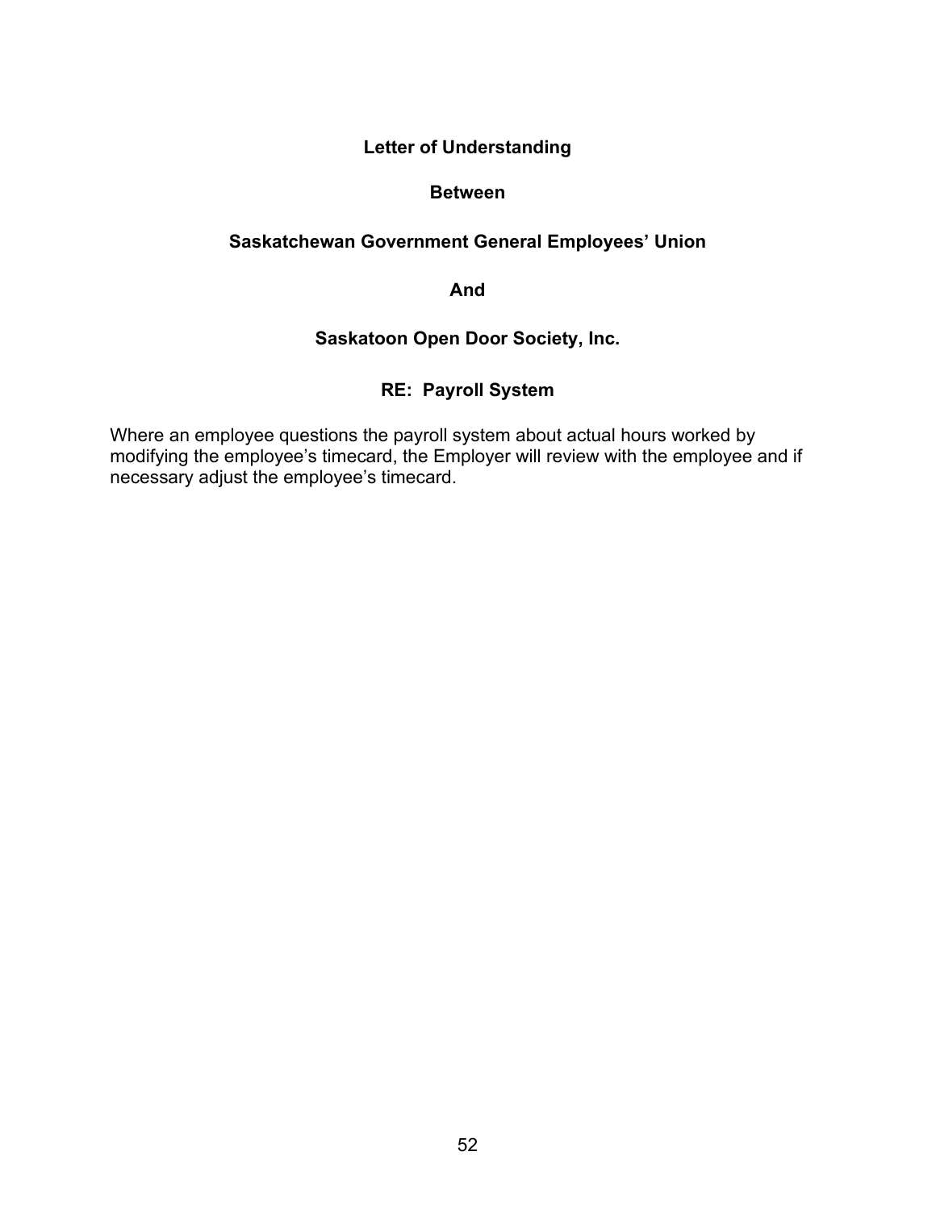**Letter of Understanding**

**Between**

**Saskatchewan Government General Employees' Union**

**And**

**Saskatoon Open Door Society, Inc.**

**RE: Payroll System**

Where an employee questions the payroll system about actual hours worked by modifying the employee's timecard, the Employer will review with the employee and if necessary adjust the employee's timecard.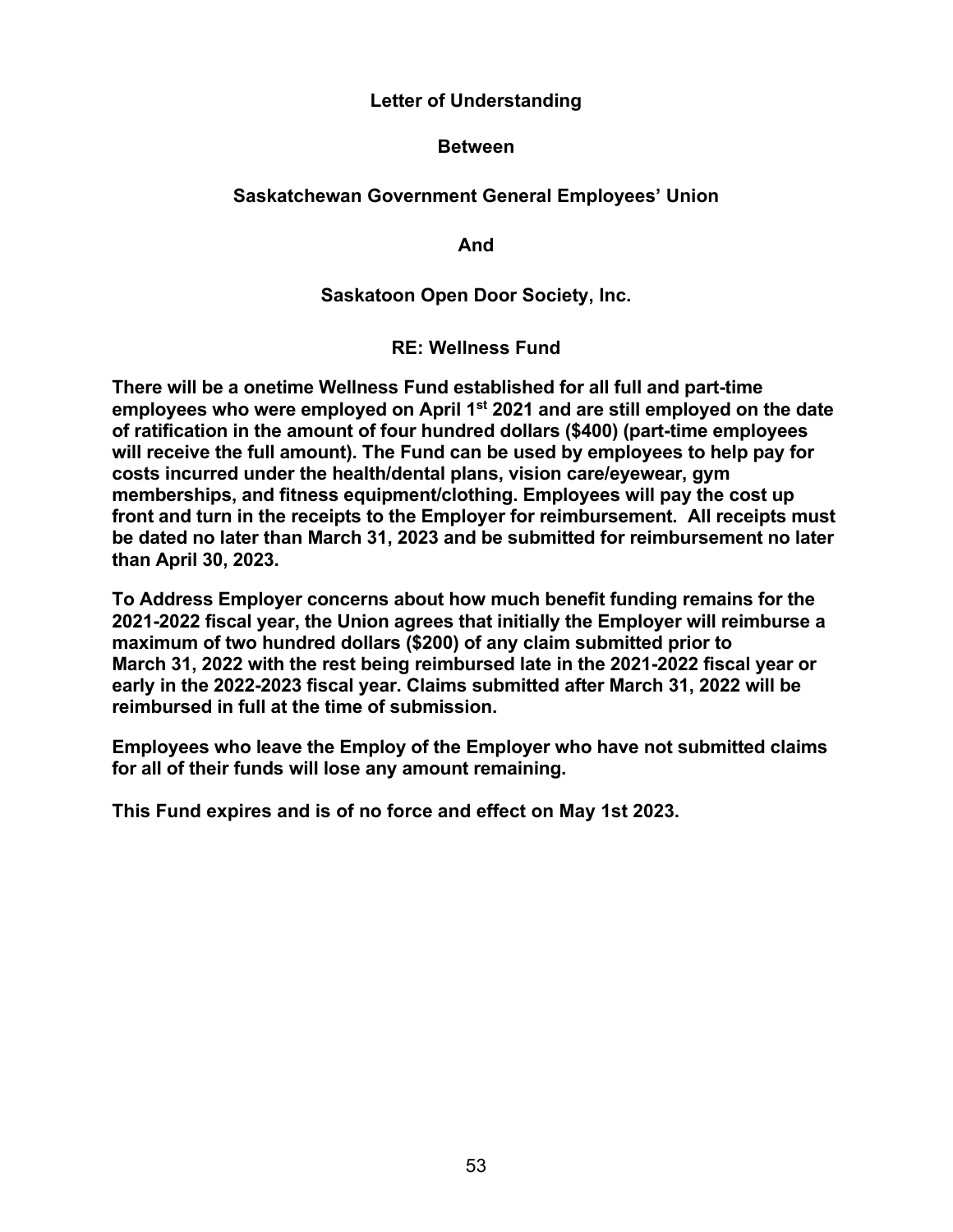**Letter of Understanding**

**Between**

**Saskatchewan Government General Employees' Union**

**And**

**Saskatoon Open Door Society, Inc.**

**RE: Wellness Fund**

**There will be a onetime Wellness Fund established for all full and part-time employees who were employed on April 1st 2021 and are still employed on the date of ratification in the amount of four hundred dollars ($400) (part-time employees will receive the full amount). The Fund can be used by employees to help pay for costs incurred under the health/dental plans, vision care/eyewear, gym memberships, and fitness equipment/clothing. Employees will pay the cost up front and turn in the receipts to the Employer for reimbursement. All receipts must be dated no later than March 31, 2023 and be submitted for reimbursement no later than April 30, 2023.**

**To Address Employer concerns about how much benefit funding remains for the 2021-2022 fiscal year, the Union agrees that initially the Employer will reimburse a maximum of two hundred dollars ($200) of any claim submitted prior to March 31, 2022 with the rest being reimbursed late in the 2021-2022 fiscal year or early in the 2022-2023 fiscal year. Claims submitted after March 31, 2022 will be reimbursed in full at the time of submission.**

**Employees who leave the Employ of the Employer who have not submitted claims for all of their funds will lose any amount remaining.**

**This Fund expires and is of no force and effect on May 1st 2023.**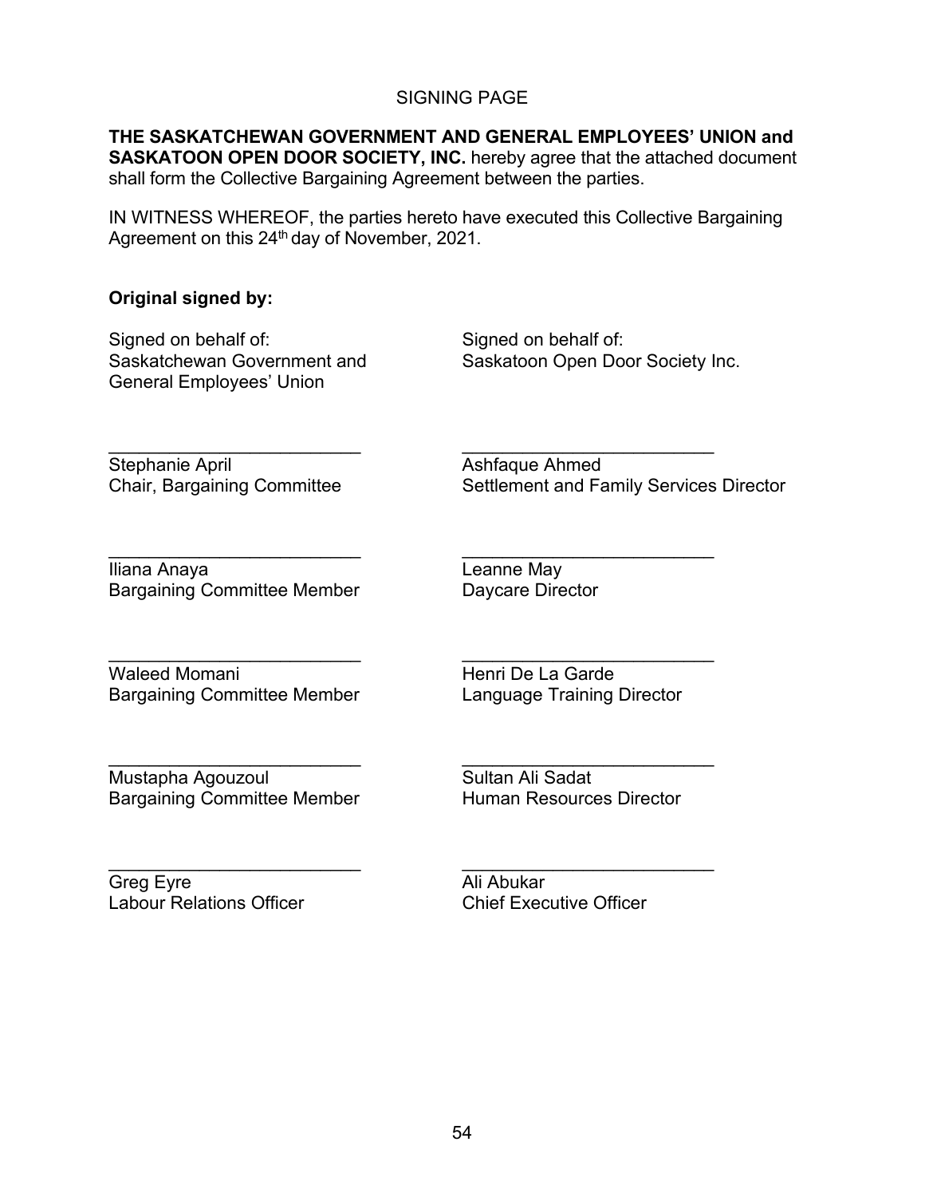## SIGNING PAGE

**THE SASKATCHEWAN GOVERNMENT AND GENERAL EMPLOYEES' UNION and SASKATOON OPEN DOOR SOCIETY, INC.** hereby agree that the attached document shall form the Collective Bargaining Agreement between the parties.

IN WITNESS WHEREOF, the parties hereto have executed this Collective Bargaining Agreement on this 24th day of November, 2021.

**Original signed by:**

| | |
|---|---|
| Signed on behalf of:<br>Saskatchewan Government and General Employees' Union | Signed on behalf of:<br>Saskatoon Open Door Society Inc. |
| \_\_\_\_\_\_\_\_\_\_\_\_\_\_\_\_\_\_\_\_\_\_\_\_\_<br>Stephanie April<br>Chair, Bargaining Committee | \_\_\_\_\_\_\_\_\_\_\_\_\_\_\_\_\_\_\_\_\_\_\_\_\_<br>Ashfaque Ahmed<br>Settlement and Family Services Director |
| \_\_\_\_\_\_\_\_\_\_\_\_\_\_\_\_\_\_\_\_\_\_\_\_\_<br>Iliana Anaya<br>Bargaining Committee Member | \_\_\_\_\_\_\_\_\_\_\_\_\_\_\_\_\_\_\_\_\_\_\_\_\_<br>Leanne May<br>Daycare Director |
| \_\_\_\_\_\_\_\_\_\_\_\_\_\_\_\_\_\_\_\_\_\_\_\_\_<br>Waleed Momani<br>Bargaining Committee Member | \_\_\_\_\_\_\_\_\_\_\_\_\_\_\_\_\_\_\_\_\_\_\_\_\_<br>Henri De La Garde<br>Language Training Director |
| \_\_\_\_\_\_\_\_\_\_\_\_\_\_\_\_\_\_\_\_\_\_\_\_\_<br>Mustapha Agouzoul<br>Bargaining Committee Member | \_\_\_\_\_\_\_\_\_\_\_\_\_\_\_\_\_\_\_\_\_\_\_\_\_<br>Sultan Ali Sadat<br>Human Resources Director |
| \_\_\_\_\_\_\_\_\_\_\_\_\_\_\_\_\_\_\_\_\_\_\_\_\_<br>Greg Eyre<br>Labour Relations Officer | \_\_\_\_\_\_\_\_\_\_\_\_\_\_\_\_\_\_\_\_\_\_\_\_\_<br>Ali Abukar<br>Chief Executive Officer |